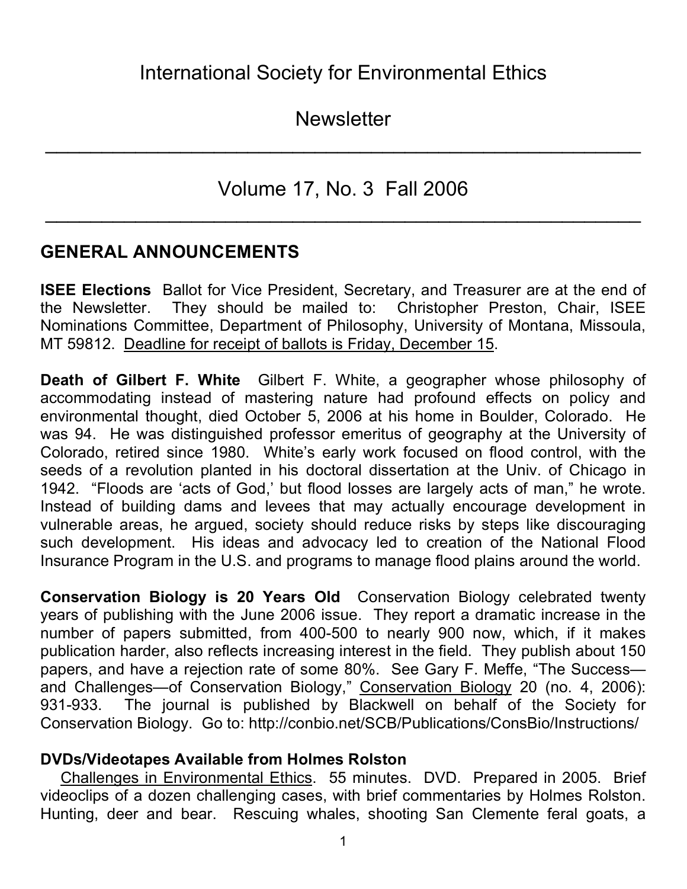# International Society for Environmental Ethics

# Newsletter

---

## Volume 17, No. 3 Fall 2006

---

## GENERAL ANNOUNCEMENTS

**ISEE Elections** Ballot for Vice President, Secretary, and Treasurer are at the end of the Newsletter. They should be mailed to: Christopher Preston, Chair, ISEE Nominations Committee, Department of Philosophy, University of Montana, Missoula, MT 59812. Deadline for receipt of ballots is Friday, December 15.

**Death of Gilbert F. White** Gilbert F. White, a geographer whose philosophy of accommodating instead of mastering nature had profound effects on policy and environmental thought, died October 5, 2006 at his home in Boulder, Colorado. He was 94. He was distinguished professor emeritus of geography at the University of Colorado, retired since 1980. White's early work focused on flood control, with the seeds of a revolution planted in his doctoral dissertation at the Univ. of Chicago in 1942. "Floods are 'acts of God,' but flood losses are largely acts of man," he wrote. Instead of building dams and levees that may actually encourage development in vulnerable areas, he argued, society should reduce risks by steps like discouraging such development. His ideas and advocacy led to creation of the National Flood Insurance Program in the U.S. and programs to manage flood plains around the world.

**Conservation Biology is 20 Years Old** Conservation Biology celebrated twenty years of publishing with the June 2006 issue. They report a dramatic increase in the number of papers submitted, from 400-500 to nearly 900 now, which, if it makes publication harder, also reflects increasing interest in the field. They publish about 150 papers, and have a rejection rate of some 80%. See Gary F. Meffe, "The Success—and Challenges—of Conservation Biology," Conservation Biology 20 (no. 4, 2006): 931-933. The journal is published by Blackwell on behalf of the Society for Conservation Biology. Go to: http://conbio.net/SCB/Publications/ConsBio/Instructions/

**DVDs/Videotapes Available from Holmes Rolston**

Challenges in Environmental Ethics. 55 minutes. DVD. Prepared in 2005. Brief videoclips of a dozen challenging cases, with brief commentaries by Holmes Rolston. Hunting, deer and bear. Rescuing whales, shooting San Clemente feral goats, a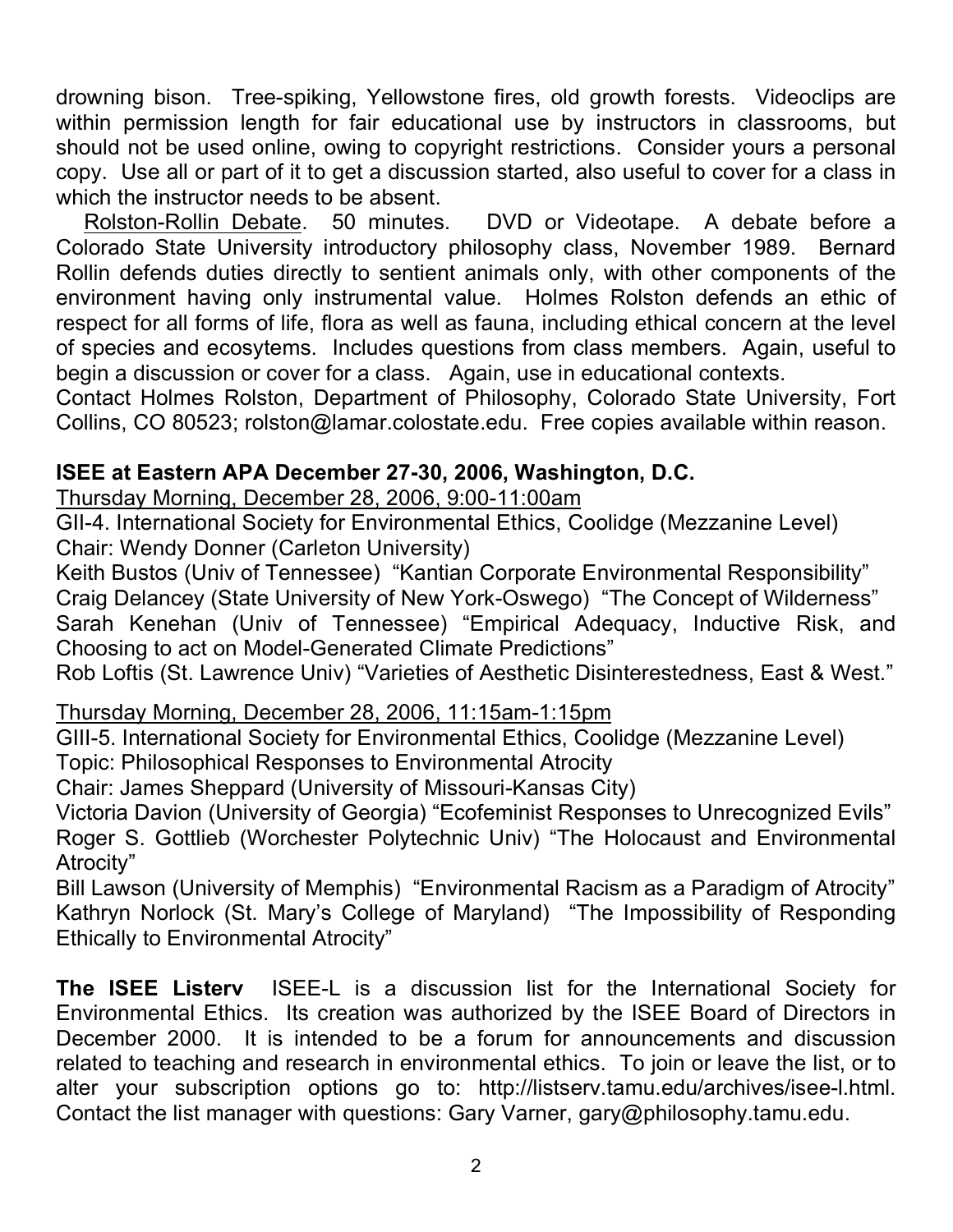drowning bison. Tree-spiking, Yellowstone fires, old growth forests. Videoclips are within permission length for fair educational use by instructors in classrooms, but should not be used online, owing to copyright restrictions. Consider yours a personal copy. Use all or part of it to get a discussion started, also useful to cover for a class in which the instructor needs to be absent.

Rolston-Rollin Debate. 50 minutes. DVD or Videotape. A debate before a Colorado State University introductory philosophy class, November 1989. Bernard Rollin defends duties directly to sentient animals only, with other components of the environment having only instrumental value. Holmes Rolston defends an ethic of respect for all forms of life, flora as well as fauna, including ethical concern at the level of species and ecosytems. Includes questions from class members. Again, useful to begin a discussion or cover for a class. Again, use in educational contexts.

Contact Holmes Rolston, Department of Philosophy, Colorado State University, Fort Collins, CO 80523; rolston@lamar.colostate.edu. Free copies available within reason.

**ISEE at Eastern APA December 27-30, 2006, Washington, D.C.**

Thursday Morning, December 28, 2006, 9:00-11:00am

GII-4. International Society for Environmental Ethics, Coolidge (Mezzanine Level)
Chair: Wendy Donner (Carleton University)
Keith Bustos (Univ of Tennessee) "Kantian Corporate Environmental Responsibility"
Craig Delancey (State University of New York-Oswego) "The Concept of Wilderness"
Sarah Kenehan (Univ of Tennessee) "Empirical Adequacy, Inductive Risk, and Choosing to act on Model-Generated Climate Predictions"
Rob Loftis (St. Lawrence Univ) "Varieties of Aesthetic Disinterestedness, East & West."

Thursday Morning, December 28, 2006, 11:15am-1:15pm

GIII-5. International Society for Environmental Ethics, Coolidge (Mezzanine Level)
Topic: Philosophical Responses to Environmental Atrocity
Chair: James Sheppard (University of Missouri-Kansas City)
Victoria Davion (University of Georgia) "Ecofeminist Responses to Unrecognized Evils"
Roger S. Gottlieb (Worchester Polytechnic Univ) "The Holocaust and Environmental Atrocity"
Bill Lawson (University of Memphis) "Environmental Racism as a Paradigm of Atrocity"
Kathryn Norlock (St. Mary's College of Maryland) "The Impossibility of Responding Ethically to Environmental Atrocity"

**The ISEE Listerv** ISEE-L is a discussion list for the International Society for Environmental Ethics. Its creation was authorized by the ISEE Board of Directors in December 2000. It is intended to be a forum for announcements and discussion related to teaching and research in environmental ethics. To join or leave the list, or to alter your subscription options go to: http://listserv.tamu.edu/archives/isee-l.html. Contact the list manager with questions: Gary Varner, gary@philosophy.tamu.edu.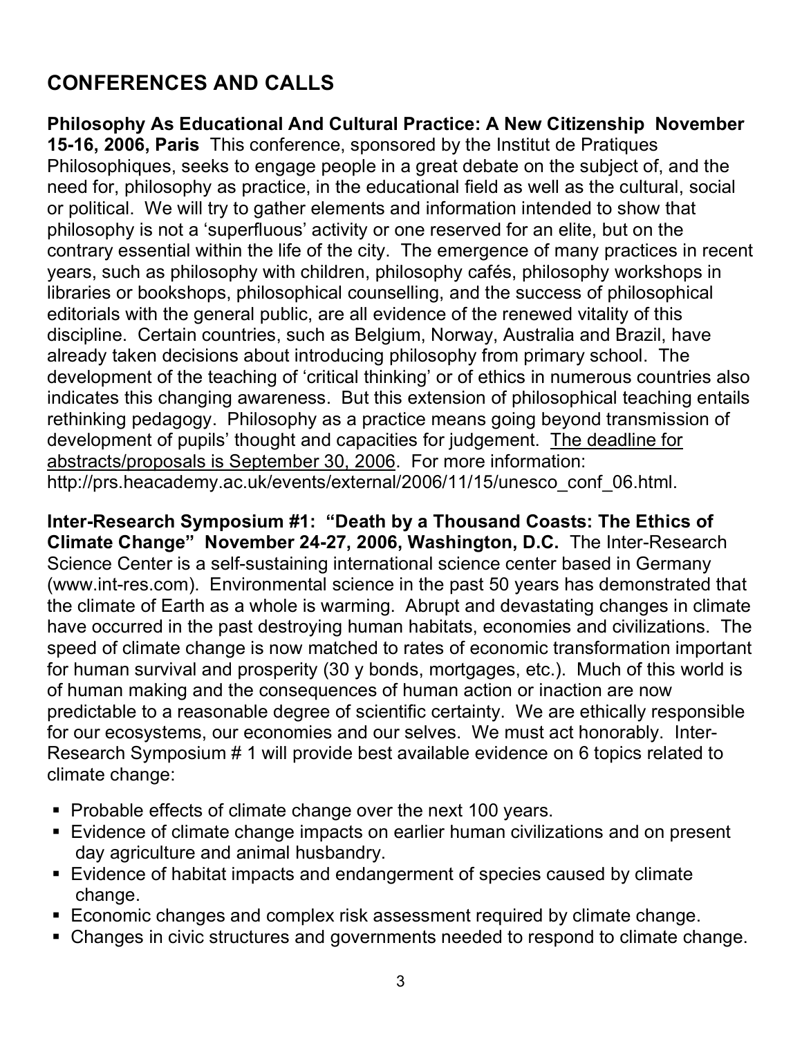## CONFERENCES AND CALLS

**Philosophy As Educational And Cultural Practice: A New Citizenship November 15-16, 2006, Paris** This conference, sponsored by the Institut de Pratiques Philosophiques, seeks to engage people in a great debate on the subject of, and the need for, philosophy as practice, in the educational field as well as the cultural, social or political. We will try to gather elements and information intended to show that philosophy is not a 'superfluous' activity or one reserved for an elite, but on the contrary essential within the life of the city. The emergence of many practices in recent years, such as philosophy with children, philosophy cafés, philosophy workshops in libraries or bookshops, philosophical counselling, and the success of philosophical editorials with the general public, are all evidence of the renewed vitality of this discipline. Certain countries, such as Belgium, Norway, Australia and Brazil, have already taken decisions about introducing philosophy from primary school. The development of the teaching of 'critical thinking' or of ethics in numerous countries also indicates this changing awareness. But this extension of philosophical teaching entails rethinking pedagogy. Philosophy as a practice means going beyond transmission of development of pupils' thought and capacities for judgement. <u>The deadline for abstracts/proposals is September 30, 2006</u>. For more information: http://prs.heacademy.ac.uk/events/external/2006/11/15/unesco_conf_06.html.

**Inter-Research Symposium #1: "Death by a Thousand Coasts: The Ethics of Climate Change" November 24-27, 2006, Washington, D.C.** The Inter-Research Science Center is a self-sustaining international science center based in Germany (www.int-res.com). Environmental science in the past 50 years has demonstrated that the climate of Earth as a whole is warming. Abrupt and devastating changes in climate have occurred in the past destroying human habitats, economies and civilizations. The speed of climate change is now matched to rates of economic transformation important for human survival and prosperity (30 y bonds, mortgages, etc.). Much of this world is of human making and the consequences of human action or inaction are now predictable to a reasonable degree of scientific certainty. We are ethically responsible for our ecosystems, our economies and our selves. We must act honorably. Inter-Research Symposium # 1 will provide best available evidence on 6 topics related to climate change:

- Probable effects of climate change over the next 100 years.
- Evidence of climate change impacts on earlier human civilizations and on present day agriculture and animal husbandry.
- Evidence of habitat impacts and endangerment of species caused by climate change.
- Economic changes and complex risk assessment required by climate change.
- Changes in civic structures and governments needed to respond to climate change.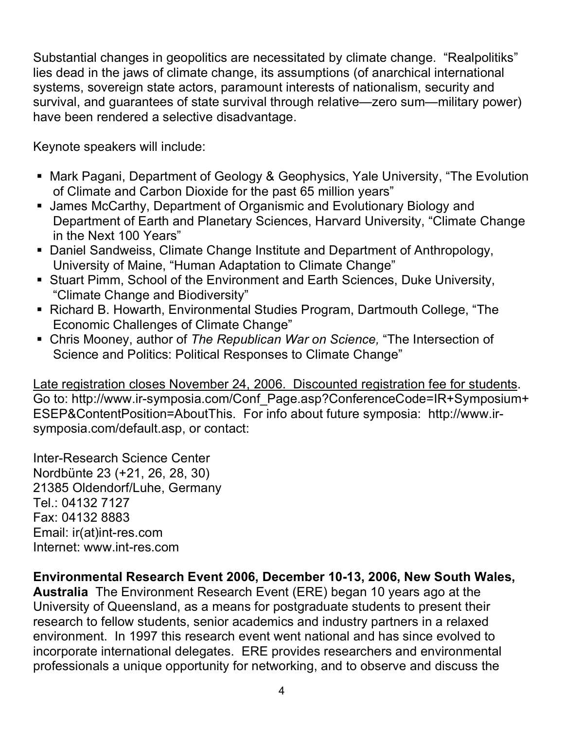Substantial changes in geopolitics are necessitated by climate change. “Realpolitiks” lies dead in the jaws of climate change, its assumptions (of anarchical international systems, sovereign state actors, paramount interests of nationalism, security and survival, and guarantees of state survival through relative—zero sum—military power) have been rendered a selective disadvantage.

Keynote speakers will include:

- Mark Pagani, Department of Geology & Geophysics, Yale University, “The Evolution of Climate and Carbon Dioxide for the past 65 million years”
- James McCarthy, Department of Organismic and Evolutionary Biology and Department of Earth and Planetary Sciences, Harvard University, “Climate Change in the Next 100 Years”
- Daniel Sandweiss, Climate Change Institute and Department of Anthropology, University of Maine, “Human Adaptation to Climate Change”
- Stuart Pimm, School of the Environment and Earth Sciences, Duke University, “Climate Change and Biodiversity”
- Richard B. Howarth, Environmental Studies Program, Dartmouth College, “The Economic Challenges of Climate Change”
- Chris Mooney, author of *The Republican War on Science,* “The Intersection of Science and Politics: Political Responses to Climate Change”

Late registration closes November 24, 2006. Discounted registration fee for students. Go to: http://www.ir-symposia.com/Conf_Page.asp?ConferenceCode=IR+Symposium+ESEP&ContentPosition=AboutThis. For info about future symposia: http://www.ir-symposia.com/default.asp, or contact:

Inter-Research Science Center
Nordbünte 23 (+21, 26, 28, 30)
21385 Oldendorf/Luhe, Germany
Tel.: 04132 7127
Fax: 04132 8883
Email: ir(at)int-res.com
Internet: www.int-res.com

**Environmental Research Event 2006, December 10-13, 2006, New South Wales, Australia** The Environment Research Event (ERE) began 10 years ago at the University of Queensland, as a means for postgraduate students to present their research to fellow students, senior academics and industry partners in a relaxed environment. In 1997 this research event went national and has since evolved to incorporate international delegates. ERE provides researchers and environmental professionals a unique opportunity for networking, and to observe and discuss the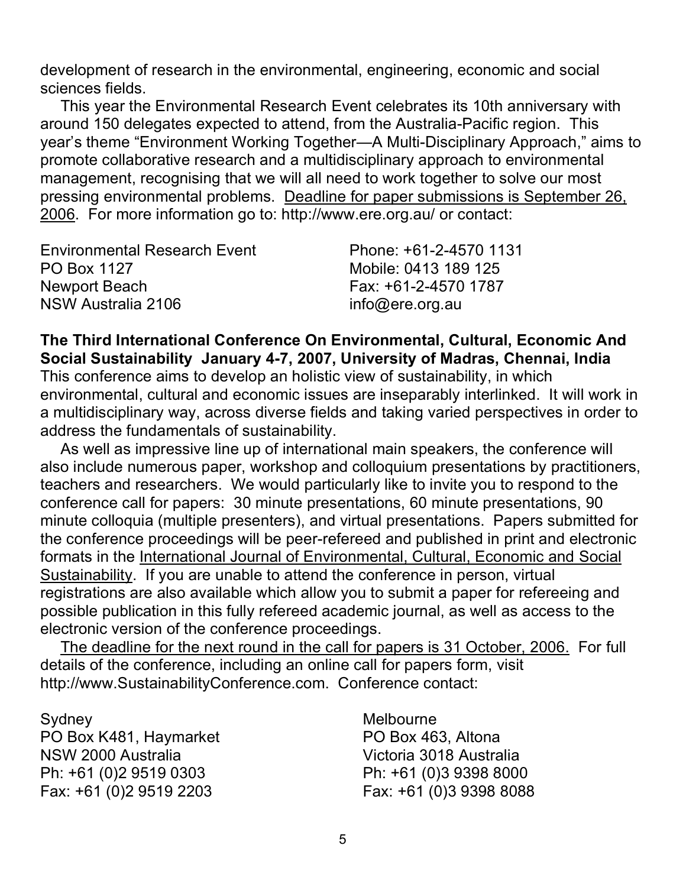development of research in the environmental, engineering, economic and social sciences fields.

This year the Environmental Research Event celebrates its 10th anniversary with around 150 delegates expected to attend, from the Australia-Pacific region. This year's theme "Environment Working Together—A Multi-Disciplinary Approach," aims to promote collaborative research and a multidisciplinary approach to environmental management, recognising that we will all need to work together to solve our most pressing environmental problems. Deadline for paper submissions is September 26, 2006. For more information go to: http://www.ere.org.au/ or contact:

Environmental Research Event
PO Box 1127
Newport Beach
NSW Australia 2106

Phone: +61-2-4570 1131
Mobile: 0413 189 125
Fax: +61-2-4570 1787
info@ere.org.au

**The Third International Conference On Environmental, Cultural, Economic And Social Sustainability January 4-7, 2007, University of Madras, Chennai, India**

This conference aims to develop an holistic view of sustainability, in which environmental, cultural and economic issues are inseparably interlinked. It will work in a multidisciplinary way, across diverse fields and taking varied perspectives in order to address the fundamentals of sustainability.

As well as impressive line up of international main speakers, the conference will also include numerous paper, workshop and colloquium presentations by practitioners, teachers and researchers. We would particularly like to invite you to respond to the conference call for papers: 30 minute presentations, 60 minute presentations, 90 minute colloquia (multiple presenters), and virtual presentations. Papers submitted for the conference proceedings will be peer-refereed and published in print and electronic formats in the International Journal of Environmental, Cultural, Economic and Social Sustainability. If you are unable to attend the conference in person, virtual registrations are also available which allow you to submit a paper for refereeing and possible publication in this fully refereed academic journal, as well as access to the electronic version of the conference proceedings.

The deadline for the next round in the call for papers is 31 October, 2006. For full details of the conference, including an online call for papers form, visit http://www.SustainabilityConference.com. Conference contact:

Sydney
PO Box K481, Haymarket
NSW 2000 Australia
Ph: +61 (0)2 9519 0303
Fax: +61 (0)2 9519 2203

Melbourne
PO Box 463, Altona
Victoria 3018 Australia
Ph: +61 (0)3 9398 8000
Fax: +61 (0)3 9398 8088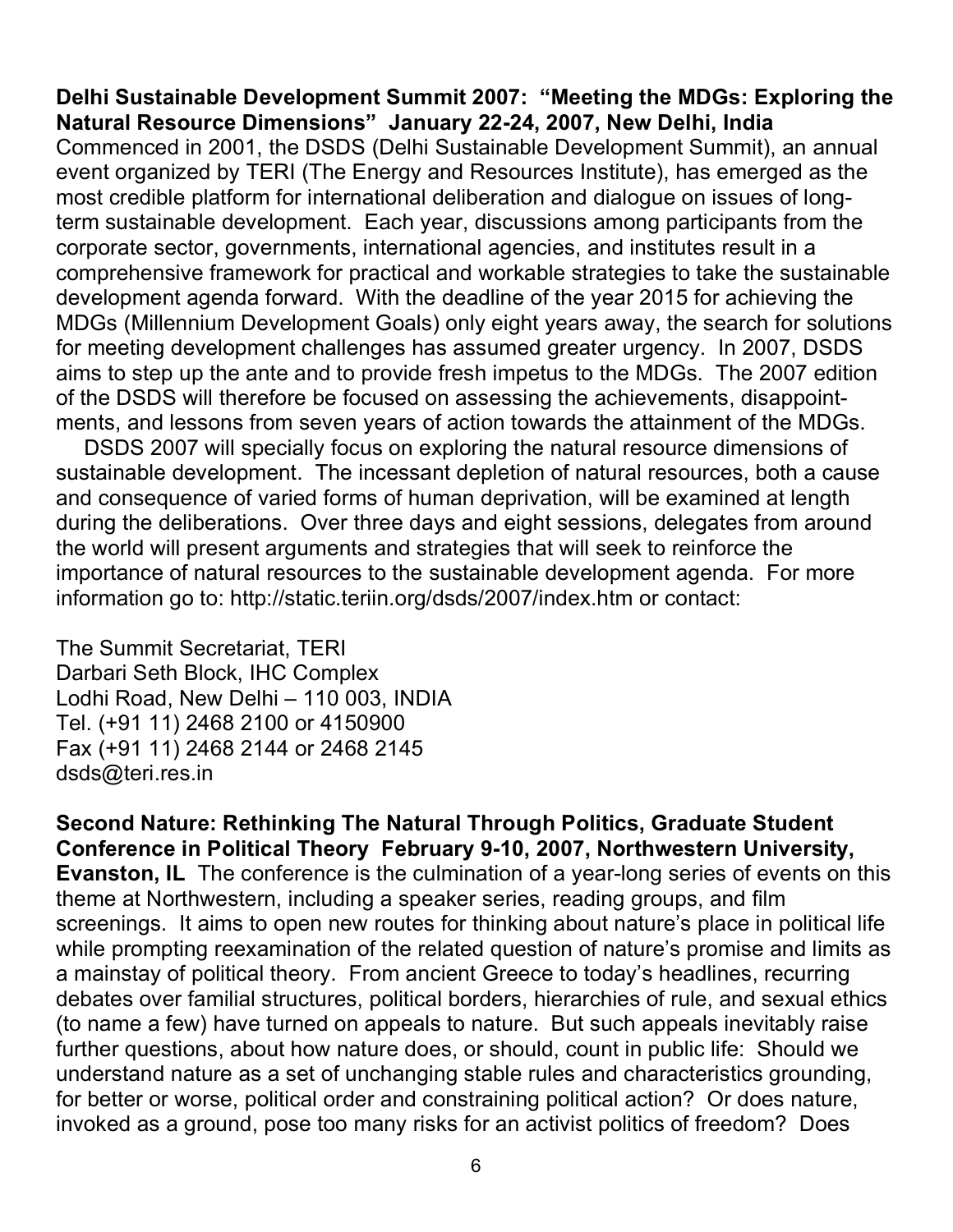**Delhi Sustainable Development Summit 2007: "Meeting the MDGs: Exploring the Natural Resource Dimensions" January 22-24, 2007, New Delhi, India**
Commenced in 2001, the DSDS (Delhi Sustainable Development Summit), an annual event organized by TERI (The Energy and Resources Institute), has emerged as the most credible platform for international deliberation and dialogue on issues of long-term sustainable development. Each year, discussions among participants from the corporate sector, governments, international agencies, and institutes result in a comprehensive framework for practical and workable strategies to take the sustainable development agenda forward. With the deadline of the year 2015 for achieving the MDGs (Millennium Development Goals) only eight years away, the search for solutions for meeting development challenges has assumed greater urgency. In 2007, DSDS aims to step up the ante and to provide fresh impetus to the MDGs. The 2007 edition of the DSDS will therefore be focused on assessing the achievements, disappointments, and lessons from seven years of action towards the attainment of the MDGs.

DSDS 2007 will specially focus on exploring the natural resource dimensions of sustainable development. The incessant depletion of natural resources, both a cause and consequence of varied forms of human deprivation, will be examined at length during the deliberations. Over three days and eight sessions, delegates from around the world will present arguments and strategies that will seek to reinforce the importance of natural resources to the sustainable development agenda. For more information go to: http://static.teriin.org/dsds/2007/index.htm or contact:

The Summit Secretariat, TERI
Darbari Seth Block, IHC Complex
Lodhi Road, New Delhi – 110 003, INDIA
Tel. (+91 11) 2468 2100 or 4150900
Fax (+91 11) 2468 2144 or 2468 2145
dsds@teri.res.in

**Second Nature: Rethinking The Natural Through Politics, Graduate Student Conference in Political Theory February 9-10, 2007, Northwestern University, Evanston, IL** The conference is the culmination of a year-long series of events on this theme at Northwestern, including a speaker series, reading groups, and film screenings. It aims to open new routes for thinking about nature's place in political life while prompting reexamination of the related question of nature's promise and limits as a mainstay of political theory. From ancient Greece to today's headlines, recurring debates over familial structures, political borders, hierarchies of rule, and sexual ethics (to name a few) have turned on appeals to nature. But such appeals inevitably raise further questions, about how nature does, or should, count in public life: Should we understand nature as a set of unchanging stable rules and characteristics grounding, for better or worse, political order and constraining political action? Or does nature, invoked as a ground, pose too many risks for an activist politics of freedom? Does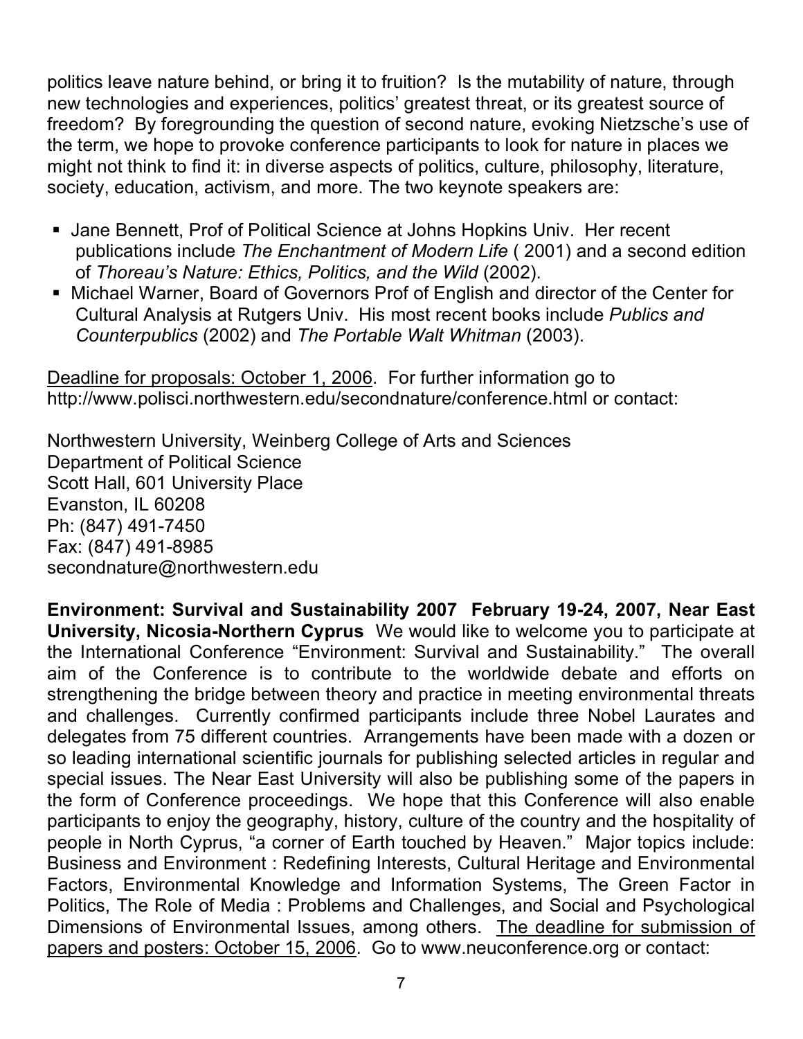politics leave nature behind, or bring it to fruition? Is the mutability of nature, through new technologies and experiences, politics' greatest threat, or its greatest source of freedom? By foregrounding the question of second nature, evoking Nietzsche's use of the term, we hope to provoke conference participants to look for nature in places we might not think to find it: in diverse aspects of politics, culture, philosophy, literature, society, education, activism, and more. The two keynote speakers are:

- Jane Bennett, Prof of Political Science at Johns Hopkins Univ. Her recent publications include *The Enchantment of Modern Life* ( 2001) and a second edition of *Thoreau's Nature: Ethics, Politics, and the Wild* (2002).
- Michael Warner, Board of Governors Prof of English and director of the Center for Cultural Analysis at Rutgers Univ. His most recent books include *Publics and Counterpublics* (2002) and *The Portable Walt Whitman* (2003).

<u>Deadline for proposals: October 1, 2006</u>. For further information go to http://www.polisci.northwestern.edu/secondnature/conference.html or contact:

Northwestern University, Weinberg College of Arts and Sciences
Department of Political Science
Scott Hall, 601 University Place
Evanston, IL 60208
Ph: (847) 491-7450
Fax: (847) 491-8985
secondnature@northwestern.edu

**Environment: Survival and Sustainability 2007 February 19-24, 2007, Near East University, Nicosia-Northern Cyprus** We would like to welcome you to participate at the International Conference "Environment: Survival and Sustainability." The overall aim of the Conference is to contribute to the worldwide debate and efforts on strengthening the bridge between theory and practice in meeting environmental threats and challenges. Currently confirmed participants include three Nobel Laurates and delegates from 75 different countries. Arrangements have been made with a dozen or so leading international scientific journals for publishing selected articles in regular and special issues. The Near East University will also be publishing some of the papers in the form of Conference proceedings. We hope that this Conference will also enable participants to enjoy the geography, history, culture of the country and the hospitality of people in North Cyprus, "a corner of Earth touched by Heaven." Major topics include: Business and Environment : Redefining Interests, Cultural Heritage and Environmental Factors, Environmental Knowledge and Information Systems, The Green Factor in Politics, The Role of Media : Problems and Challenges, and Social and Psychological Dimensions of Environmental Issues, among others. <u>The deadline for submission of papers and posters: October 15, 2006</u>. Go to www.neuconference.org or contact: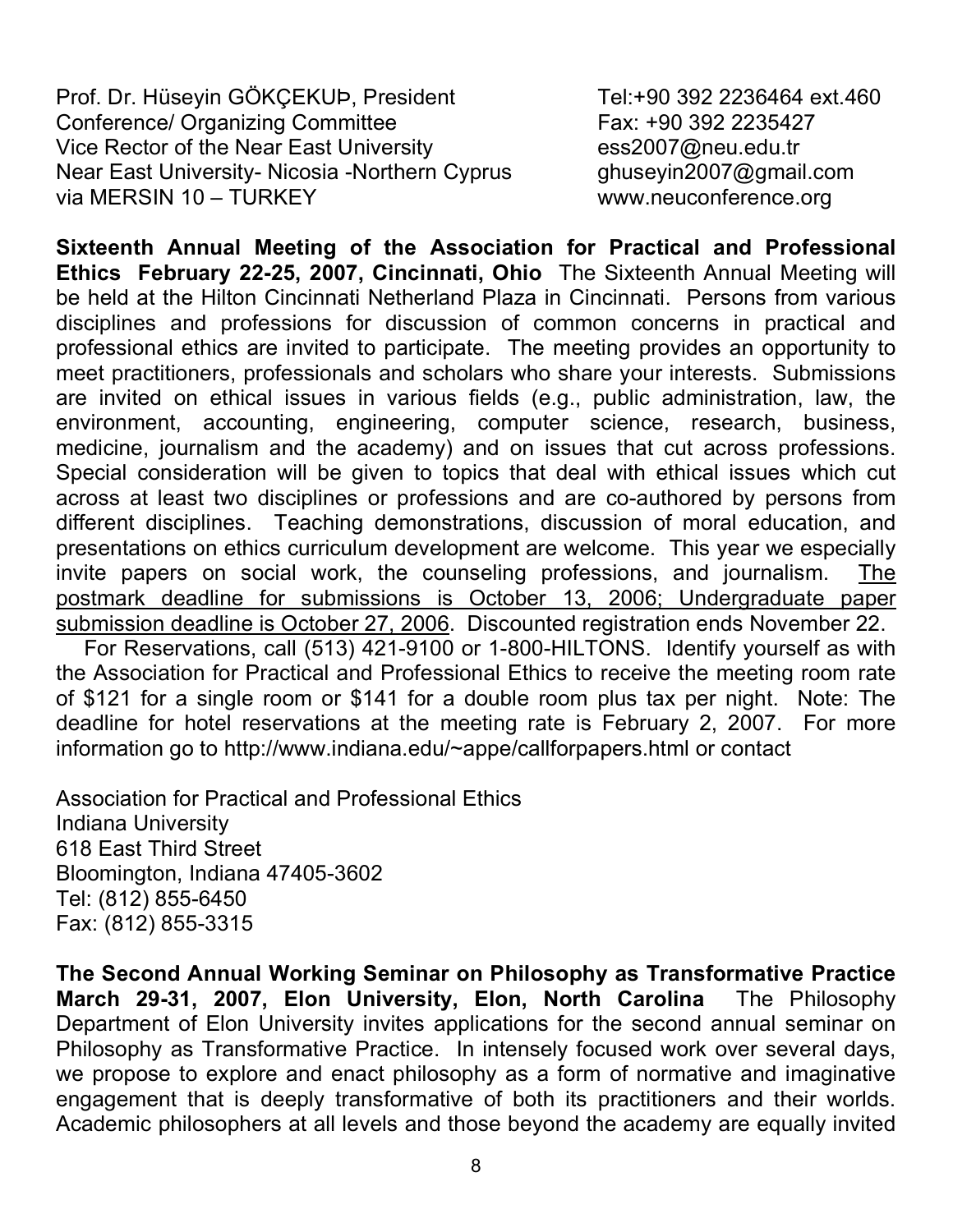Prof. Dr. Hüseyin GÖKÇEKUÞ, President
Conference/ Organizing Committee
Vice Rector of the Near East University
Near East University- Nicosia -Northern Cyprus
via MERSIN 10 – TURKEY

Tel:+90 392 2236464 ext.460
Fax: +90 392 2235427
ess2007@neu.edu.tr
ghuseyin2007@gmail.com
www.neuconference.org

**Sixteenth Annual Meeting of the Association for Practical and Professional Ethics February 22-25, 2007, Cincinnati, Ohio** The Sixteenth Annual Meeting will be held at the Hilton Cincinnati Netherland Plaza in Cincinnati. Persons from various disciplines and professions for discussion of common concerns in practical and professional ethics are invited to participate. The meeting provides an opportunity to meet practitioners, professionals and scholars who share your interests. Submissions are invited on ethical issues in various fields (e.g., public administration, law, the environment, accounting, engineering, computer science, research, business, medicine, journalism and the academy) and on issues that cut across professions. Special consideration will be given to topics that deal with ethical issues which cut across at least two disciplines or professions and are co-authored by persons from different disciplines. Teaching demonstrations, discussion of moral education, and presentations on ethics curriculum development are welcome. This year we especially invite papers on social work, the counseling professions, and journalism. The postmark deadline for submissions is October 13, 2006; Undergraduate paper submission deadline is October 27, 2006. Discounted registration ends November 22.

For Reservations, call (513) 421-9100 or 1-800-HILTONS. Identify yourself as with the Association for Practical and Professional Ethics to receive the meeting room rate of $121 for a single room or $141 for a double room plus tax per night. Note: The deadline for hotel reservations at the meeting rate is February 2, 2007. For more information go to http://www.indiana.edu/~appe/callforpapers.html or contact

Association for Practical and Professional Ethics
Indiana University
618 East Third Street
Bloomington, Indiana 47405-3602
Tel: (812) 855-6450
Fax: (812) 855-3315

**The Second Annual Working Seminar on Philosophy as Transformative Practice March 29-31, 2007, Elon University, Elon, North Carolina** The Philosophy Department of Elon University invites applications for the second annual seminar on Philosophy as Transformative Practice. In intensely focused work over several days, we propose to explore and enact philosophy as a form of normative and imaginative engagement that is deeply transformative of both its practitioners and their worlds. Academic philosophers at all levels and those beyond the academy are equally invited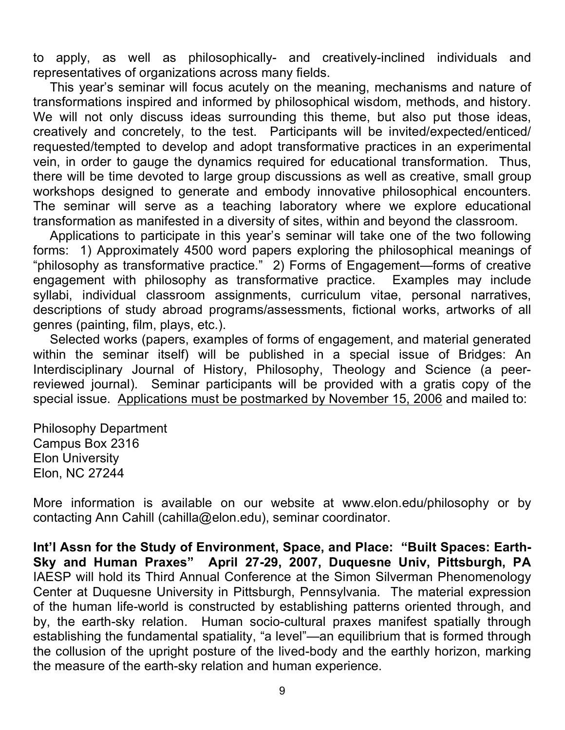to apply, as well as philosophically- and creatively-inclined individuals and representatives of organizations across many fields.

This year's seminar will focus acutely on the meaning, mechanisms and nature of transformations inspired and informed by philosophical wisdom, methods, and history. We will not only discuss ideas surrounding this theme, but also put those ideas, creatively and concretely, to the test. Participants will be invited/expected/enticed/requested/tempted to develop and adopt transformative practices in an experimental vein, in order to gauge the dynamics required for educational transformation. Thus, there will be time devoted to large group discussions as well as creative, small group workshops designed to generate and embody innovative philosophical encounters. The seminar will serve as a teaching laboratory where we explore educational transformation as manifested in a diversity of sites, within and beyond the classroom.

Applications to participate in this year's seminar will take one of the two following forms: 1) Approximately 4500 word papers exploring the philosophical meanings of "philosophy as transformative practice." 2) Forms of Engagement—forms of creative engagement with philosophy as transformative practice. Examples may include syllabi, individual classroom assignments, curriculum vitae, personal narratives, descriptions of study abroad programs/assessments, fictional works, artworks of all genres (painting, film, plays, etc.).

Selected works (papers, examples of forms of engagement, and material generated within the seminar itself) will be published in a special issue of Bridges: An Interdisciplinary Journal of History, Philosophy, Theology and Science (a peer-reviewed journal). Seminar participants will be provided with a gratis copy of the special issue. Applications must be postmarked by November 15, 2006 and mailed to:

Philosophy Department
Campus Box 2316
Elon University
Elon, NC 27244

More information is available on our website at www.elon.edu/philosophy or by contacting Ann Cahill (cahilla@elon.edu), seminar coordinator.

**Int'l Assn for the Study of Environment, Space, and Place: "Built Spaces: Earth-Sky and Human Praxes" April 27-29, 2007, Duquesne Univ, Pittsburgh, PA** IAESP will hold its Third Annual Conference at the Simon Silverman Phenomenology Center at Duquesne University in Pittsburgh, Pennsylvania. The material expression of the human life-world is constructed by establishing patterns oriented through, and by, the earth-sky relation. Human socio-cultural praxes manifest spatially through establishing the fundamental spatiality, "a level"—an equilibrium that is formed through the collusion of the upright posture of the lived-body and the earthly horizon, marking the measure of the earth-sky relation and human experience.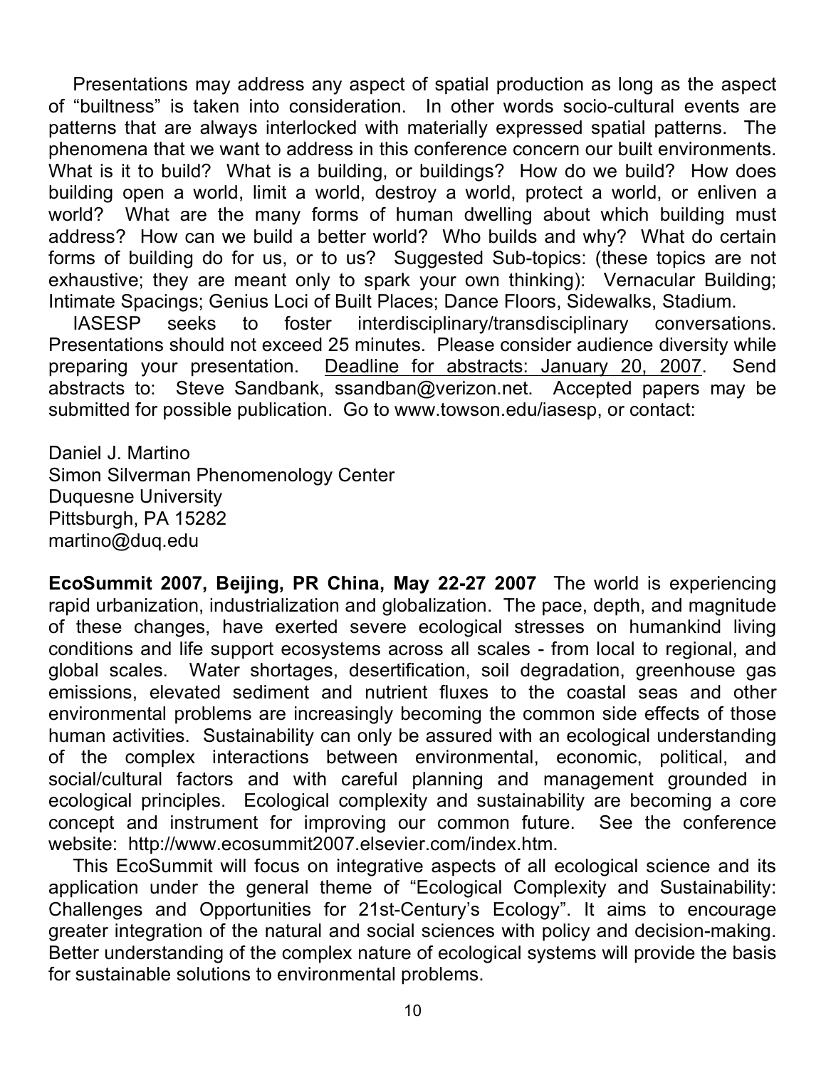Presentations may address any aspect of spatial production as long as the aspect of "builtness" is taken into consideration. In other words socio-cultural events are patterns that are always interlocked with materially expressed spatial patterns. The phenomena that we want to address in this conference concern our built environments. What is it to build? What is a building, or buildings? How do we build? How does building open a world, limit a world, destroy a world, protect a world, or enliven a world? What are the many forms of human dwelling about which building must address? How can we build a better world? Who builds and why? What do certain forms of building do for us, or to us? Suggested Sub-topics: (these topics are not exhaustive; they are meant only to spark your own thinking): Vernacular Building; Intimate Spacings; Genius Loci of Built Places; Dance Floors, Sidewalks, Stadium.

IASESP seeks to foster interdisciplinary/transdisciplinary conversations. Presentations should not exceed 25 minutes. Please consider audience diversity while preparing your presentation. <u>Deadline for abstracts: January 20, 2007</u>. Send abstracts to: Steve Sandbank, ssandban@verizon.net. Accepted papers may be submitted for possible publication. Go to www.towson.edu/iasesp, or contact:

Daniel J. Martino
Simon Silverman Phenomenology Center
Duquesne University
Pittsburgh, PA 15282
martino@duq.edu

**EcoSummit 2007, Beijing, PR China, May 22-27 2007** The world is experiencing rapid urbanization, industrialization and globalization. The pace, depth, and magnitude of these changes, have exerted severe ecological stresses on humankind living conditions and life support ecosystems across all scales - from local to regional, and global scales. Water shortages, desertification, soil degradation, greenhouse gas emissions, elevated sediment and nutrient fluxes to the coastal seas and other environmental problems are increasingly becoming the common side effects of those human activities. Sustainability can only be assured with an ecological understanding of the complex interactions between environmental, economic, political, and social/cultural factors and with careful planning and management grounded in ecological principles. Ecological complexity and sustainability are becoming a core concept and instrument for improving our common future. See the conference website: http://www.ecosummit2007.elsevier.com/index.htm.

This EcoSummit will focus on integrative aspects of all ecological science and its application under the general theme of "Ecological Complexity and Sustainability: Challenges and Opportunities for 21st-Century's Ecology". It aims to encourage greater integration of the natural and social sciences with policy and decision-making. Better understanding of the complex nature of ecological systems will provide the basis for sustainable solutions to environmental problems.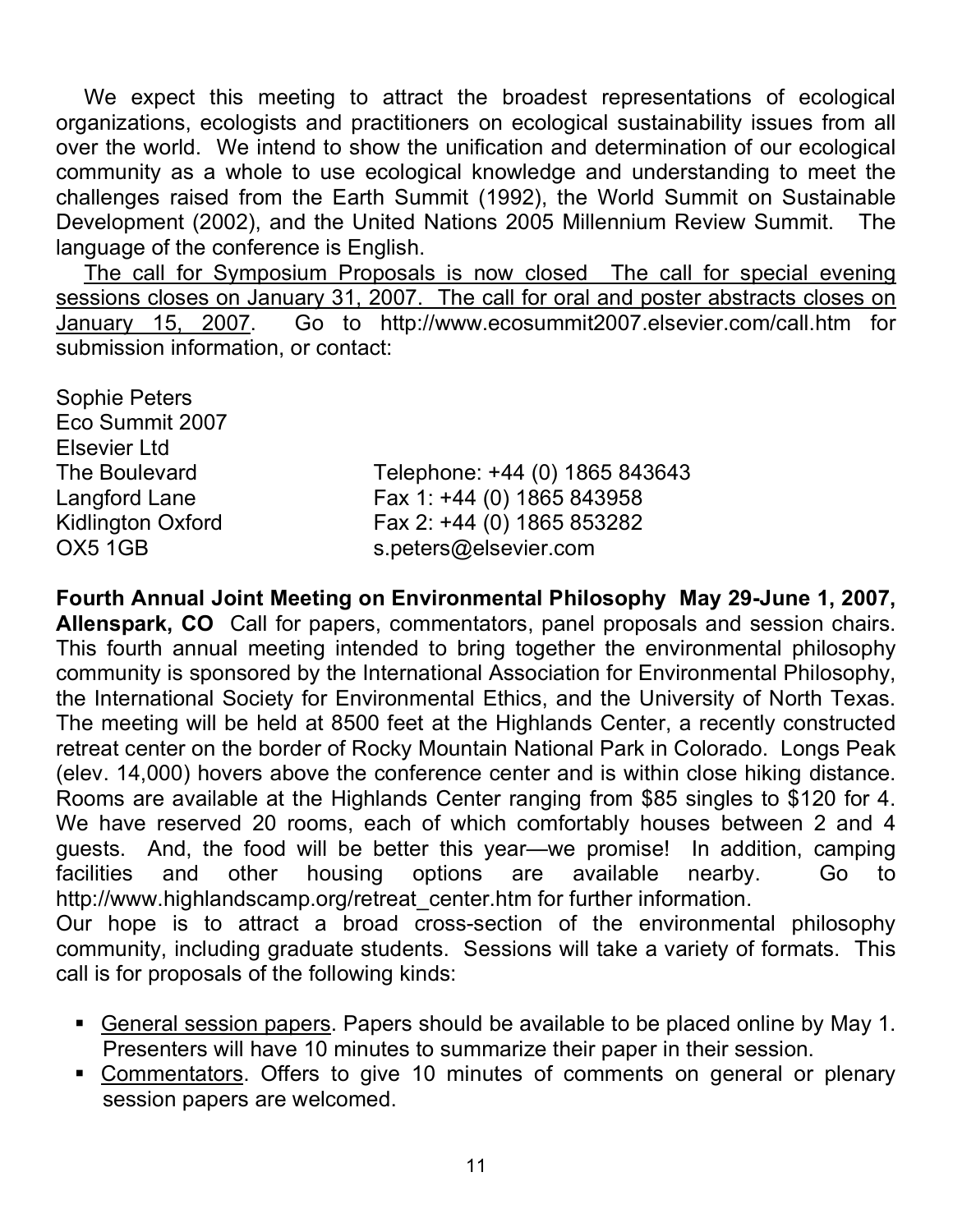We expect this meeting to attract the broadest representations of ecological organizations, ecologists and practitioners on ecological sustainability issues from all over the world. We intend to show the unification and determination of our ecological community as a whole to use ecological knowledge and understanding to meet the challenges raised from the Earth Summit (1992), the World Summit on Sustainable Development (2002), and the United Nations 2005 Millennium Review Summit. The language of the conference is English.

The call for Symposium Proposals is now closed The call for special evening sessions closes on January 31, 2007. The call for oral and poster abstracts closes on January 15, 2007. Go to http://www.ecosummit2007.elsevier.com/call.htm for submission information, or contact:

Sophie Peters
Eco Summit 2007
Elsevier Ltd
The Boulevard
Langford Lane
Kidlington Oxford
OX5 1GB

Telephone: +44 (0) 1865 843643
Fax 1: +44 (0) 1865 843958
Fax 2: +44 (0) 1865 853282
s.peters@elsevier.com

**Fourth Annual Joint Meeting on Environmental Philosophy May 29-June 1, 2007, Allenspark, CO** Call for papers, commentators, panel proposals and session chairs. This fourth annual meeting intended to bring together the environmental philosophy community is sponsored by the International Association for Environmental Philosophy, the International Society for Environmental Ethics, and the University of North Texas. The meeting will be held at 8500 feet at the Highlands Center, a recently constructed retreat center on the border of Rocky Mountain National Park in Colorado. Longs Peak (elev. 14,000) hovers above the conference center and is within close hiking distance. Rooms are available at the Highlands Center ranging from $85 singles to $120 for 4. We have reserved 20 rooms, each of which comfortably houses between 2 and 4 guests. And, the food will be better this year—we promise! In addition, camping facilities and other housing options are available nearby. Go to http://www.highlandscamp.org/retreat_center.htm for further information.

Our hope is to attract a broad cross-section of the environmental philosophy community, including graduate students. Sessions will take a variety of formats. This call is for proposals of the following kinds:

- General session papers. Papers should be available to be placed online by May 1. Presenters will have 10 minutes to summarize their paper in their session.
- Commentators. Offers to give 10 minutes of comments on general or plenary session papers are welcomed.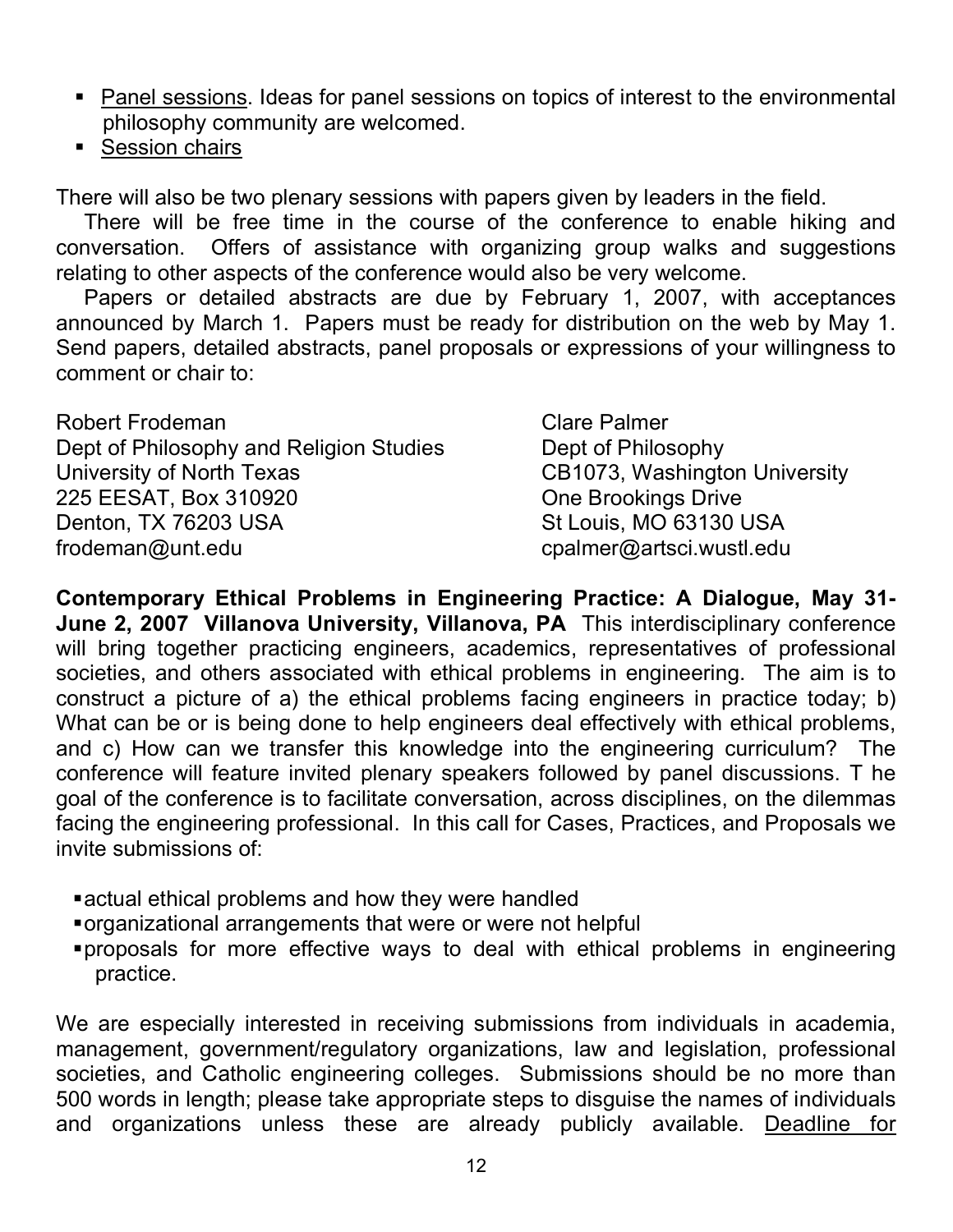- Panel sessions. Ideas for panel sessions on topics of interest to the environmental philosophy community are welcomed.
- Session chairs

There will also be two plenary sessions with papers given by leaders in the field.

There will be free time in the course of the conference to enable hiking and conversation. Offers of assistance with organizing group walks and suggestions relating to other aspects of the conference would also be very welcome.

Papers or detailed abstracts are due by February 1, 2007, with acceptances announced by March 1. Papers must be ready for distribution on the web by May 1. Send papers, detailed abstracts, panel proposals or expressions of your willingness to comment or chair to:

Robert Frodeman
Dept of Philosophy and Religion Studies
University of North Texas
225 EESAT, Box 310920
Denton, TX 76203 USA
frodeman@unt.edu

Clare Palmer
Dept of Philosophy
CB1073, Washington University
One Brookings Drive
St Louis, MO 63130 USA
cpalmer@artsci.wustl.edu

**Contemporary Ethical Problems in Engineering Practice: A Dialogue, May 31-June 2, 2007 Villanova University, Villanova, PA** This interdisciplinary conference will bring together practicing engineers, academics, representatives of professional societies, and others associated with ethical problems in engineering. The aim is to construct a picture of a) the ethical problems facing engineers in practice today; b) What can be or is being done to help engineers deal effectively with ethical problems, and c) How can we transfer this knowledge into the engineering curriculum? The conference will feature invited plenary speakers followed by panel discussions. T he goal of the conference is to facilitate conversation, across disciplines, on the dilemmas facing the engineering professional. In this call for Cases, Practices, and Proposals we invite submissions of:

- actual ethical problems and how they were handled
- organizational arrangements that were or were not helpful
- proposals for more effective ways to deal with ethical problems in engineering practice.

We are especially interested in receiving submissions from individuals in academia, management, government/regulatory organizations, law and legislation, professional societies, and Catholic engineering colleges. Submissions should be no more than 500 words in length; please take appropriate steps to disguise the names of individuals and organizations unless these are already publicly available. Deadline for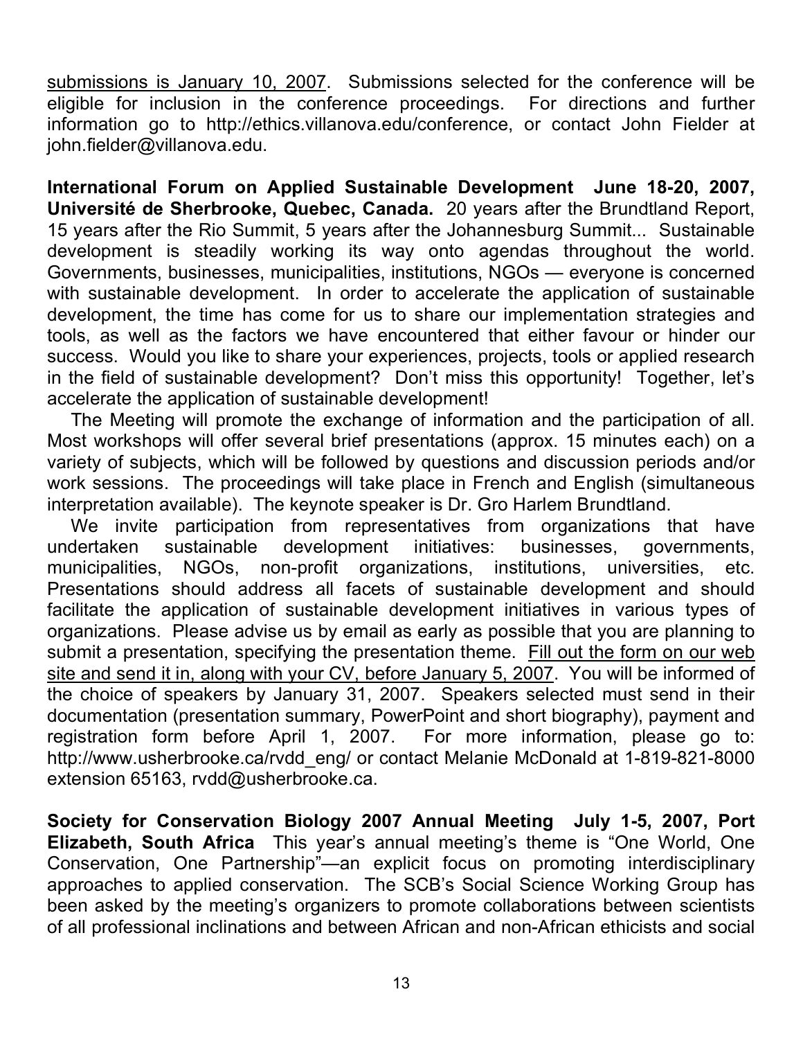submissions is January 10, 2007. Submissions selected for the conference will be eligible for inclusion in the conference proceedings. For directions and further information go to http://ethics.villanova.edu/conference, or contact John Fielder at john.fielder@villanova.edu.

**International Forum on Applied Sustainable Development June 18-20, 2007, Université de Sherbrooke, Quebec, Canada.** 20 years after the Brundtland Report, 15 years after the Rio Summit, 5 years after the Johannesburg Summit... Sustainable development is steadily working its way onto agendas throughout the world. Governments, businesses, municipalities, institutions, NGOs — everyone is concerned with sustainable development. In order to accelerate the application of sustainable development, the time has come for us to share our implementation strategies and tools, as well as the factors we have encountered that either favour or hinder our success. Would you like to share your experiences, projects, tools or applied research in the field of sustainable development? Don't miss this opportunity! Together, let's accelerate the application of sustainable development!

The Meeting will promote the exchange of information and the participation of all. Most workshops will offer several brief presentations (approx. 15 minutes each) on a variety of subjects, which will be followed by questions and discussion periods and/or work sessions. The proceedings will take place in French and English (simultaneous interpretation available). The keynote speaker is Dr. Gro Harlem Brundtland.

We invite participation from representatives from organizations that have undertaken sustainable development initiatives: businesses, governments, municipalities, NGOs, non-profit organizations, institutions, universities, etc. Presentations should address all facets of sustainable development and should facilitate the application of sustainable development initiatives in various types of organizations. Please advise us by email as early as possible that you are planning to submit a presentation, specifying the presentation theme. Fill out the form on our web site and send it in, along with your CV, before January 5, 2007. You will be informed of the choice of speakers by January 31, 2007. Speakers selected must send in their documentation (presentation summary, PowerPoint and short biography), payment and registration form before April 1, 2007. For more information, please go to: http://www.usherbrooke.ca/rvdd_eng/ or contact Melanie McDonald at 1-819-821-8000 extension 65163, rvdd@usherbrooke.ca.

**Society for Conservation Biology 2007 Annual Meeting July 1-5, 2007, Port Elizabeth, South Africa** This year's annual meeting's theme is "One World, One Conservation, One Partnership"—an explicit focus on promoting interdisciplinary approaches to applied conservation. The SCB's Social Science Working Group has been asked by the meeting's organizers to promote collaborations between scientists of all professional inclinations and between African and non-African ethicists and social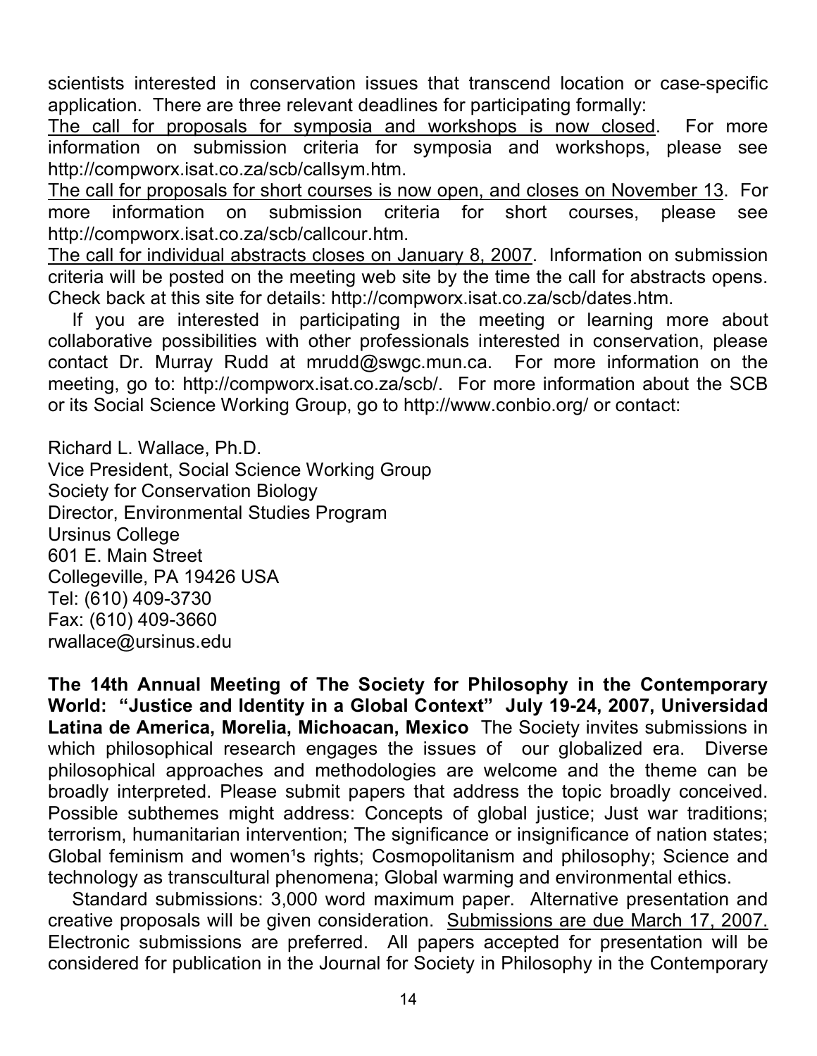scientists interested in conservation issues that transcend location or case-specific application. There are three relevant deadlines for participating formally:

The call for proposals for symposia and workshops is now closed. For more information on submission criteria for symposia and workshops, please see http://compworx.isat.co.za/scb/callsym.htm.

The call for proposals for short courses is now open, and closes on November 13. For more information on submission criteria for short courses, please see http://compworx.isat.co.za/scb/callcour.htm.

The call for individual abstracts closes on January 8, 2007. Information on submission criteria will be posted on the meeting web site by the time the call for abstracts opens. Check back at this site for details: http://compworx.isat.co.za/scb/dates.htm.

If you are interested in participating in the meeting or learning more about collaborative possibilities with other professionals interested in conservation, please contact Dr. Murray Rudd at mrudd@swgc.mun.ca. For more information on the meeting, go to: http://compworx.isat.co.za/scb/. For more information about the SCB or its Social Science Working Group, go to http://www.conbio.org/ or contact:

Richard L. Wallace, Ph.D.
Vice President, Social Science Working Group
Society for Conservation Biology
Director, Environmental Studies Program
Ursinus College
601 E. Main Street
Collegeville, PA 19426 USA
Tel: (610) 409-3730
Fax: (610) 409-3660
rwallace@ursinus.edu

**The 14th Annual Meeting of The Society for Philosophy in the Contemporary World: "Justice and Identity in a Global Context" July 19-24, 2007, Universidad Latina de America, Morelia, Michoacan, Mexico** The Society invites submissions in which philosophical research engages the issues of our globalized era. Diverse philosophical approaches and methodologies are welcome and the theme can be broadly interpreted. Please submit papers that address the topic broadly conceived. Possible subthemes might address: Concepts of global justice; Just war traditions; terrorism, humanitarian intervention; The significance or insignificance of nation states; Global feminism and women¹s rights; Cosmopolitanism and philosophy; Science and technology as transcultural phenomena; Global warming and environmental ethics.

Standard submissions: 3,000 word maximum paper. Alternative presentation and creative proposals will be given consideration. Submissions are due March 17, 2007. Electronic submissions are preferred. All papers accepted for presentation will be considered for publication in the Journal for Society in Philosophy in the Contemporary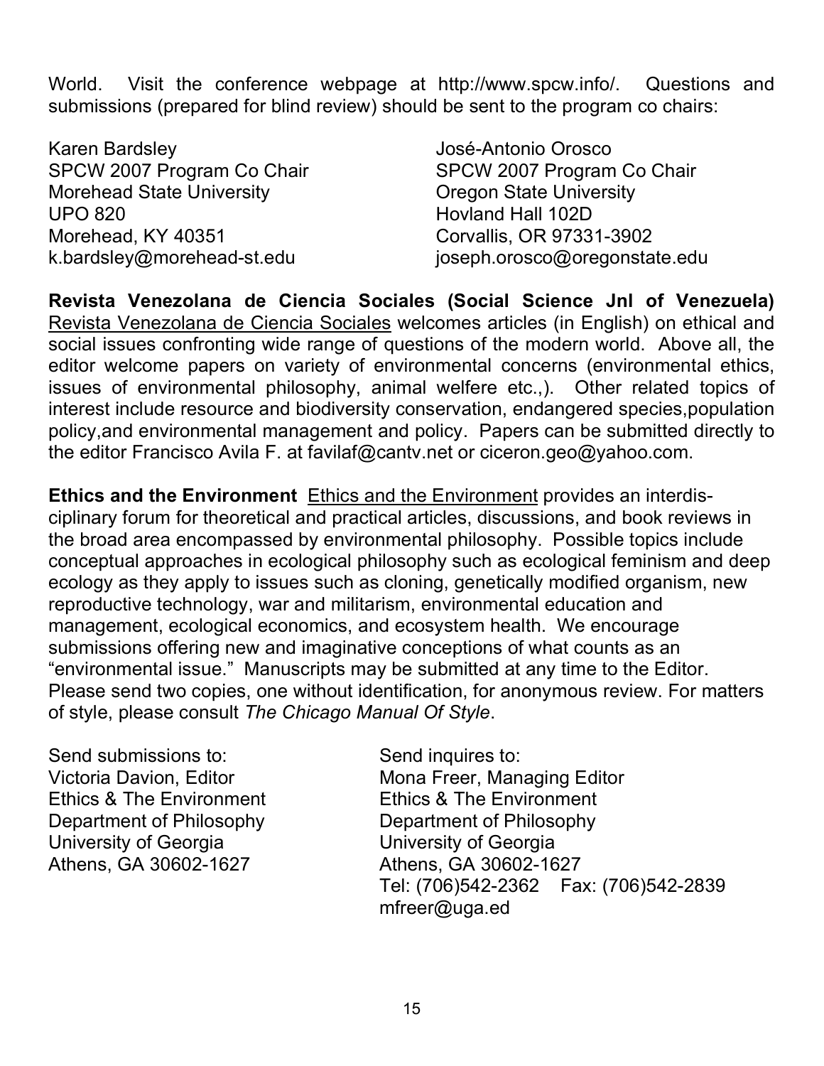World. Visit the conference webpage at http://www.spcw.info/. Questions and submissions (prepared for blind review) should be sent to the program co chairs:

Karen Bardsley
SPCW 2007 Program Co Chair
Morehead State University
UPO 820
Morehead, KY 40351
k.bardsley@morehead-st.edu

José-Antonio Orosco
SPCW 2007 Program Co Chair
Oregon State University
Hovland Hall 102D
Corvallis, OR 97331-3902
joseph.orosco@oregonstate.edu

**Revista Venezolana de Ciencia Sociales (Social Science Jnl of Venezuela)** Revista Venezolana de Ciencia Sociales welcomes articles (in English) on ethical and social issues confronting wide range of questions of the modern world. Above all, the editor welcome papers on variety of environmental concerns (environmental ethics, issues of environmental philosophy, animal welfere etc.,). Other related topics of interest include resource and biodiversity conservation, endangered species,population policy,and environmental management and policy. Papers can be submitted directly to the editor Francisco Avila F. at favilaf@cantv.net or ciceron.geo@yahoo.com.

**Ethics and the Environment** Ethics and the Environment provides an interdisciplinary forum for theoretical and practical articles, discussions, and book reviews in the broad area encompassed by environmental philosophy. Possible topics include conceptual approaches in ecological philosophy such as ecological feminism and deep ecology as they apply to issues such as cloning, genetically modified organism, new reproductive technology, war and militarism, environmental education and management, ecological economics, and ecosystem health. We encourage submissions offering new and imaginative conceptions of what counts as an "environmental issue." Manuscripts may be submitted at any time to the Editor. Please send two copies, one without identification, for anonymous review. For matters of style, please consult *The Chicago Manual Of Style*.

Send submissions to:
Victoria Davion, Editor
Ethics & The Environment
Department of Philosophy
University of Georgia
Athens, GA 30602-1627

Send inquires to:
Mona Freer, Managing Editor
Ethics & The Environment
Department of Philosophy
University of Georgia
Athens, GA 30602-1627
Tel: (706)542-2362 Fax: (706)542-2839
mfreer@uga.ed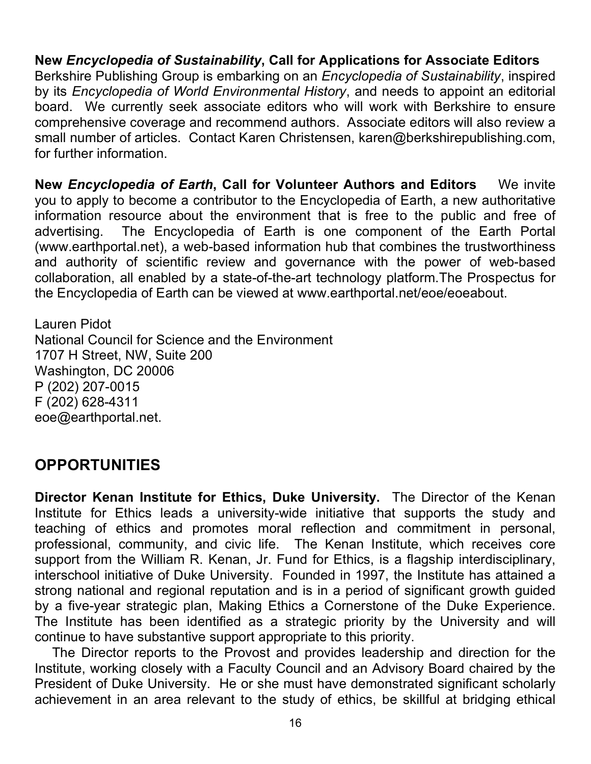**New *Encyclopedia of Sustainability*, Call for Applications for Associate Editors**
Berkshire Publishing Group is embarking on an *Encyclopedia of Sustainability*, inspired by its *Encyclopedia of World Environmental History*, and needs to appoint an editorial board. We currently seek associate editors who will work with Berkshire to ensure comprehensive coverage and recommend authors. Associate editors will also review a small number of articles. Contact Karen Christensen, karen@berkshirepublishing.com, for further information.

**New *Encyclopedia of Earth*, Call for Volunteer Authors and Editors** We invite you to apply to become a contributor to the Encyclopedia of Earth, a new authoritative information resource about the environment that is free to the public and free of advertising. The Encyclopedia of Earth is one component of the Earth Portal (www.earthportal.net), a web-based information hub that combines the trustworthiness and authority of scientific review and governance with the power of web-based collaboration, all enabled by a state-of-the-art technology platform.The Prospectus for the Encyclopedia of Earth can be viewed at www.earthportal.net/eoe/eoeabout.

Lauren Pidot
National Council for Science and the Environment
1707 H Street, NW, Suite 200
Washington, DC 20006
P (202) 207-0015
F (202) 628-4311
eoe@earthportal.net.

## OPPORTUNITIES

**Director Kenan Institute for Ethics, Duke University.** The Director of the Kenan Institute for Ethics leads a university-wide initiative that supports the study and teaching of ethics and promotes moral reflection and commitment in personal, professional, community, and civic life. The Kenan Institute, which receives core support from the William R. Kenan, Jr. Fund for Ethics, is a flagship interdisciplinary, interschool initiative of Duke University. Founded in 1997, the Institute has attained a strong national and regional reputation and is in a period of significant growth guided by a five-year strategic plan, Making Ethics a Cornerstone of the Duke Experience. The Institute has been identified as a strategic priority by the University and will continue to have substantive support appropriate to this priority.

The Director reports to the Provost and provides leadership and direction for the Institute, working closely with a Faculty Council and an Advisory Board chaired by the President of Duke University. He or she must have demonstrated significant scholarly achievement in an area relevant to the study of ethics, be skillful at bridging ethical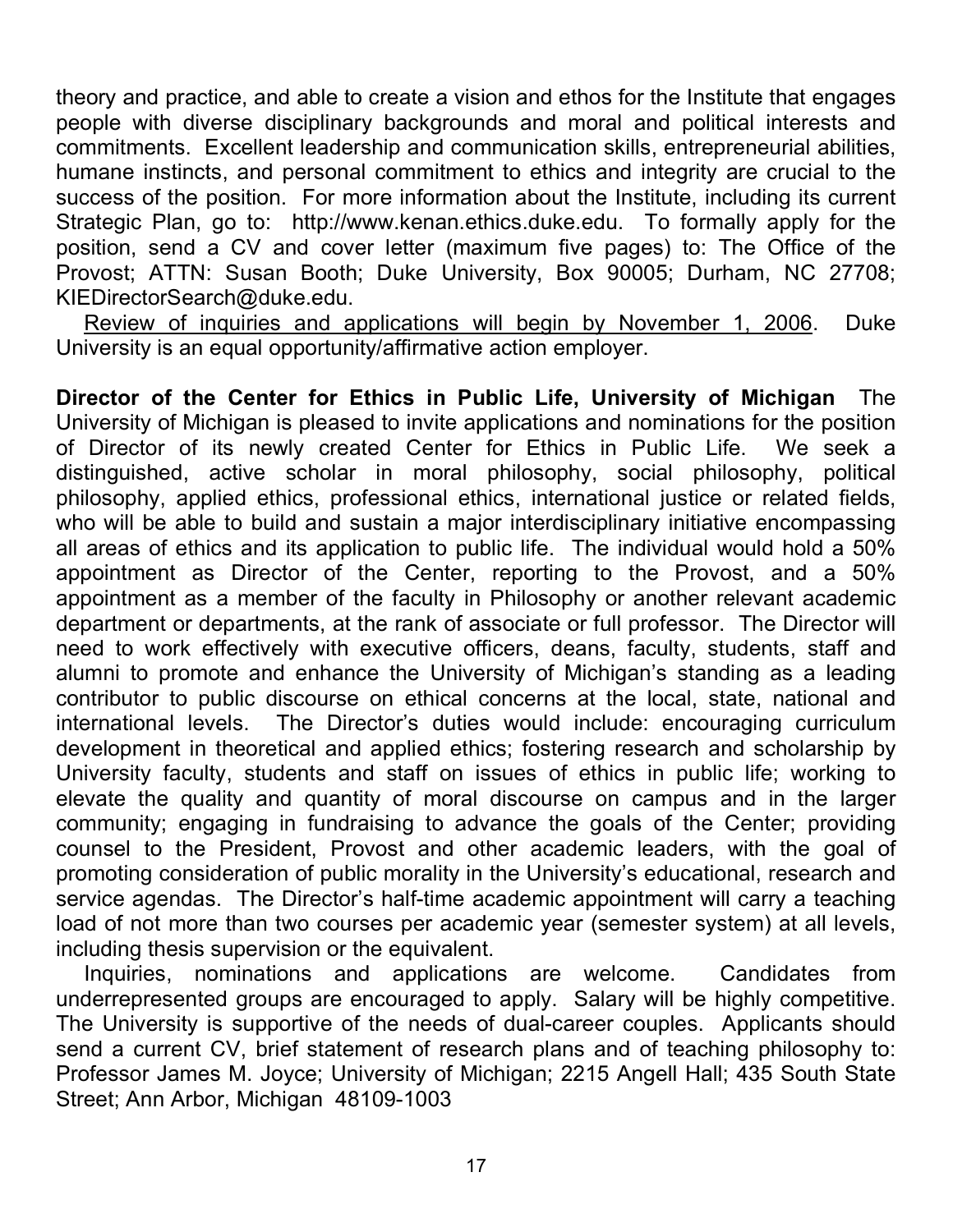theory and practice, and able to create a vision and ethos for the Institute that engages people with diverse disciplinary backgrounds and moral and political interests and commitments. Excellent leadership and communication skills, entrepreneurial abilities, humane instincts, and personal commitment to ethics and integrity are crucial to the success of the position. For more information about the Institute, including its current Strategic Plan, go to: http://www.kenan.ethics.duke.edu. To formally apply for the position, send a CV and cover letter (maximum five pages) to: The Office of the Provost; ATTN: Susan Booth; Duke University, Box 90005; Durham, NC 27708; KIEDirectorSearch@duke.edu.

<u>Review of inquiries and applications will begin by November 1, 2006</u>. Duke University is an equal opportunity/affirmative action employer.

**Director of the Center for Ethics in Public Life, University of Michigan** The University of Michigan is pleased to invite applications and nominations for the position of Director of its newly created Center for Ethics in Public Life. We seek a distinguished, active scholar in moral philosophy, social philosophy, political philosophy, applied ethics, professional ethics, international justice or related fields, who will be able to build and sustain a major interdisciplinary initiative encompassing all areas of ethics and its application to public life. The individual would hold a 50% appointment as Director of the Center, reporting to the Provost, and a 50% appointment as a member of the faculty in Philosophy or another relevant academic department or departments, at the rank of associate or full professor. The Director will need to work effectively with executive officers, deans, faculty, students, staff and alumni to promote and enhance the University of Michigan's standing as a leading contributor to public discourse on ethical concerns at the local, state, national and international levels. The Director's duties would include: encouraging curriculum development in theoretical and applied ethics; fostering research and scholarship by University faculty, students and staff on issues of ethics in public life; working to elevate the quality and quantity of moral discourse on campus and in the larger community; engaging in fundraising to advance the goals of the Center; providing counsel to the President, Provost and other academic leaders, with the goal of promoting consideration of public morality in the University's educational, research and service agendas. The Director's half-time academic appointment will carry a teaching load of not more than two courses per academic year (semester system) at all levels, including thesis supervision or the equivalent.

Inquiries, nominations and applications are welcome. Candidates from underrepresented groups are encouraged to apply. Salary will be highly competitive. The University is supportive of the needs of dual-career couples. Applicants should send a current CV, brief statement of research plans and of teaching philosophy to: Professor James M. Joyce; University of Michigan; 2215 Angell Hall; 435 South State Street; Ann Arbor, Michigan 48109-1003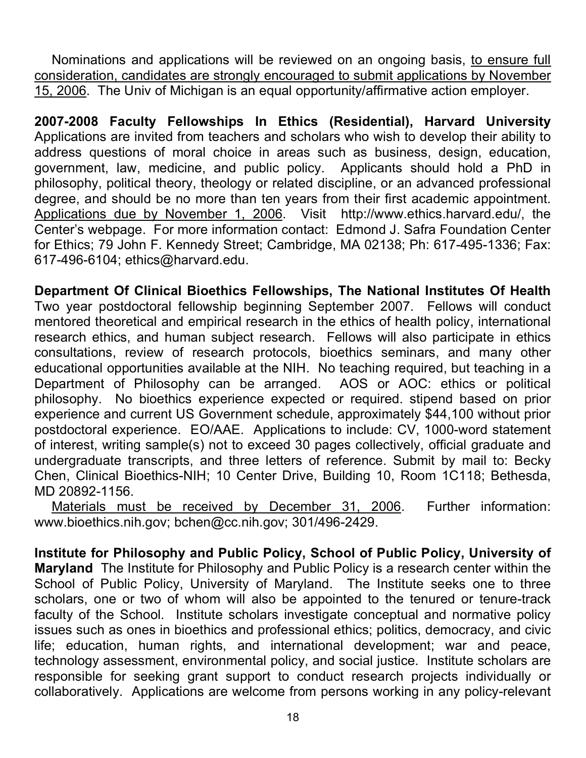Nominations and applications will be reviewed on an ongoing basis, <u>to ensure full consideration, candidates are strongly encouraged to submit applications by November 15, 2006</u>. The Univ of Michigan is an equal opportunity/affirmative action employer.

**2007-2008 Faculty Fellowships In Ethics (Residential), Harvard University** Applications are invited from teachers and scholars who wish to develop their ability to address questions of moral choice in areas such as business, design, education, government, law, medicine, and public policy. Applicants should hold a PhD in philosophy, political theory, theology or related discipline, or an advanced professional degree, and should be no more than ten years from their first academic appointment. <u>Applications due by November 1, 2006</u>. Visit http://www.ethics.harvard.edu/, the Center's webpage. For more information contact: Edmond J. Safra Foundation Center for Ethics; 79 John F. Kennedy Street; Cambridge, MA 02138; Ph: 617-495-1336; Fax: 617-496-6104; ethics@harvard.edu.

**Department Of Clinical Bioethics Fellowships, The National Institutes Of Health** Two year postdoctoral fellowship beginning September 2007. Fellows will conduct mentored theoretical and empirical research in the ethics of health policy, international research ethics, and human subject research. Fellows will also participate in ethics consultations, review of research protocols, bioethics seminars, and many other educational opportunities available at the NIH. No teaching required, but teaching in a Department of Philosophy can be arranged. AOS or AOC: ethics or political philosophy. No bioethics experience expected or required. stipend based on prior experience and current US Government schedule, approximately $44,100 without prior postdoctoral experience. EO/AAE. Applications to include: CV, 1000-word statement of interest, writing sample(s) not to exceed 30 pages collectively, official graduate and undergraduate transcripts, and three letters of reference. Submit by mail to: Becky Chen, Clinical Bioethics-NIH; 10 Center Drive, Building 10, Room 1C118; Bethesda, MD 20892-1156.

<u>Materials must be received by December 31, 2006</u>. Further information: www.bioethics.nih.gov; bchen@cc.nih.gov; 301/496-2429.

**Institute for Philosophy and Public Policy, School of Public Policy, University of Maryland** The Institute for Philosophy and Public Policy is a research center within the School of Public Policy, University of Maryland. The Institute seeks one to three scholars, one or two of whom will also be appointed to the tenured or tenure-track faculty of the School. Institute scholars investigate conceptual and normative policy issues such as ones in bioethics and professional ethics; politics, democracy, and civic life; education, human rights, and international development; war and peace, technology assessment, environmental policy, and social justice. Institute scholars are responsible for seeking grant support to conduct research projects individually or collaboratively. Applications are welcome from persons working in any policy-relevant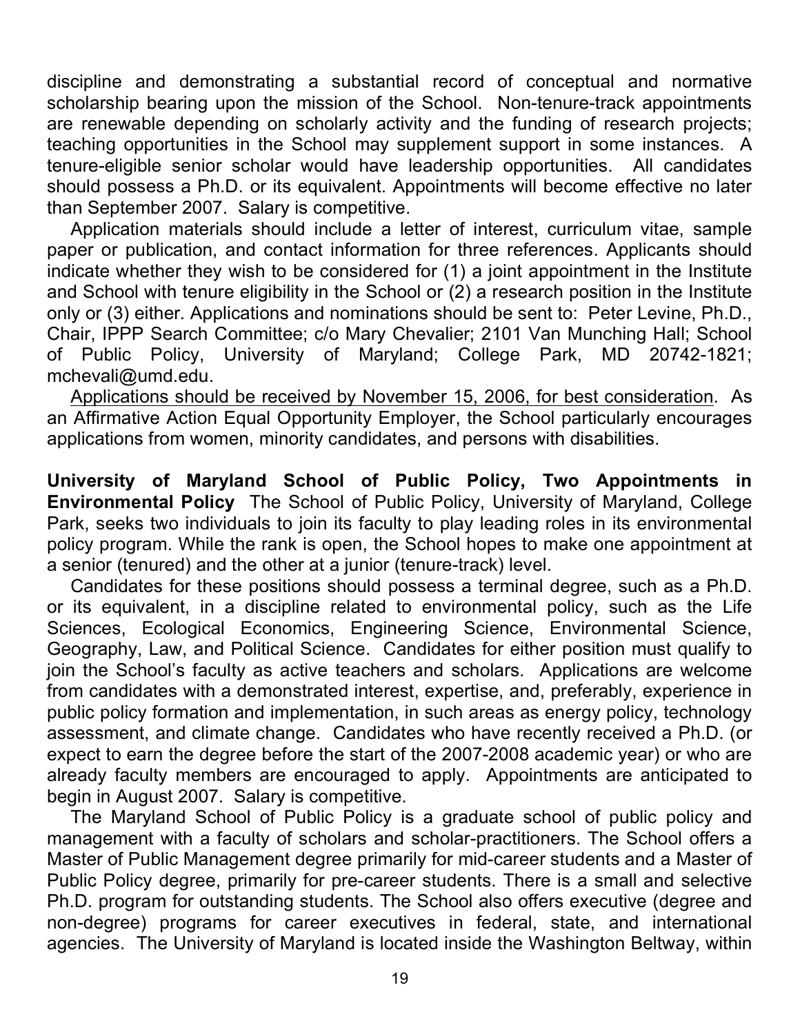discipline and demonstrating a substantial record of conceptual and normative scholarship bearing upon the mission of the School. Non-tenure-track appointments are renewable depending on scholarly activity and the funding of research projects; teaching opportunities in the School may supplement support in some instances. A tenure-eligible senior scholar would have leadership opportunities. All candidates should possess a Ph.D. or its equivalent. Appointments will become effective no later than September 2007. Salary is competitive.

Application materials should include a letter of interest, curriculum vitae, sample paper or publication, and contact information for three references. Applicants should indicate whether they wish to be considered for (1) a joint appointment in the Institute and School with tenure eligibility in the School or (2) a research position in the Institute only or (3) either. Applications and nominations should be sent to: Peter Levine, Ph.D., Chair, IPPP Search Committee; c/o Mary Chevalier; 2101 Van Munching Hall; School of Public Policy, University of Maryland; College Park, MD 20742-1821; mchevali@umd.edu.

<u>Applications should be received by November 15, 2006, for best consideration</u>. As an Affirmative Action Equal Opportunity Employer, the School particularly encourages applications from women, minority candidates, and persons with disabilities.

**University of Maryland School of Public Policy, Two Appointments in Environmental Policy** The School of Public Policy, University of Maryland, College Park, seeks two individuals to join its faculty to play leading roles in its environmental policy program. While the rank is open, the School hopes to make one appointment at a senior (tenured) and the other at a junior (tenure-track) level.

Candidates for these positions should possess a terminal degree, such as a Ph.D. or its equivalent, in a discipline related to environmental policy, such as the Life Sciences, Ecological Economics, Engineering Science, Environmental Science, Geography, Law, and Political Science. Candidates for either position must qualify to join the School's faculty as active teachers and scholars. Applications are welcome from candidates with a demonstrated interest, expertise, and, preferably, experience in public policy formation and implementation, in such areas as energy policy, technology assessment, and climate change. Candidates who have recently received a Ph.D. (or expect to earn the degree before the start of the 2007-2008 academic year) or who are already faculty members are encouraged to apply. Appointments are anticipated to begin in August 2007. Salary is competitive.

The Maryland School of Public Policy is a graduate school of public policy and management with a faculty of scholars and scholar-practitioners. The School offers a Master of Public Management degree primarily for mid-career students and a Master of Public Policy degree, primarily for pre-career students. There is a small and selective Ph.D. program for outstanding students. The School also offers executive (degree and non-degree) programs for career executives in federal, state, and international agencies. The University of Maryland is located inside the Washington Beltway, within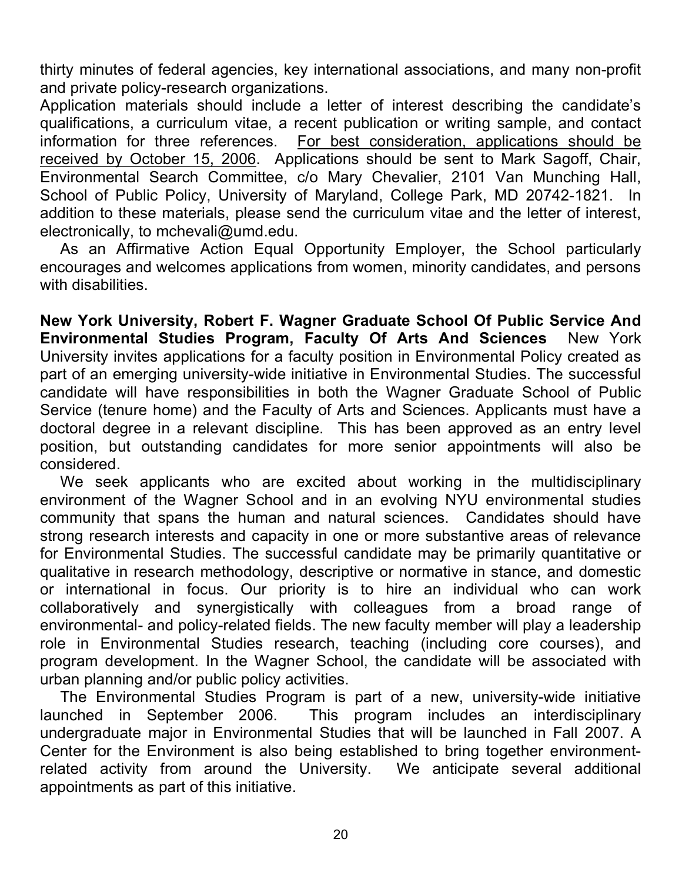thirty minutes of federal agencies, key international associations, and many non-profit and private policy-research organizations.

Application materials should include a letter of interest describing the candidate's qualifications, a curriculum vitae, a recent publication or writing sample, and contact information for three references. <u>For best consideration, applications should be received by October 15, 2006</u>. Applications should be sent to Mark Sagoff, Chair, Environmental Search Committee, c/o Mary Chevalier, 2101 Van Munching Hall, School of Public Policy, University of Maryland, College Park, MD 20742-1821. In addition to these materials, please send the curriculum vitae and the letter of interest, electronically, to mchevali@umd.edu.

As an Affirmative Action Equal Opportunity Employer, the School particularly encourages and welcomes applications from women, minority candidates, and persons with disabilities.

**New York University, Robert F. Wagner Graduate School Of Public Service And Environmental Studies Program, Faculty Of Arts And Sciences** New York University invites applications for a faculty position in Environmental Policy created as part of an emerging university-wide initiative in Environmental Studies. The successful candidate will have responsibilities in both the Wagner Graduate School of Public Service (tenure home) and the Faculty of Arts and Sciences. Applicants must have a doctoral degree in a relevant discipline. This has been approved as an entry level position, but outstanding candidates for more senior appointments will also be considered.

We seek applicants who are excited about working in the multidisciplinary environment of the Wagner School and in an evolving NYU environmental studies community that spans the human and natural sciences. Candidates should have strong research interests and capacity in one or more substantive areas of relevance for Environmental Studies. The successful candidate may be primarily quantitative or qualitative in research methodology, descriptive or normative in stance, and domestic or international in focus. Our priority is to hire an individual who can work collaboratively and synergistically with colleagues from a broad range of environmental- and policy-related fields. The new faculty member will play a leadership role in Environmental Studies research, teaching (including core courses), and program development. In the Wagner School, the candidate will be associated with urban planning and/or public policy activities.

The Environmental Studies Program is part of a new, university-wide initiative launched in September 2006. This program includes an interdisciplinary undergraduate major in Environmental Studies that will be launched in Fall 2007. A Center for the Environment is also being established to bring together environment-related activity from around the University. We anticipate several additional appointments as part of this initiative.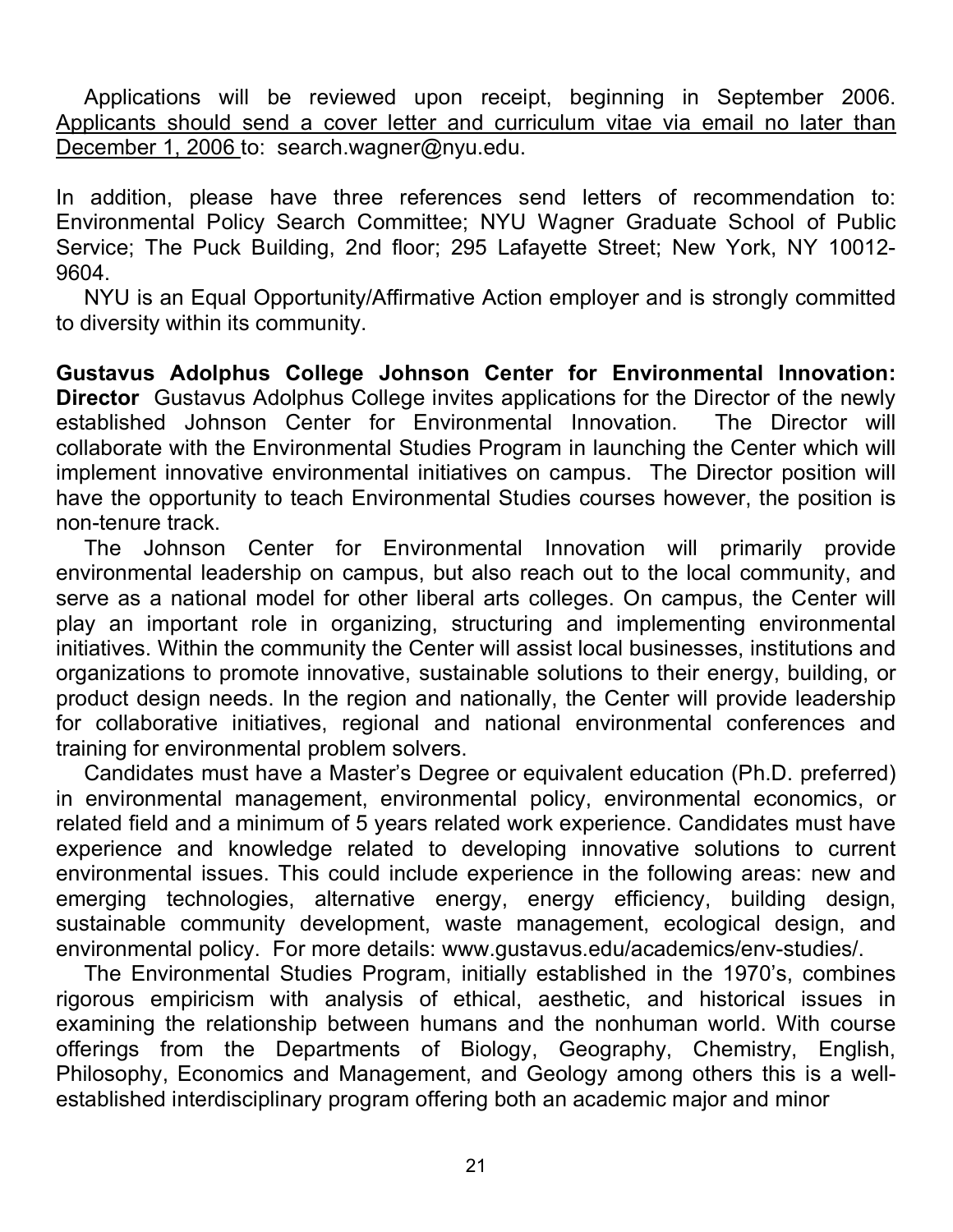Applications will be reviewed upon receipt, beginning in September 2006. Applicants should send a cover letter and curriculum vitae via email no later than December 1, 2006 to: search.wagner@nyu.edu.

In addition, please have three references send letters of recommendation to: Environmental Policy Search Committee; NYU Wagner Graduate School of Public Service; The Puck Building, 2nd floor; 295 Lafayette Street; New York, NY 10012-9604.

NYU is an Equal Opportunity/Affirmative Action employer and is strongly committed to diversity within its community.

**Gustavus Adolphus College Johnson Center for Environmental Innovation: Director** Gustavus Adolphus College invites applications for the Director of the newly established Johnson Center for Environmental Innovation. The Director will collaborate with the Environmental Studies Program in launching the Center which will implement innovative environmental initiatives on campus. The Director position will have the opportunity to teach Environmental Studies courses however, the position is non-tenure track.

The Johnson Center for Environmental Innovation will primarily provide environmental leadership on campus, but also reach out to the local community, and serve as a national model for other liberal arts colleges. On campus, the Center will play an important role in organizing, structuring and implementing environmental initiatives. Within the community the Center will assist local businesses, institutions and organizations to promote innovative, sustainable solutions to their energy, building, or product design needs. In the region and nationally, the Center will provide leadership for collaborative initiatives, regional and national environmental conferences and training for environmental problem solvers.

Candidates must have a Master's Degree or equivalent education (Ph.D. preferred) in environmental management, environmental policy, environmental economics, or related field and a minimum of 5 years related work experience. Candidates must have experience and knowledge related to developing innovative solutions to current environmental issues. This could include experience in the following areas: new and emerging technologies, alternative energy, energy efficiency, building design, sustainable community development, waste management, ecological design, and environmental policy. For more details: www.gustavus.edu/academics/env-studies/.

The Environmental Studies Program, initially established in the 1970's, combines rigorous empiricism with analysis of ethical, aesthetic, and historical issues in examining the relationship between humans and the nonhuman world. With course offerings from the Departments of Biology, Geography, Chemistry, English, Philosophy, Economics and Management, and Geology among others this is a well-established interdisciplinary program offering both an academic major and minor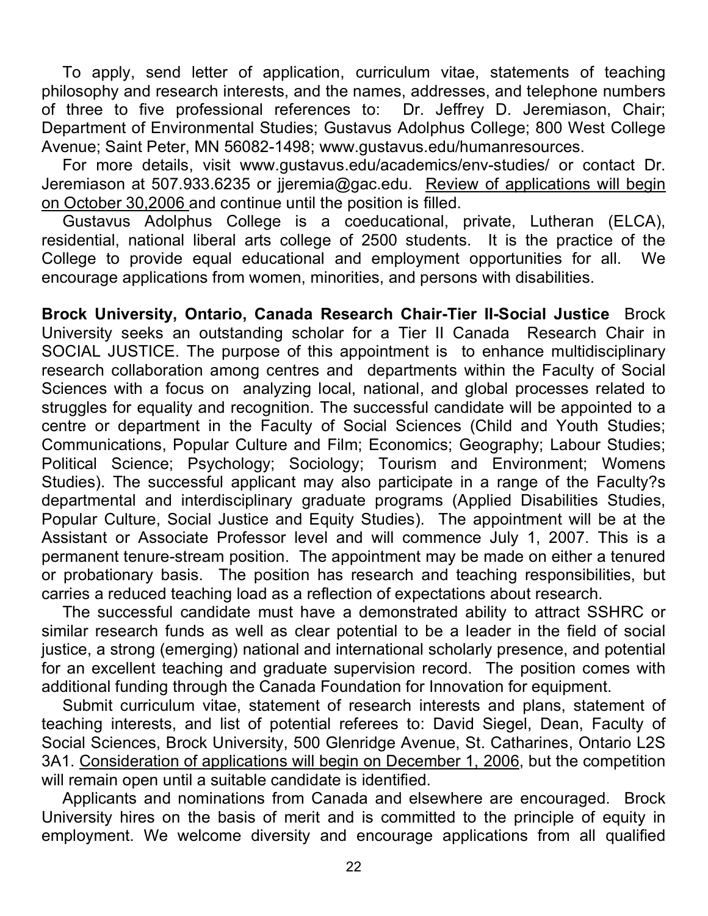To apply, send letter of application, curriculum vitae, statements of teaching philosophy and research interests, and the names, addresses, and telephone numbers of three to five professional references to: Dr. Jeffrey D. Jeremiason, Chair; Department of Environmental Studies; Gustavus Adolphus College; 800 West College Avenue; Saint Peter, MN 56082-1498; www.gustavus.edu/humanresources.

For more details, visit www.gustavus.edu/academics/env-studies/ or contact Dr. Jeremiason at 507.933.6235 or jjeremia@gac.edu. <u>Review of applications will begin on October 30,2006</u> and continue until the position is filled.

Gustavus Adolphus College is a coeducational, private, Lutheran (ELCA), residential, national liberal arts college of 2500 students. It is the practice of the College to provide equal educational and employment opportunities for all. We encourage applications from women, minorities, and persons with disabilities.

**Brock University, Ontario, Canada Research Chair-Tier II-Social Justice** Brock University seeks an outstanding scholar for a Tier II Canada Research Chair in SOCIAL JUSTICE. The purpose of this appointment is to enhance multidisciplinary research collaboration among centres and departments within the Faculty of Social Sciences with a focus on analyzing local, national, and global processes related to struggles for equality and recognition. The successful candidate will be appointed to a centre or department in the Faculty of Social Sciences (Child and Youth Studies; Communications, Popular Culture and Film; Economics; Geography; Labour Studies; Political Science; Psychology; Sociology; Tourism and Environment; Womens Studies). The successful applicant may also participate in a range of the Faculty?s departmental and interdisciplinary graduate programs (Applied Disabilities Studies, Popular Culture, Social Justice and Equity Studies). The appointment will be at the Assistant or Associate Professor level and will commence July 1, 2007. This is a permanent tenure-stream position. The appointment may be made on either a tenured or probationary basis. The position has research and teaching responsibilities, but carries a reduced teaching load as a reflection of expectations about research.

The successful candidate must have a demonstrated ability to attract SSHRC or similar research funds as well as clear potential to be a leader in the field of social justice, a strong (emerging) national and international scholarly presence, and potential for an excellent teaching and graduate supervision record. The position comes with additional funding through the Canada Foundation for Innovation for equipment.

Submit curriculum vitae, statement of research interests and plans, statement of teaching interests, and list of potential referees to: David Siegel, Dean, Faculty of Social Sciences, Brock University, 500 Glenridge Avenue, St. Catharines, Ontario L2S 3A1. <u>Consideration of applications will begin on December 1, 2006</u>, but the competition will remain open until a suitable candidate is identified.

Applicants and nominations from Canada and elsewhere are encouraged. Brock University hires on the basis of merit and is committed to the principle of equity in employment. We welcome diversity and encourage applications from all qualified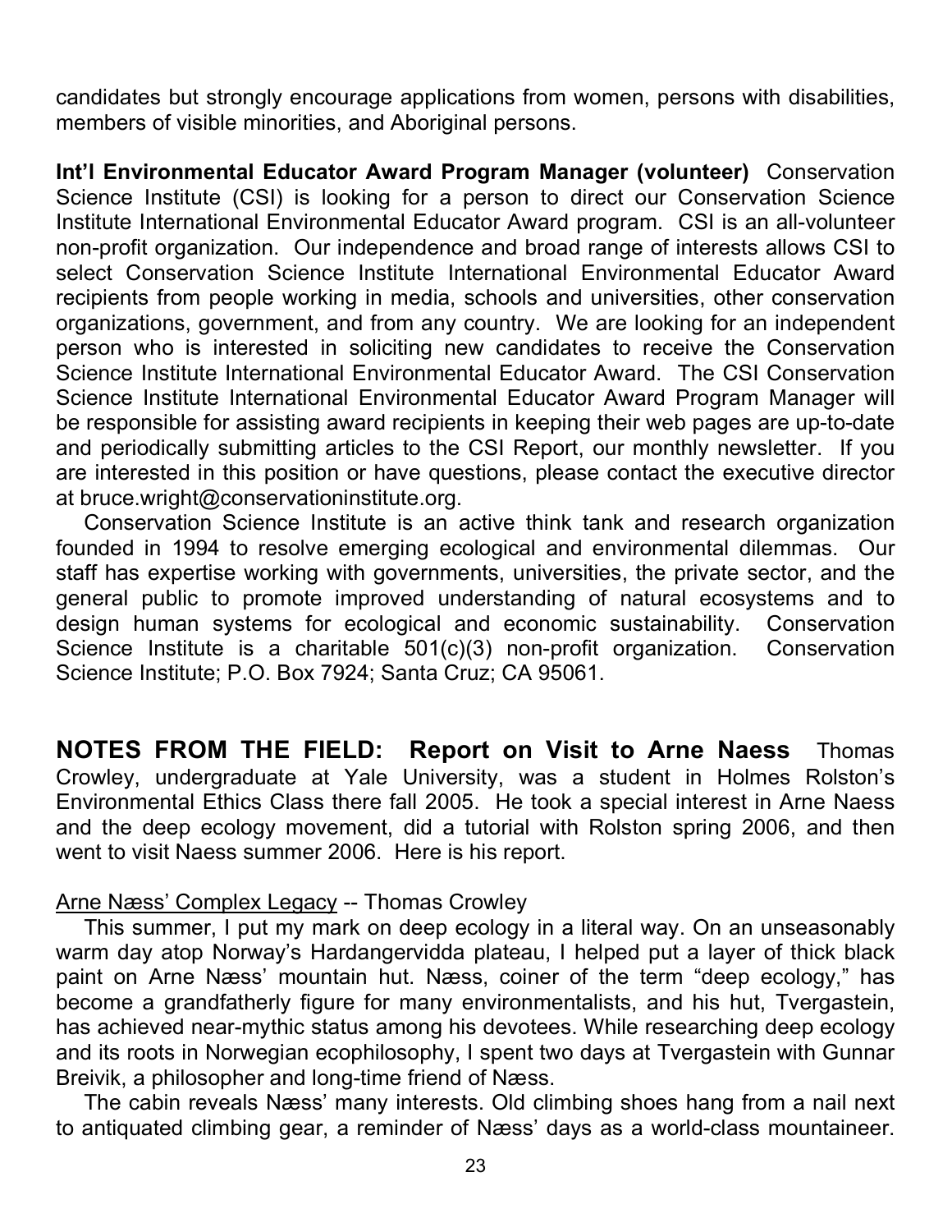candidates but strongly encourage applications from women, persons with disabilities, members of visible minorities, and Aboriginal persons.

**Int'l Environmental Educator Award Program Manager (volunteer)** Conservation Science Institute (CSI) is looking for a person to direct our Conservation Science Institute International Environmental Educator Award program. CSI is an all-volunteer non-profit organization. Our independence and broad range of interests allows CSI to select Conservation Science Institute International Environmental Educator Award recipients from people working in media, schools and universities, other conservation organizations, government, and from any country. We are looking for an independent person who is interested in soliciting new candidates to receive the Conservation Science Institute International Environmental Educator Award. The CSI Conservation Science Institute International Environmental Educator Award Program Manager will be responsible for assisting award recipients in keeping their web pages are up-to-date and periodically submitting articles to the CSI Report, our monthly newsletter. If you are interested in this position or have questions, please contact the executive director at bruce.wright@conservationinstitute.org.

Conservation Science Institute is an active think tank and research organization founded in 1994 to resolve emerging ecological and environmental dilemmas. Our staff has expertise working with governments, universities, the private sector, and the general public to promote improved understanding of natural ecosystems and to design human systems for ecological and economic sustainability. Conservation Science Institute is a charitable 501(c)(3) non-profit organization. Conservation Science Institute; P.O. Box 7924; Santa Cruz; CA 95061.

## NOTES FROM THE FIELD: Report on Visit to Arne Naess

Thomas Crowley, undergraduate at Yale University, was a student in Holmes Rolston's Environmental Ethics Class there fall 2005. He took a special interest in Arne Naess and the deep ecology movement, did a tutorial with Rolston spring 2006, and then went to visit Naess summer 2006. Here is his report.

Arne Næss' Complex Legacy -- Thomas Crowley

This summer, I put my mark on deep ecology in a literal way. On an unseasonably warm day atop Norway's Hardangervidda plateau, I helped put a layer of thick black paint on Arne Næss' mountain hut. Næss, coiner of the term "deep ecology," has become a grandfatherly figure for many environmentalists, and his hut, Tvergastein, has achieved near-mythic status among his devotees. While researching deep ecology and its roots in Norwegian ecophilosophy, I spent two days at Tvergastein with Gunnar Breivik, a philosopher and long-time friend of Næss.

The cabin reveals Næss' many interests. Old climbing shoes hang from a nail next to antiquated climbing gear, a reminder of Næss' days as a world-class mountaineer.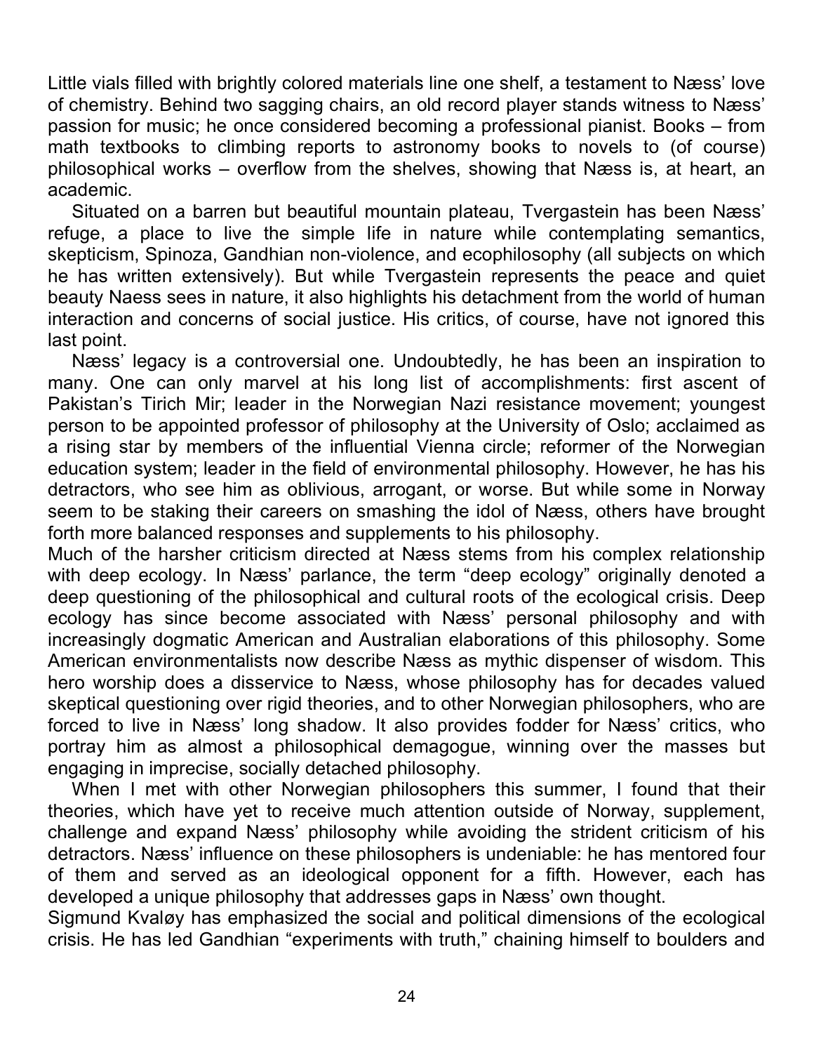Little vials filled with brightly colored materials line one shelf, a testament to Næss' love of chemistry. Behind two sagging chairs, an old record player stands witness to Næss' passion for music; he once considered becoming a professional pianist. Books – from math textbooks to climbing reports to astronomy books to novels to (of course) philosophical works – overflow from the shelves, showing that Næss is, at heart, an academic.

Situated on a barren but beautiful mountain plateau, Tvergastein has been Næss' refuge, a place to live the simple life in nature while contemplating semantics, skepticism, Spinoza, Gandhian non-violence, and ecophilosophy (all subjects on which he has written extensively). But while Tvergastein represents the peace and quiet beauty Naess sees in nature, it also highlights his detachment from the world of human interaction and concerns of social justice. His critics, of course, have not ignored this last point.

Næss' legacy is a controversial one. Undoubtedly, he has been an inspiration to many. One can only marvel at his long list of accomplishments: first ascent of Pakistan's Tirich Mir; leader in the Norwegian Nazi resistance movement; youngest person to be appointed professor of philosophy at the University of Oslo; acclaimed as a rising star by members of the influential Vienna circle; reformer of the Norwegian education system; leader in the field of environmental philosophy. However, he has his detractors, who see him as oblivious, arrogant, or worse. But while some in Norway seem to be staking their careers on smashing the idol of Næss, others have brought forth more balanced responses and supplements to his philosophy.

Much of the harsher criticism directed at Næss stems from his complex relationship with deep ecology. In Næss' parlance, the term "deep ecology" originally denoted a deep questioning of the philosophical and cultural roots of the ecological crisis. Deep ecology has since become associated with Næss' personal philosophy and with increasingly dogmatic American and Australian elaborations of this philosophy. Some American environmentalists now describe Næss as mythic dispenser of wisdom. This hero worship does a disservice to Næss, whose philosophy has for decades valued skeptical questioning over rigid theories, and to other Norwegian philosophers, who are forced to live in Næss' long shadow. It also provides fodder for Næss' critics, who portray him as almost a philosophical demagogue, winning over the masses but engaging in imprecise, socially detached philosophy.

When I met with other Norwegian philosophers this summer, I found that their theories, which have yet to receive much attention outside of Norway, supplement, challenge and expand Næss' philosophy while avoiding the strident criticism of his detractors. Næss' influence on these philosophers is undeniable: he has mentored four of them and served as an ideological opponent for a fifth. However, each has developed a unique philosophy that addresses gaps in Næss' own thought.

Sigmund Kvaløy has emphasized the social and political dimensions of the ecological crisis. He has led Gandhian "experiments with truth," chaining himself to boulders and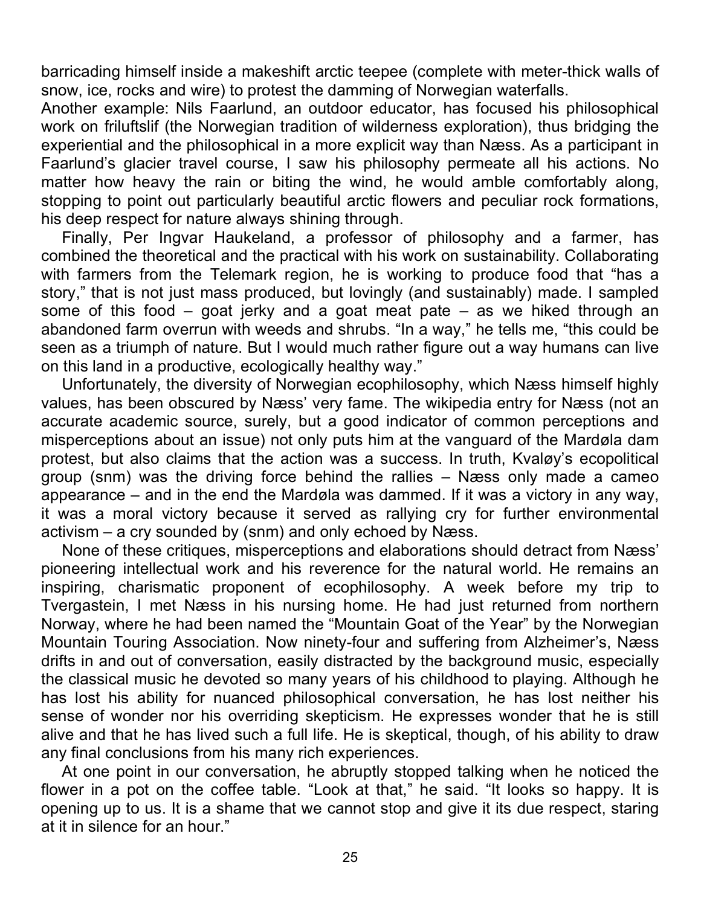barricading himself inside a makeshift arctic teepee (complete with meter-thick walls of snow, ice, rocks and wire) to protest the damming of Norwegian waterfalls.

Another example: Nils Faarlund, an outdoor educator, has focused his philosophical work on friluftslif (the Norwegian tradition of wilderness exploration), thus bridging the experiential and the philosophical in a more explicit way than Næss. As a participant in Faarlund's glacier travel course, I saw his philosophy permeate all his actions. No matter how heavy the rain or biting the wind, he would amble comfortably along, stopping to point out particularly beautiful arctic flowers and peculiar rock formations, his deep respect for nature always shining through.

Finally, Per Ingvar Haukeland, a professor of philosophy and a farmer, has combined the theoretical and the practical with his work on sustainability. Collaborating with farmers from the Telemark region, he is working to produce food that "has a story," that is not just mass produced, but lovingly (and sustainably) made. I sampled some of this food – goat jerky and a goat meat pate – as we hiked through an abandoned farm overrun with weeds and shrubs. "In a way," he tells me, "this could be seen as a triumph of nature. But I would much rather figure out a way humans can live on this land in a productive, ecologically healthy way."

Unfortunately, the diversity of Norwegian ecophilosophy, which Næss himself highly values, has been obscured by Næss' very fame. The wikipedia entry for Næss (not an accurate academic source, surely, but a good indicator of common perceptions and misperceptions about an issue) not only puts him at the vanguard of the Mardøla dam protest, but also claims that the action was a success. In truth, Kvaløy's ecopolitical group (snm) was the driving force behind the rallies – Næss only made a cameo appearance – and in the end the Mardøla was dammed. If it was a victory in any way, it was a moral victory because it served as rallying cry for further environmental activism – a cry sounded by (snm) and only echoed by Næss.

None of these critiques, misperceptions and elaborations should detract from Næss' pioneering intellectual work and his reverence for the natural world. He remains an inspiring, charismatic proponent of ecophilosophy. A week before my trip to Tvergastein, I met Næss in his nursing home. He had just returned from northern Norway, where he had been named the "Mountain Goat of the Year" by the Norwegian Mountain Touring Association. Now ninety-four and suffering from Alzheimer's, Næss drifts in and out of conversation, easily distracted by the background music, especially the classical music he devoted so many years of his childhood to playing. Although he has lost his ability for nuanced philosophical conversation, he has lost neither his sense of wonder nor his overriding skepticism. He expresses wonder that he is still alive and that he has lived such a full life. He is skeptical, though, of his ability to draw any final conclusions from his many rich experiences.

At one point in our conversation, he abruptly stopped talking when he noticed the flower in a pot on the coffee table. "Look at that," he said. "It looks so happy. It is opening up to us. It is a shame that we cannot stop and give it its due respect, staring at it in silence for an hour."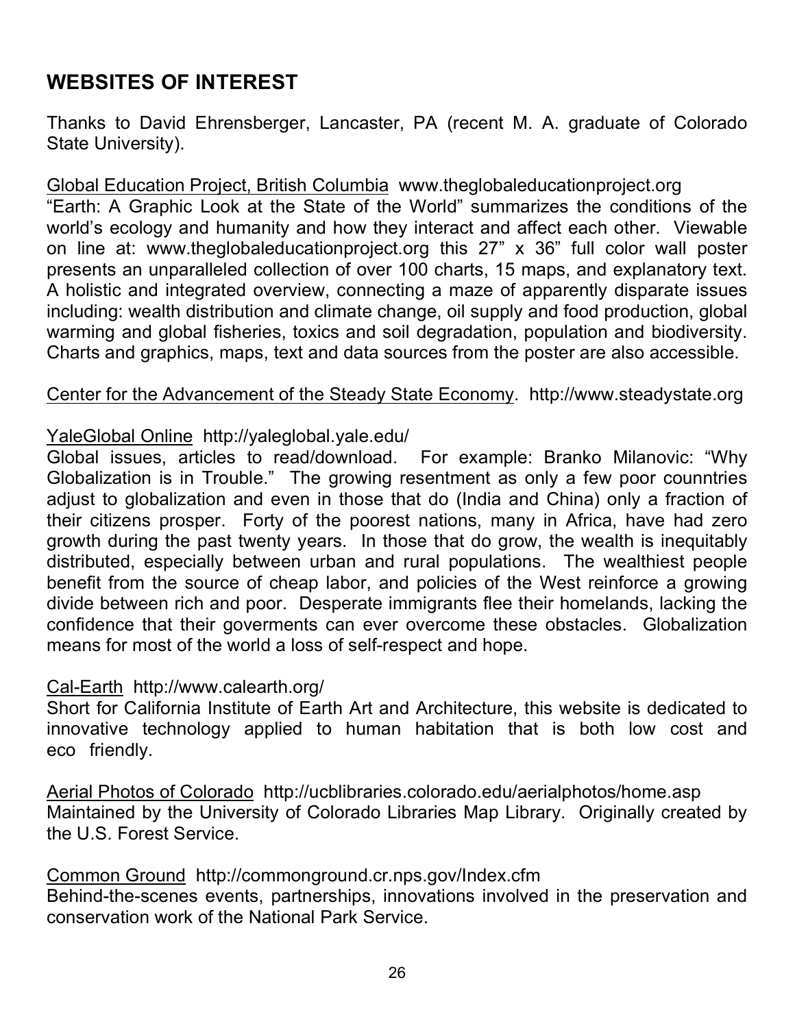## WEBSITES OF INTEREST

Thanks to David Ehrensberger, Lancaster, PA (recent M. A. graduate of Colorado State University).

Global Education Project, British Columbia www.theglobaleducationproject.org
"Earth: A Graphic Look at the State of the World" summarizes the conditions of the world's ecology and humanity and how they interact and affect each other. Viewable on line at: www.theglobaleducationproject.org this 27" x 36" full color wall poster presents an unparalleled collection of over 100 charts, 15 maps, and explanatory text. A holistic and integrated overview, connecting a maze of apparently disparate issues including: wealth distribution and climate change, oil supply and food production, global warming and global fisheries, toxics and soil degradation, population and biodiversity. Charts and graphics, maps, text and data sources from the poster are also accessible.

Center for the Advancement of the Steady State Economy. http://www.steadystate.org

YaleGlobal Online http://yaleglobal.yale.edu/
Global issues, articles to read/download. For example: Branko Milanovic: "Why Globalization is in Trouble." The growing resentment as only a few poor counntries adjust to globalization and even in those that do (India and China) only a fraction of their citizens prosper. Forty of the poorest nations, many in Africa, have had zero growth during the past twenty years. In those that do grow, the wealth is inequitably distributed, especially between urban and rural populations. The wealthiest people benefit from the source of cheap labor, and policies of the West reinforce a growing divide between rich and poor. Desperate immigrants flee their homelands, lacking the confidence that their goverments can ever overcome these obstacles. Globalization means for most of the world a loss of self-respect and hope.

Cal-Earth http://www.calearth.org/
Short for California Institute of Earth Art and Architecture, this website is dedicated to innovative technology applied to human habitation that is both low cost and eco friendly.

Aerial Photos of Colorado http://ucblibraries.colorado.edu/aerialphotos/home.asp
Maintained by the University of Colorado Libraries Map Library. Originally created by the U.S. Forest Service.

Common Ground http://commonground.cr.nps.gov/Index.cfm
Behind-the-scenes events, partnerships, innovations involved in the preservation and conservation work of the National Park Service.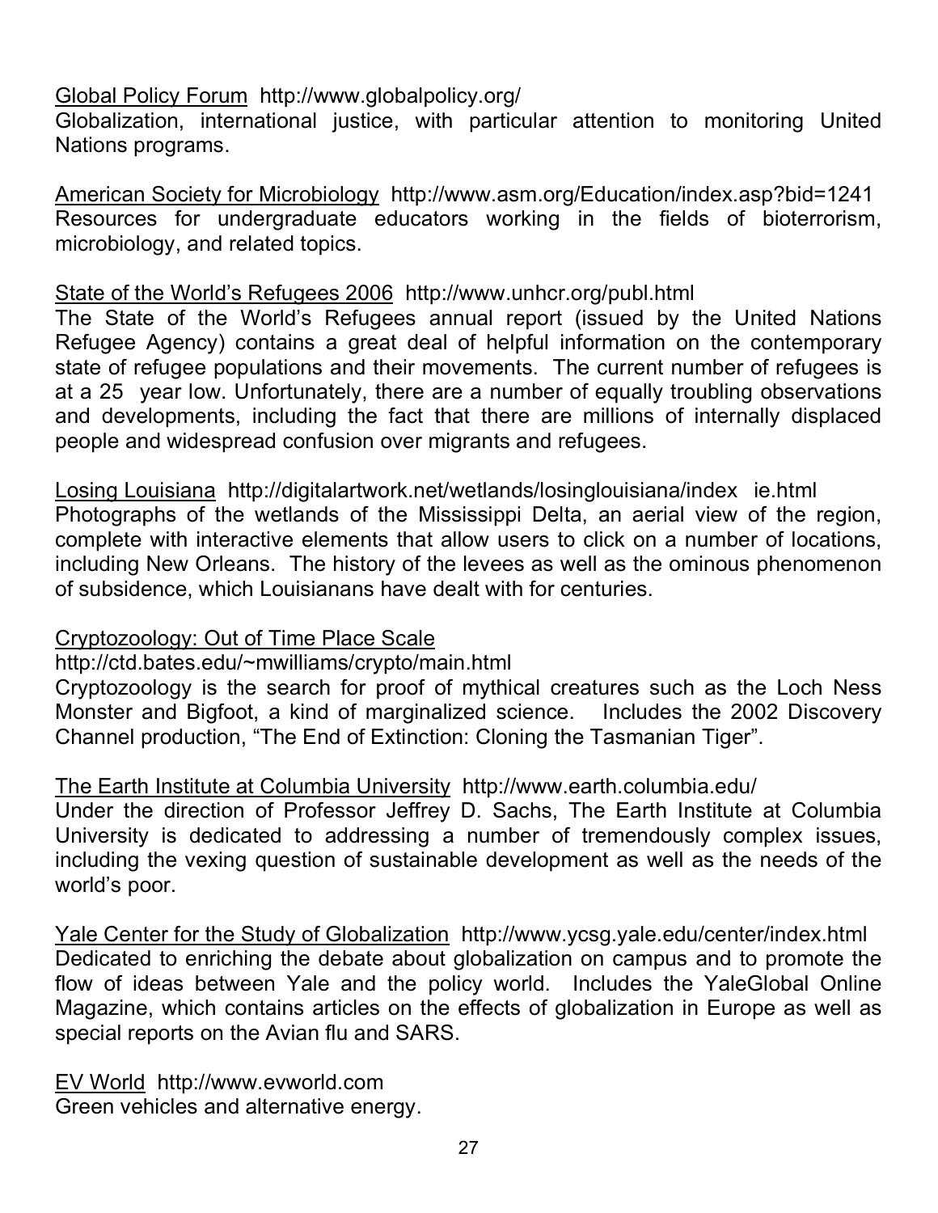Global Policy Forum http://www.globalpolicy.org/
Globalization, international justice, with particular attention to monitoring United Nations programs.

American Society for Microbiology http://www.asm.org/Education/index.asp?bid=1241
Resources for undergraduate educators working in the fields of bioterrorism, microbiology, and related topics.

State of the World's Refugees 2006 http://www.unhcr.org/publ.html
The State of the World's Refugees annual report (issued by the United Nations Refugee Agency) contains a great deal of helpful information on the contemporary state of refugee populations and their movements. The current number of refugees is at a 25 year low. Unfortunately, there are a number of equally troubling observations and developments, including the fact that there are millions of internally displaced people and widespread confusion over migrants and refugees.

Losing Louisiana http://digitalartwork.net/wetlands/losinglouisiana/index_ie.html
Photographs of the wetlands of the Mississippi Delta, an aerial view of the region, complete with interactive elements that allow users to click on a number of locations, including New Orleans. The history of the levees as well as the ominous phenomenon of subsidence, which Louisianans have dealt with for centuries.

Cryptozoology: Out of Time Place Scale
http://ctd.bates.edu/~mwilliams/crypto/main.html
Cryptozoology is the search for proof of mythical creatures such as the Loch Ness Monster and Bigfoot, a kind of marginalized science. Includes the 2002 Discovery Channel production, "The End of Extinction: Cloning the Tasmanian Tiger".

The Earth Institute at Columbia University http://www.earth.columbia.edu/
Under the direction of Professor Jeffrey D. Sachs, The Earth Institute at Columbia University is dedicated to addressing a number of tremendously complex issues, including the vexing question of sustainable development as well as the needs of the world's poor.

Yale Center for the Study of Globalization http://www.ycsg.yale.edu/center/index.html
Dedicated to enriching the debate about globalization on campus and to promote the flow of ideas between Yale and the policy world. Includes the YaleGlobal Online Magazine, which contains articles on the effects of globalization in Europe as well as special reports on the Avian flu and SARS.

EV World http://www.evworld.com
Green vehicles and alternative energy.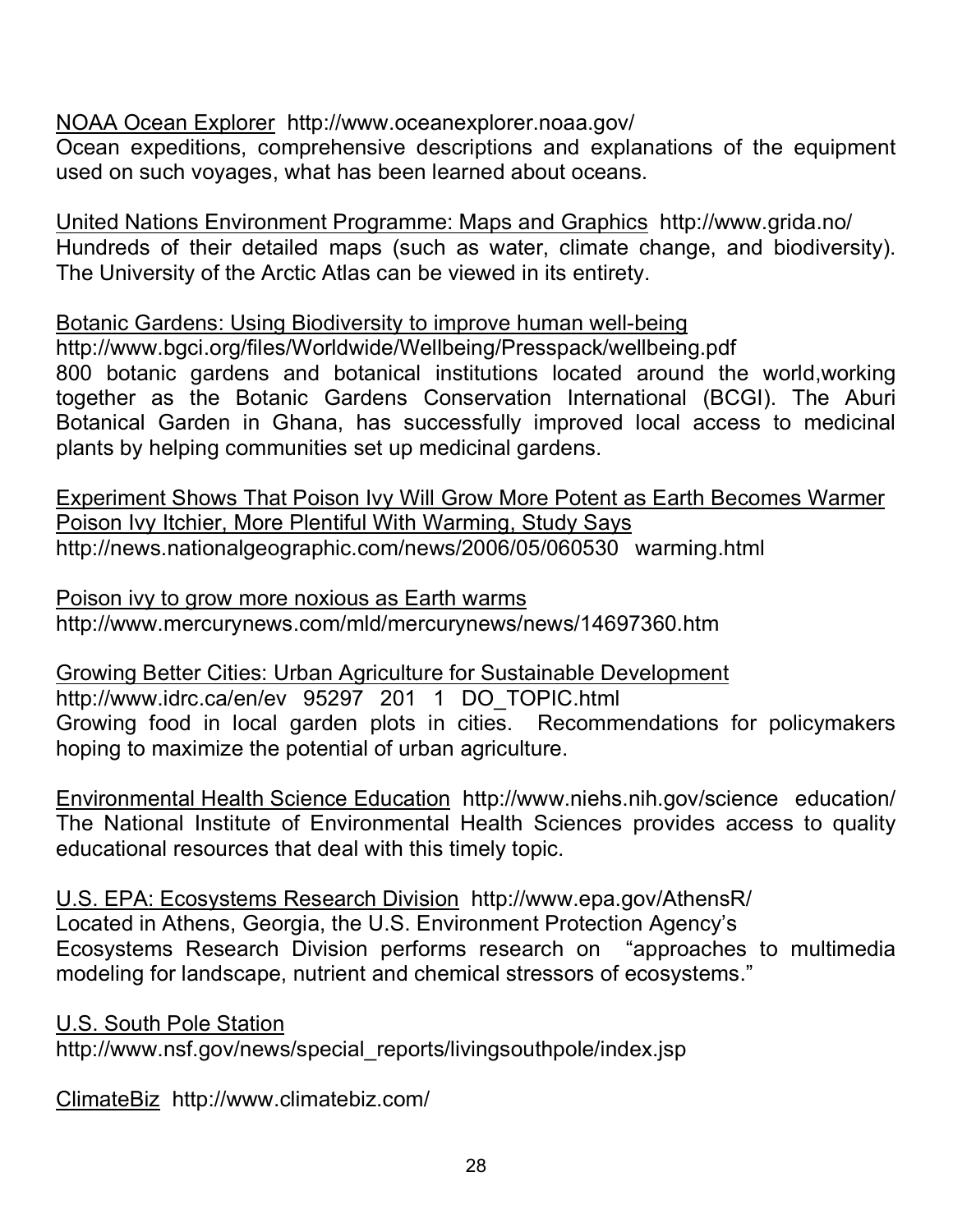NOAA Ocean Explorer http://www.oceanexplorer.noaa.gov/
Ocean expeditions, comprehensive descriptions and explanations of the equipment used on such voyages, what has been learned about oceans.

United Nations Environment Programme: Maps and Graphics http://www.grida.no/
Hundreds of their detailed maps (such as water, climate change, and biodiversity). The University of the Arctic Atlas can be viewed in its entirety.

Botanic Gardens: Using Biodiversity to improve human well-being
http://www.bgci.org/files/Worldwide/Wellbeing/Presspack/wellbeing.pdf
800 botanic gardens and botanical institutions located around the world,working together as the Botanic Gardens Conservation International (BCGI). The Aburi Botanical Garden in Ghana, has successfully improved local access to medicinal plants by helping communities set up medicinal gardens.

Experiment Shows That Poison Ivy Will Grow More Potent as Earth Becomes Warmer
Poison Ivy Itchier, More Plentiful With Warming, Study Says
http://news.nationalgeographic.com/news/2006/05/060530 warming.html

Poison ivy to grow more noxious as Earth warms
http://www.mercurynews.com/mld/mercurynews/news/14697360.htm

Growing Better Cities: Urban Agriculture for Sustainable Development
http://www.idrc.ca/en/ev 95297 201 1 DO_TOPIC.html
Growing food in local garden plots in cities. Recommendations for policymakers hoping to maximize the potential of urban agriculture.

Environmental Health Science Education http://www.niehs.nih.gov/science education/
The National Institute of Environmental Health Sciences provides access to quality educational resources that deal with this timely topic.

U.S. EPA: Ecosystems Research Division http://www.epa.gov/AthensR/
Located in Athens, Georgia, the U.S. Environment Protection Agency's Ecosystems Research Division performs research on "approaches to multimedia modeling for landscape, nutrient and chemical stressors of ecosystems."

U.S. South Pole Station
http://www.nsf.gov/news/special_reports/livingsouthpole/index.jsp

ClimateBiz http://www.climatebiz.com/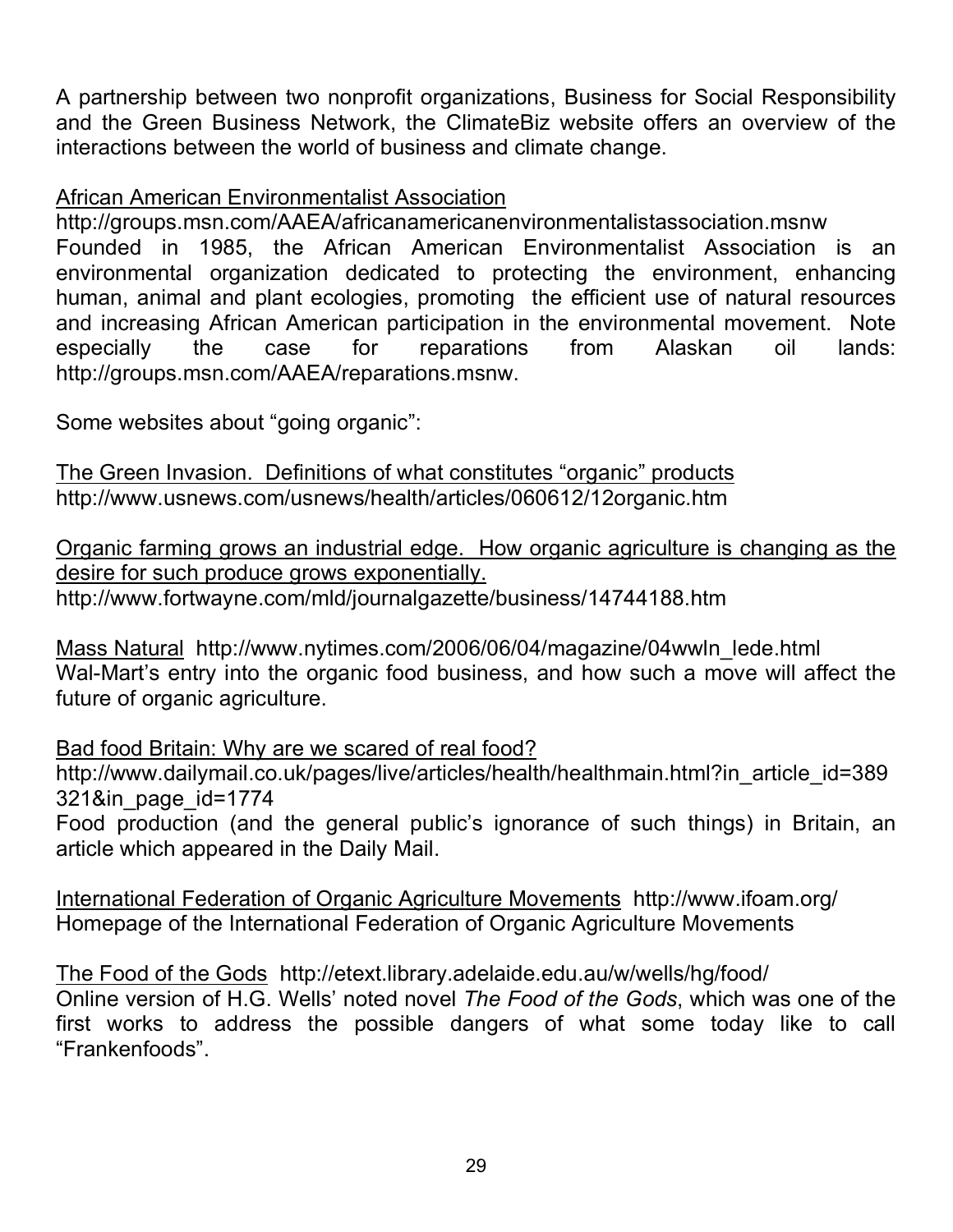A partnership between two nonprofit organizations, Business for Social Responsibility and the Green Business Network, the ClimateBiz website offers an overview of the interactions between the world of business and climate change.

<u>African American Environmentalist Association</u>
http://groups.msn.com/AAEA/africanamericanenvironmentalistassociation.msnw
Founded in 1985, the African American Environmentalist Association is an environmental organization dedicated to protecting the environment, enhancing human, animal and plant ecologies, promoting the efficient use of natural resources and increasing African American participation in the environmental movement. Note especially the case for reparations from Alaskan oil lands: http://groups.msn.com/AAEA/reparations.msnw.

Some websites about "going organic":

<u>The Green Invasion. Definitions of what constitutes "organic" products</u>
http://www.usnews.com/usnews/health/articles/060612/12organic.htm

<u>Organic farming grows an industrial edge. How organic agriculture is changing as the desire for such produce grows exponentially.</u>
http://www.fortwayne.com/mld/journalgazette/business/14744188.htm

<u>Mass Natural</u> http://www.nytimes.com/2006/06/04/magazine/04wwln_lede.html
Wal-Mart's entry into the organic food business, and how such a move will affect the future of organic agriculture.

<u>Bad food Britain: Why are we scared of real food?</u>
http://www.dailymail.co.uk/pages/live/articles/health/healthmain.html?in_article_id=389321&in_page_id=1774
Food production (and the general public's ignorance of such things) in Britain, an article which appeared in the Daily Mail.

<u>International Federation of Organic Agriculture Movements</u> http://www.ifoam.org/
Homepage of the International Federation of Organic Agriculture Movements

<u>The Food of the Gods</u> http://etext.library.adelaide.edu.au/w/wells/hg/food/
Online version of H.G. Wells' noted novel *The Food of the Gods*, which was one of the first works to address the possible dangers of what some today like to call "Frankenfoods".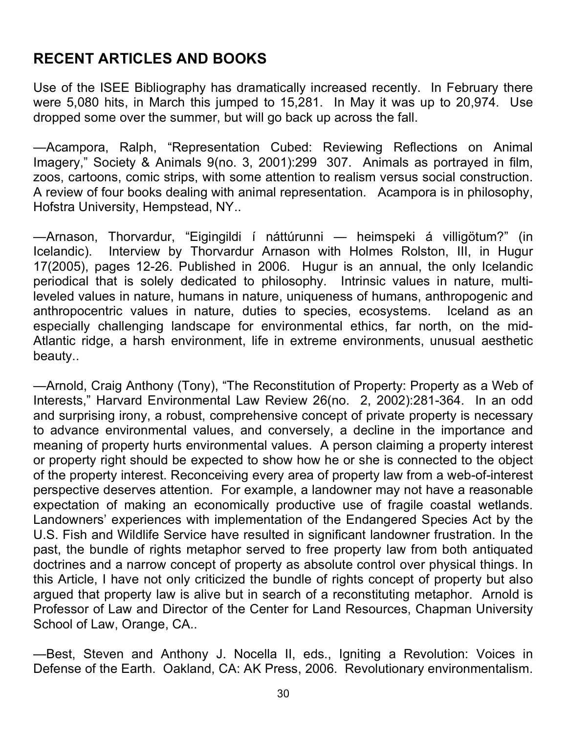## RECENT ARTICLES AND BOOKS

Use of the ISEE Bibliography has dramatically increased recently. In February there were 5,080 hits, in March this jumped to 15,281. In May it was up to 20,974. Use dropped some over the summer, but will go back up across the fall.

—Acampora, Ralph, "Representation Cubed: Reviewing Reflections on Animal Imagery," Society & Animals 9(no. 3, 2001):299 307. Animals as portrayed in film, zoos, cartoons, comic strips, with some attention to realism versus social construction. A review of four books dealing with animal representation. Acampora is in philosophy, Hofstra University, Hempstead, NY..

—Arnason, Thorvardur, "Eigingildi í náttúrunni — heimspeki á villigötum?" (in Icelandic). Interview by Thorvardur Arnason with Holmes Rolston, III, in Hugur 17(2005), pages 12-26. Published in 2006. Hugur is an annual, the only Icelandic periodical that is solely dedicated to philosophy. Intrinsic values in nature, multi-leveled values in nature, humans in nature, uniqueness of humans, anthropogenic and anthropocentric values in nature, duties to species, ecosystems. Iceland as an especially challenging landscape for environmental ethics, far north, on the mid-Atlantic ridge, a harsh environment, life in extreme environments, unusual aesthetic beauty..

—Arnold, Craig Anthony (Tony), "The Reconstitution of Property: Property as a Web of Interests," Harvard Environmental Law Review 26(no. 2, 2002):281-364. In an odd and surprising irony, a robust, comprehensive concept of private property is necessary to advance environmental values, and conversely, a decline in the importance and meaning of property hurts environmental values. A person claiming a property interest or property right should be expected to show how he or she is connected to the object of the property interest. Reconceiving every area of property law from a web-of-interest perspective deserves attention. For example, a landowner may not have a reasonable expectation of making an economically productive use of fragile coastal wetlands. Landowners' experiences with implementation of the Endangered Species Act by the U.S. Fish and Wildlife Service have resulted in significant landowner frustration. In the past, the bundle of rights metaphor served to free property law from both antiquated doctrines and a narrow concept of property as absolute control over physical things. In this Article, I have not only criticized the bundle of rights concept of property but also argued that property law is alive but in search of a reconstituting metaphor. Arnold is Professor of Law and Director of the Center for Land Resources, Chapman University School of Law, Orange, CA..

—Best, Steven and Anthony J. Nocella II, eds., Igniting a Revolution: Voices in Defense of the Earth. Oakland, CA: AK Press, 2006. Revolutionary environmentalism.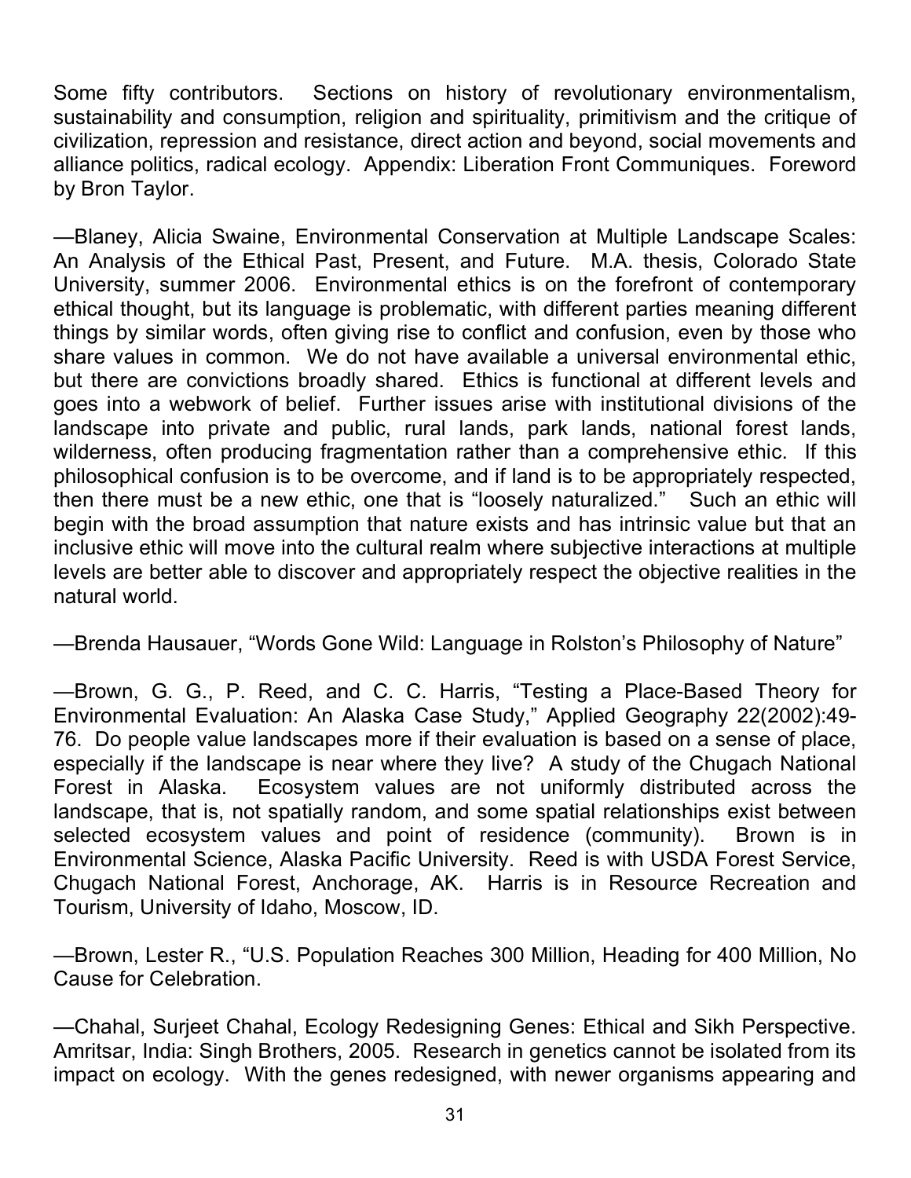Some fifty contributors. Sections on history of revolutionary environmentalism, sustainability and consumption, religion and spirituality, primitivism and the critique of civilization, repression and resistance, direct action and beyond, social movements and alliance politics, radical ecology. Appendix: Liberation Front Communiques. Foreword by Bron Taylor.

—Blaney, Alicia Swaine, Environmental Conservation at Multiple Landscape Scales: An Analysis of the Ethical Past, Present, and Future. M.A. thesis, Colorado State University, summer 2006. Environmental ethics is on the forefront of contemporary ethical thought, but its language is problematic, with different parties meaning different things by similar words, often giving rise to conflict and confusion, even by those who share values in common. We do not have available a universal environmental ethic, but there are convictions broadly shared. Ethics is functional at different levels and goes into a webwork of belief. Further issues arise with institutional divisions of the landscape into private and public, rural lands, park lands, national forest lands, wilderness, often producing fragmentation rather than a comprehensive ethic. If this philosophical confusion is to be overcome, and if land is to be appropriately respected, then there must be a new ethic, one that is "loosely naturalized." Such an ethic will begin with the broad assumption that nature exists and has intrinsic value but that an inclusive ethic will move into the cultural realm where subjective interactions at multiple levels are better able to discover and appropriately respect the objective realities in the natural world.

—Brenda Hausauer, "Words Gone Wild: Language in Rolston's Philosophy of Nature"

—Brown, G. G., P. Reed, and C. C. Harris, "Testing a Place-Based Theory for Environmental Evaluation: An Alaska Case Study," Applied Geography 22(2002):49-76. Do people value landscapes more if their evaluation is based on a sense of place, especially if the landscape is near where they live? A study of the Chugach National Forest in Alaska. Ecosystem values are not uniformly distributed across the landscape, that is, not spatially random, and some spatial relationships exist between selected ecosystem values and point of residence (community). Brown is in Environmental Science, Alaska Pacific University. Reed is with USDA Forest Service, Chugach National Forest, Anchorage, AK. Harris is in Resource Recreation and Tourism, University of Idaho, Moscow, ID.

—Brown, Lester R., "U.S. Population Reaches 300 Million, Heading for 400 Million, No Cause for Celebration.

—Chahal, Surjeet Chahal, Ecology Redesigning Genes: Ethical and Sikh Perspective. Amritsar, India: Singh Brothers, 2005. Research in genetics cannot be isolated from its impact on ecology. With the genes redesigned, with newer organisms appearing and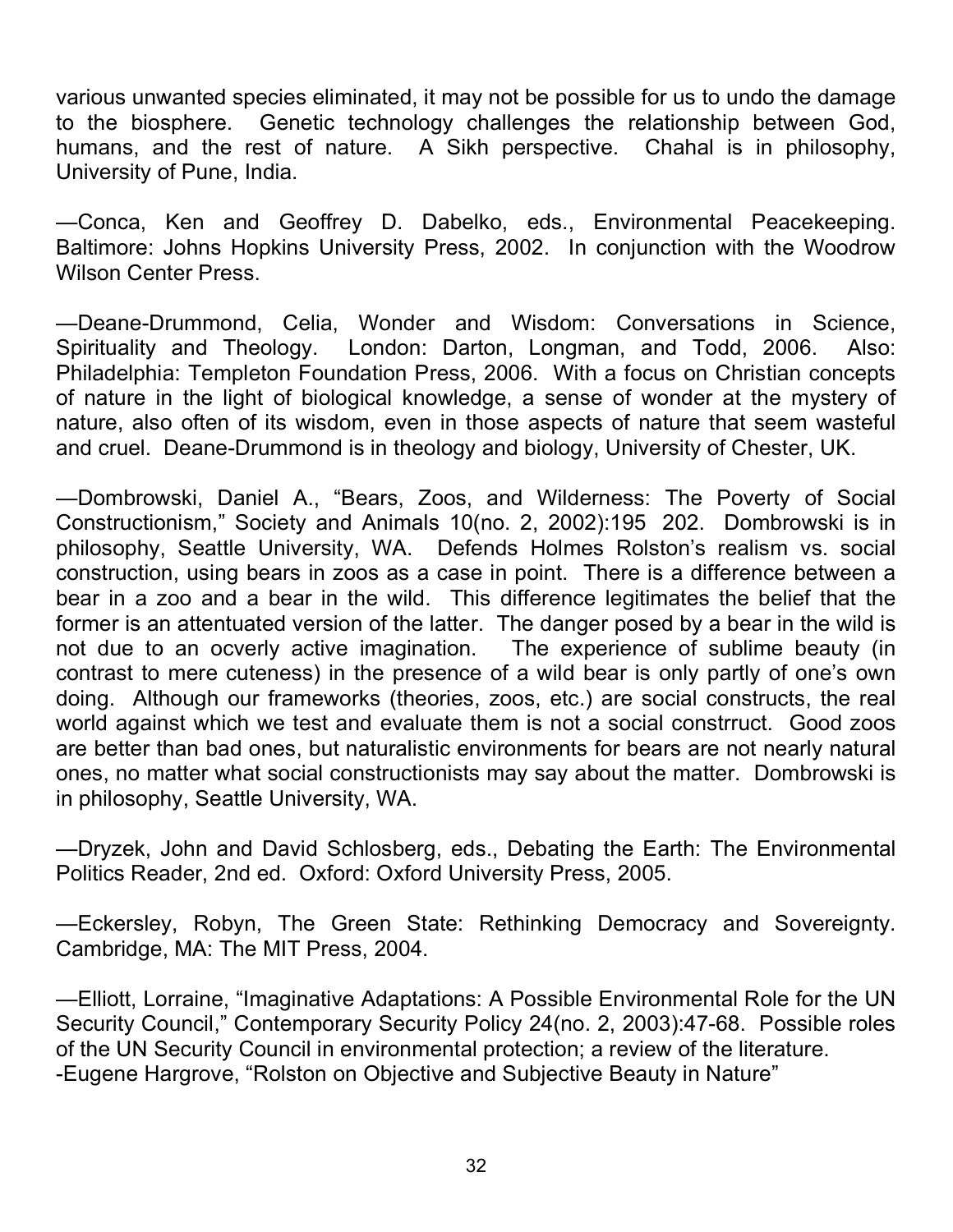various unwanted species eliminated, it may not be possible for us to undo the damage to the biosphere. Genetic technology challenges the relationship between God, humans, and the rest of nature. A Sikh perspective. Chahal is in philosophy, University of Pune, India.

—Conca, Ken and Geoffrey D. Dabelko, eds., Environmental Peacekeeping. Baltimore: Johns Hopkins University Press, 2002. In conjunction with the Woodrow Wilson Center Press.

—Deane-Drummond, Celia, Wonder and Wisdom: Conversations in Science, Spirituality and Theology. London: Darton, Longman, and Todd, 2006. Also: Philadelphia: Templeton Foundation Press, 2006. With a focus on Christian concepts of nature in the light of biological knowledge, a sense of wonder at the mystery of nature, also often of its wisdom, even in those aspects of nature that seem wasteful and cruel. Deane-Drummond is in theology and biology, University of Chester, UK.

—Dombrowski, Daniel A., "Bears, Zoos, and Wilderness: The Poverty of Social Constructionism," Society and Animals 10(no. 2, 2002):195 202. Dombrowski is in philosophy, Seattle University, WA. Defends Holmes Rolston's realism vs. social construction, using bears in zoos as a case in point. There is a difference between a bear in a zoo and a bear in the wild. This difference legitimates the belief that the former is an attentuated version of the latter. The danger posed by a bear in the wild is not due to an ocverly active imagination. The experience of sublime beauty (in contrast to mere cuteness) in the presence of a wild bear is only partly of one's own doing. Although our frameworks (theories, zoos, etc.) are social constructs, the real world against which we test and evaluate them is not a social constrruct. Good zoos are better than bad ones, but naturalistic environments for bears are not nearly natural ones, no matter what social constructionists may say about the matter. Dombrowski is in philosophy, Seattle University, WA.

—Dryzek, John and David Schlosberg, eds., Debating the Earth: The Environmental Politics Reader, 2nd ed. Oxford: Oxford University Press, 2005.

—Eckersley, Robyn, The Green State: Rethinking Democracy and Sovereignty. Cambridge, MA: The MIT Press, 2004.

—Elliott, Lorraine, "Imaginative Adaptations: A Possible Environmental Role for the UN Security Council," Contemporary Security Policy 24(no. 2, 2003):47-68. Possible roles of the UN Security Council in environmental protection; a review of the literature.
-Eugene Hargrove, "Rolston on Objective and Subjective Beauty in Nature"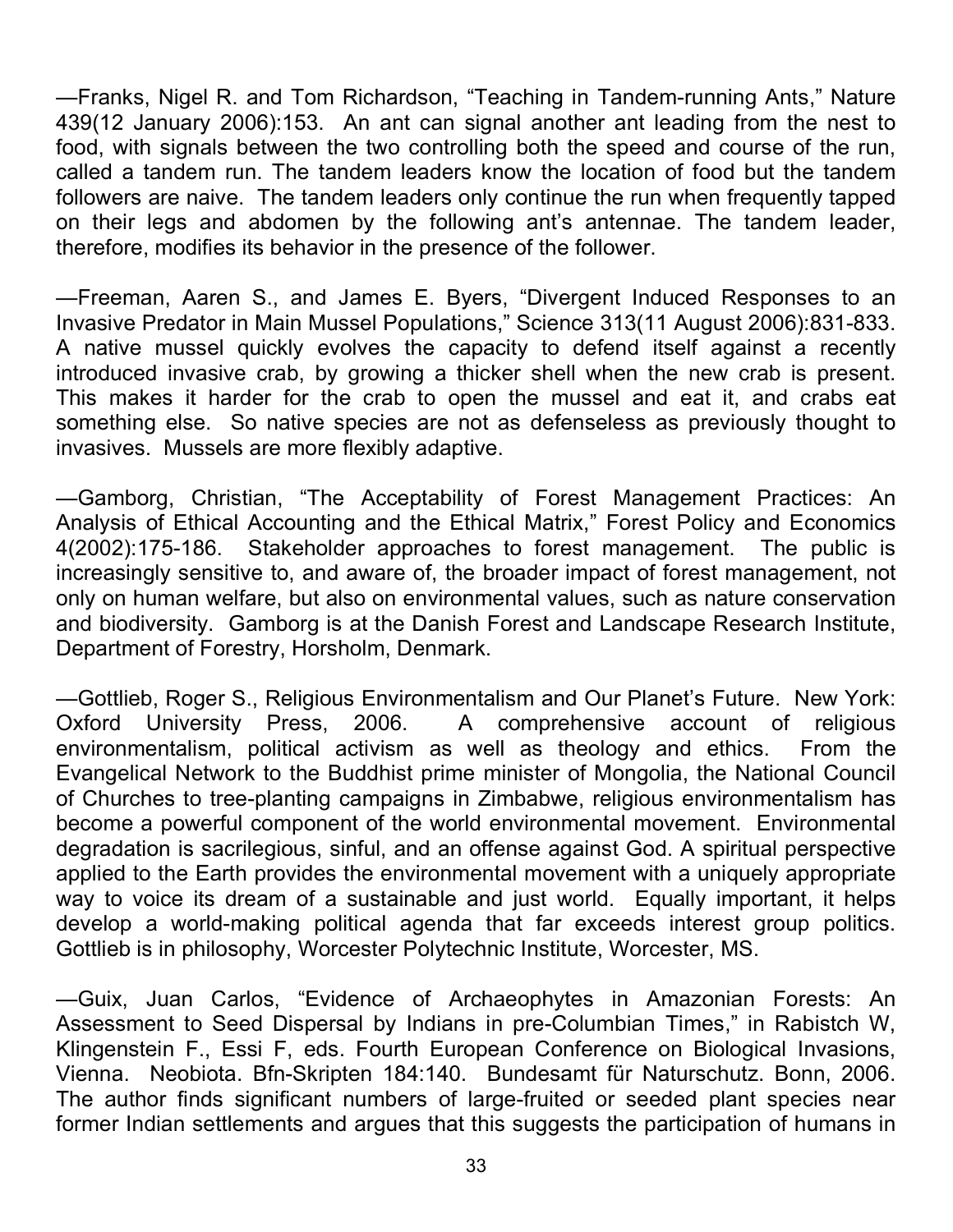—Franks, Nigel R. and Tom Richardson, "Teaching in Tandem-running Ants," Nature 439(12 January 2006):153. An ant can signal another ant leading from the nest to food, with signals between the two controlling both the speed and course of the run, called a tandem run. The tandem leaders know the location of food but the tandem followers are naive. The tandem leaders only continue the run when frequently tapped on their legs and abdomen by the following ant's antennae. The tandem leader, therefore, modifies its behavior in the presence of the follower.

—Freeman, Aaren S., and James E. Byers, "Divergent Induced Responses to an Invasive Predator in Main Mussel Populations," Science 313(11 August 2006):831-833. A native mussel quickly evolves the capacity to defend itself against a recently introduced invasive crab, by growing a thicker shell when the new crab is present. This makes it harder for the crab to open the mussel and eat it, and crabs eat something else. So native species are not as defenseless as previously thought to invasives. Mussels are more flexibly adaptive.

—Gamborg, Christian, "The Acceptability of Forest Management Practices: An Analysis of Ethical Accounting and the Ethical Matrix," Forest Policy and Economics 4(2002):175-186. Stakeholder approaches to forest management. The public is increasingly sensitive to, and aware of, the broader impact of forest management, not only on human welfare, but also on environmental values, such as nature conservation and biodiversity. Gamborg is at the Danish Forest and Landscape Research Institute, Department of Forestry, Horsholm, Denmark.

—Gottlieb, Roger S., Religious Environmentalism and Our Planet's Future. New York: Oxford University Press, 2006. A comprehensive account of religious environmentalism, political activism as well as theology and ethics. From the Evangelical Network to the Buddhist prime minister of Mongolia, the National Council of Churches to tree-planting campaigns in Zimbabwe, religious environmentalism has become a powerful component of the world environmental movement. Environmental degradation is sacrilegious, sinful, and an offense against God. A spiritual perspective applied to the Earth provides the environmental movement with a uniquely appropriate way to voice its dream of a sustainable and just world. Equally important, it helps develop a world-making political agenda that far exceeds interest group politics. Gottlieb is in philosophy, Worcester Polytechnic Institute, Worcester, MS.

—Guix, Juan Carlos, "Evidence of Archaeophytes in Amazonian Forests: An Assessment to Seed Dispersal by Indians in pre-Columbian Times," in Rabistch W, Klingenstein F., Essi F, eds. Fourth European Conference on Biological Invasions, Vienna. Neobiota. Bfn-Skripten 184:140. Bundesamt für Naturschutz. Bonn, 2006. The author finds significant numbers of large-fruited or seeded plant species near former Indian settlements and argues that this suggests the participation of humans in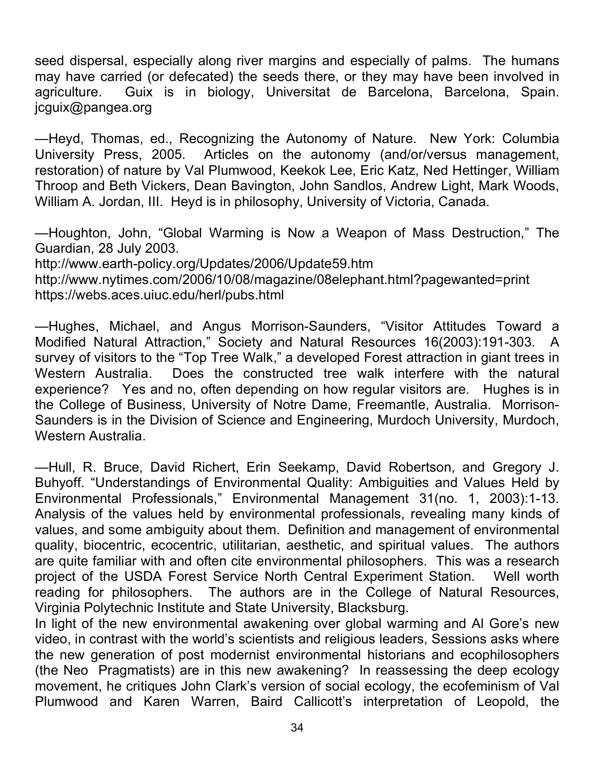seed dispersal, especially along river margins and especially of palms. The humans may have carried (or defecated) the seeds there, or they may have been involved in agriculture. Guix is in biology, Universitat de Barcelona, Barcelona, Spain. jcguix@pangea.org

—Heyd, Thomas, ed., Recognizing the Autonomy of Nature. New York: Columbia University Press, 2005. Articles on the autonomy (and/or/versus management, restoration) of nature by Val Plumwood, Keekok Lee, Eric Katz, Ned Hettinger, William Throop and Beth Vickers, Dean Bavington, John Sandlos, Andrew Light, Mark Woods, William A. Jordan, III. Heyd is in philosophy, University of Victoria, Canada.

—Houghton, John, "Global Warming is Now a Weapon of Mass Destruction," The Guardian, 28 July 2003.
http://www.earth-policy.org/Updates/2006/Update59.htm
http://www.nytimes.com/2006/10/08/magazine/08elephant.html?pagewanted=print
https://webs.aces.uiuc.edu/herl/pubs.html

—Hughes, Michael, and Angus Morrison-Saunders, "Visitor Attitudes Toward a Modified Natural Attraction," Society and Natural Resources 16(2003):191-303. A survey of visitors to the "Top Tree Walk," a developed Forest attraction in giant trees in Western Australia. Does the constructed tree walk interfere with the natural experience? Yes and no, often depending on how regular visitors are. Hughes is in the College of Business, University of Notre Dame, Freemantle, Australia. Morrison-Saunders is in the Division of Science and Engineering, Murdoch University, Murdoch, Western Australia.

—Hull, R. Bruce, David Richert, Erin Seekamp, David Robertson, and Gregory J. Buhyoff. "Understandings of Environmental Quality: Ambiguities and Values Held by Environmental Professionals," Environmental Management 31(no. 1, 2003):1-13. Analysis of the values held by environmental professionals, revealing many kinds of values, and some ambiguity about them. Definition and management of environmental quality, biocentric, ecocentric, utilitarian, aesthetic, and spiritual values. The authors are quite familiar with and often cite environmental philosophers. This was a research project of the USDA Forest Service North Central Experiment Station. Well worth reading for philosophers. The authors are in the College of Natural Resources, Virginia Polytechnic Institute and State University, Blacksburg.
In light of the new environmental awakening over global warming and Al Gore's new video, in contrast with the world's scientists and religious leaders, Sessions asks where the new generation of post modernist environmental historians and ecophilosophers (the Neo Pragmatists) are in this new awakening? In reassessing the deep ecology movement, he critiques John Clark's version of social ecology, the ecofeminism of Val Plumwood and Karen Warren, Baird Callicott's interpretation of Leopold, the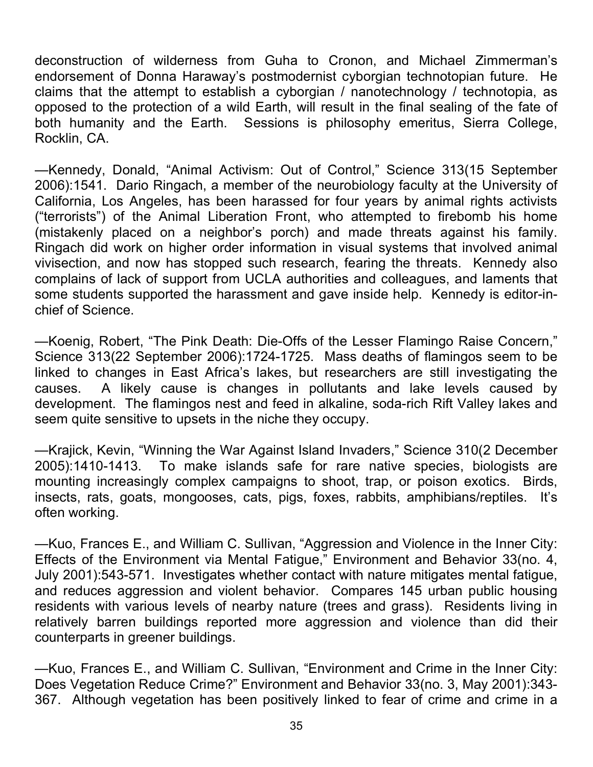deconstruction of wilderness from Guha to Cronon, and Michael Zimmerman's endorsement of Donna Haraway's postmodernist cyborgian technotopian future. He claims that the attempt to establish a cyborgian / nanotechnology / technotopia, as opposed to the protection of a wild Earth, will result in the final sealing of the fate of both humanity and the Earth. Sessions is philosophy emeritus, Sierra College, Rocklin, CA.

—Kennedy, Donald, "Animal Activism: Out of Control," Science 313(15 September 2006):1541. Dario Ringach, a member of the neurobiology faculty at the University of California, Los Angeles, has been harassed for four years by animal rights activists ("terrorists") of the Animal Liberation Front, who attempted to firebomb his home (mistakenly placed on a neighbor's porch) and made threats against his family. Ringach did work on higher order information in visual systems that involved animal vivisection, and now has stopped such research, fearing the threats. Kennedy also complains of lack of support from UCLA authorities and colleagues, and laments that some students supported the harassment and gave inside help. Kennedy is editor-in-chief of Science.

—Koenig, Robert, "The Pink Death: Die-Offs of the Lesser Flamingo Raise Concern," Science 313(22 September 2006):1724-1725. Mass deaths of flamingos seem to be linked to changes in East Africa's lakes, but researchers are still investigating the causes. A likely cause is changes in pollutants and lake levels caused by development. The flamingos nest and feed in alkaline, soda-rich Rift Valley lakes and seem quite sensitive to upsets in the niche they occupy.

—Krajick, Kevin, "Winning the War Against Island Invaders," Science 310(2 December 2005):1410-1413. To make islands safe for rare native species, biologists are mounting increasingly complex campaigns to shoot, trap, or poison exotics. Birds, insects, rats, goats, mongooses, cats, pigs, foxes, rabbits, amphibians/reptiles. It's often working.

—Kuo, Frances E., and William C. Sullivan, "Aggression and Violence in the Inner City: Effects of the Environment via Mental Fatigue," Environment and Behavior 33(no. 4, July 2001):543-571. Investigates whether contact with nature mitigates mental fatigue, and reduces aggression and violent behavior. Compares 145 urban public housing residents with various levels of nearby nature (trees and grass). Residents living in relatively barren buildings reported more aggression and violence than did their counterparts in greener buildings.

—Kuo, Frances E., and William C. Sullivan, "Environment and Crime in the Inner City: Does Vegetation Reduce Crime?" Environment and Behavior 33(no. 3, May 2001):343-367. Although vegetation has been positively linked to fear of crime and crime in a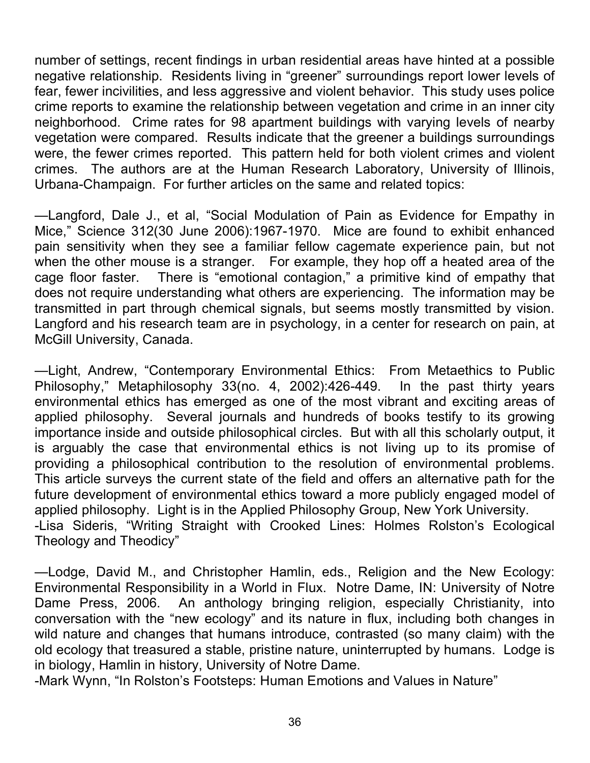number of settings, recent findings in urban residential areas have hinted at a possible negative relationship. Residents living in "greener" surroundings report lower levels of fear, fewer incivilities, and less aggressive and violent behavior. This study uses police crime reports to examine the relationship between vegetation and crime in an inner city neighborhood. Crime rates for 98 apartment buildings with varying levels of nearby vegetation were compared. Results indicate that the greener a buildings surroundings were, the fewer crimes reported. This pattern held for both violent crimes and violent crimes. The authors are at the Human Research Laboratory, University of Illinois, Urbana-Champaign. For further articles on the same and related topics:

—Langford, Dale J., et al, "Social Modulation of Pain as Evidence for Empathy in Mice," Science 312(30 June 2006):1967-1970. Mice are found to exhibit enhanced pain sensitivity when they see a familiar fellow cagemate experience pain, but not when the other mouse is a stranger. For example, they hop off a heated area of the cage floor faster. There is "emotional contagion," a primitive kind of empathy that does not require understanding what others are experiencing. The information may be transmitted in part through chemical signals, but seems mostly transmitted by vision. Langford and his research team are in psychology, in a center for research on pain, at McGill University, Canada.

—Light, Andrew, "Contemporary Environmental Ethics: From Metaethics to Public Philosophy," Metaphilosophy 33(no. 4, 2002):426-449. In the past thirty years environmental ethics has emerged as one of the most vibrant and exciting areas of applied philosophy. Several journals and hundreds of books testify to its growing importance inside and outside philosophical circles. But with all this scholarly output, it is arguably the case that environmental ethics is not living up to its promise of providing a philosophical contribution to the resolution of environmental problems. This article surveys the current state of the field and offers an alternative path for the future development of environmental ethics toward a more publicly engaged model of applied philosophy. Light is in the Applied Philosophy Group, New York University.
-Lisa Sideris, "Writing Straight with Crooked Lines: Holmes Rolston's Ecological Theology and Theodicy"

—Lodge, David M., and Christopher Hamlin, eds., Religion and the New Ecology: Environmental Responsibility in a World in Flux. Notre Dame, IN: University of Notre Dame Press, 2006. An anthology bringing religion, especially Christianity, into conversation with the "new ecology" and its nature in flux, including both changes in wild nature and changes that humans introduce, contrasted (so many claim) with the old ecology that treasured a stable, pristine nature, uninterrupted by humans. Lodge is in biology, Hamlin in history, University of Notre Dame.
-Mark Wynn, "In Rolston's Footsteps: Human Emotions and Values in Nature"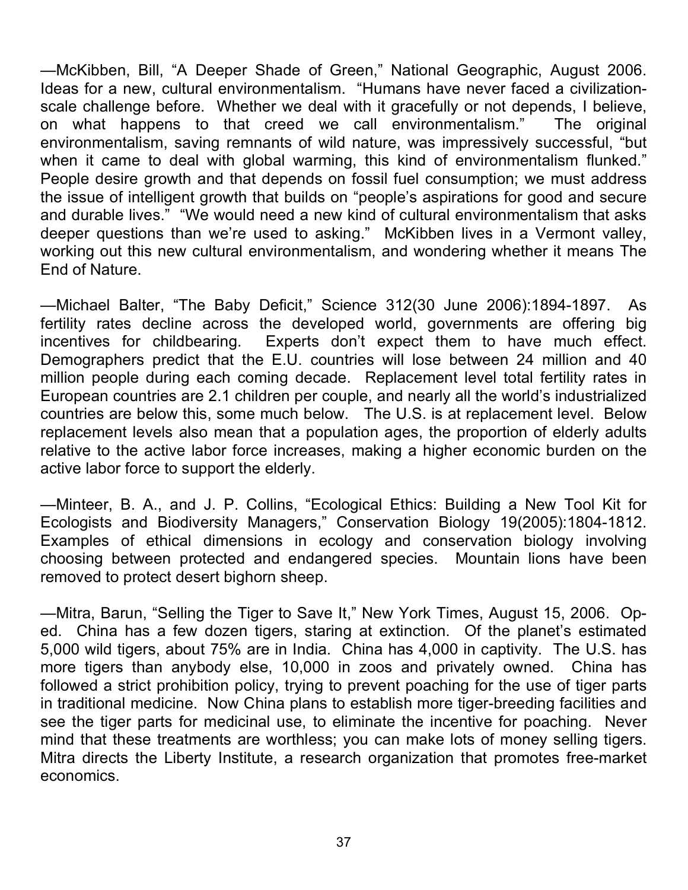—McKibben, Bill, "A Deeper Shade of Green," National Geographic, August 2006. Ideas for a new, cultural environmentalism. "Humans have never faced a civilization-scale challenge before. Whether we deal with it gracefully or not depends, I believe, on what happens to that creed we call environmentalism." The original environmentalism, saving remnants of wild nature, was impressively successful, "but when it came to deal with global warming, this kind of environmentalism flunked." People desire growth and that depends on fossil fuel consumption; we must address the issue of intelligent growth that builds on "people's aspirations for good and secure and durable lives." "We would need a new kind of cultural environmentalism that asks deeper questions than we're used to asking." McKibben lives in a Vermont valley, working out this new cultural environmentalism, and wondering whether it means The End of Nature.

—Michael Balter, "The Baby Deficit," Science 312(30 June 2006):1894-1897. As fertility rates decline across the developed world, governments are offering big incentives for childbearing. Experts don't expect them to have much effect. Demographers predict that the E.U. countries will lose between 24 million and 40 million people during each coming decade. Replacement level total fertility rates in European countries are 2.1 children per couple, and nearly all the world's industrialized countries are below this, some much below. The U.S. is at replacement level. Below replacement levels also mean that a population ages, the proportion of elderly adults relative to the active labor force increases, making a higher economic burden on the active labor force to support the elderly.

—Minteer, B. A., and J. P. Collins, "Ecological Ethics: Building a New Tool Kit for Ecologists and Biodiversity Managers," Conservation Biology 19(2005):1804-1812. Examples of ethical dimensions in ecology and conservation biology involving choosing between protected and endangered species. Mountain lions have been removed to protect desert bighorn sheep.

—Mitra, Barun, "Selling the Tiger to Save It," New York Times, August 15, 2006. Op-ed. China has a few dozen tigers, staring at extinction. Of the planet's estimated 5,000 wild tigers, about 75% are in India. China has 4,000 in captivity. The U.S. has more tigers than anybody else, 10,000 in zoos and privately owned. China has followed a strict prohibition policy, trying to prevent poaching for the use of tiger parts in traditional medicine. Now China plans to establish more tiger-breeding facilities and see the tiger parts for medicinal use, to eliminate the incentive for poaching. Never mind that these treatments are worthless; you can make lots of money selling tigers. Mitra directs the Liberty Institute, a research organization that promotes free-market economics.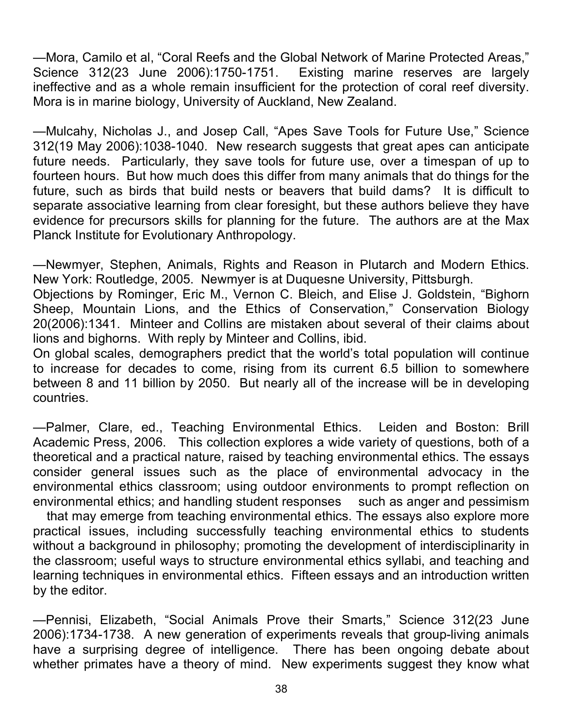—Mora, Camilo et al, "Coral Reefs and the Global Network of Marine Protected Areas," Science 312(23 June 2006):1750-1751. Existing marine reserves are largely ineffective and as a whole remain insufficient for the protection of coral reef diversity. Mora is in marine biology, University of Auckland, New Zealand.

—Mulcahy, Nicholas J., and Josep Call, "Apes Save Tools for Future Use," Science 312(19 May 2006):1038-1040. New research suggests that great apes can anticipate future needs. Particularly, they save tools for future use, over a timespan of up to fourteen hours. But how much does this differ from many animals that do things for the future, such as birds that build nests or beavers that build dams? It is difficult to separate associative learning from clear foresight, but these authors believe they have evidence for precursors skills for planning for the future. The authors are at the Max Planck Institute for Evolutionary Anthropology.

—Newmyer, Stephen, Animals, Rights and Reason in Plutarch and Modern Ethics. New York: Routledge, 2005. Newmyer is at Duquesne University, Pittsburgh.
Objections by Rominger, Eric M., Vernon C. Bleich, and Elise J. Goldstein, "Bighorn Sheep, Mountain Lions, and the Ethics of Conservation," Conservation Biology 20(2006):1341. Minteer and Collins are mistaken about several of their claims about lions and bighorns. With reply by Minteer and Collins, ibid.
On global scales, demographers predict that the world's total population will continue to increase for decades to come, rising from its current 6.5 billion to somewhere between 8 and 11 billion by 2050. But nearly all of the increase will be in developing countries.

—Palmer, Clare, ed., Teaching Environmental Ethics. Leiden and Boston: Brill Academic Press, 2006. This collection explores a wide variety of questions, both of a theoretical and a practical nature, raised by teaching environmental ethics. The essays consider general issues such as the place of environmental advocacy in the environmental ethics classroom; using outdoor environments to prompt reflection on environmental ethics; and handling student responses such as anger and pessimism that may emerge from teaching environmental ethics. The essays also explore more practical issues, including successfully teaching environmental ethics to students without a background in philosophy; promoting the development of interdisciplinarity in the classroom; useful ways to structure environmental ethics syllabi, and teaching and learning techniques in environmental ethics. Fifteen essays and an introduction written by the editor.

—Pennisi, Elizabeth, "Social Animals Prove their Smarts," Science 312(23 June 2006):1734-1738. A new generation of experiments reveals that group-living animals have a surprising degree of intelligence. There has been ongoing debate about whether primates have a theory of mind. New experiments suggest they know what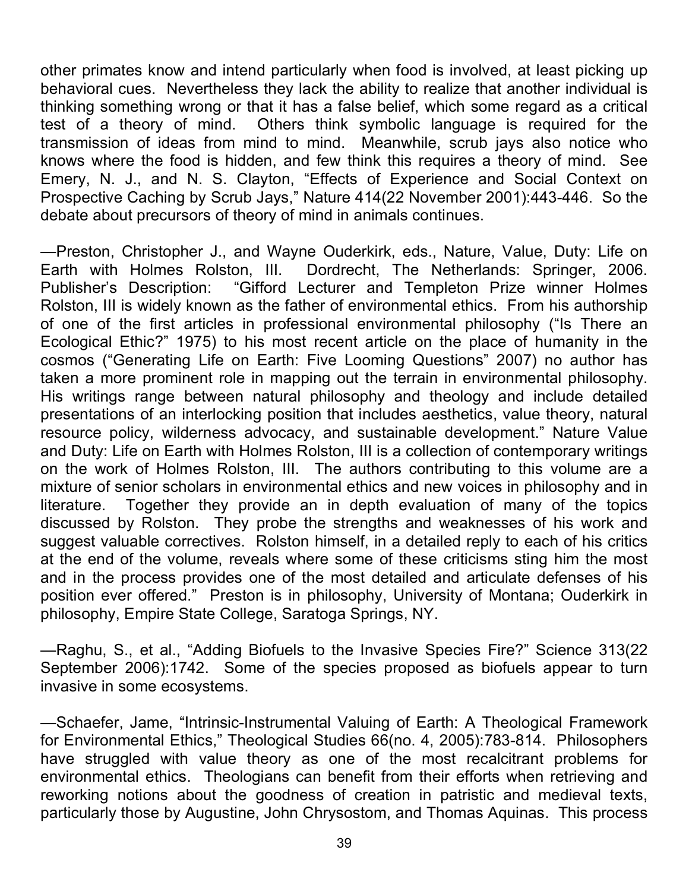other primates know and intend particularly when food is involved, at least picking up behavioral cues. Nevertheless they lack the ability to realize that another individual is thinking something wrong or that it has a false belief, which some regard as a critical test of a theory of mind. Others think symbolic language is required for the transmission of ideas from mind to mind. Meanwhile, scrub jays also notice who knows where the food is hidden, and few think this requires a theory of mind. See Emery, N. J., and N. S. Clayton, "Effects of Experience and Social Context on Prospective Caching by Scrub Jays," Nature 414(22 November 2001):443-446. So the debate about precursors of theory of mind in animals continues.

—Preston, Christopher J., and Wayne Ouderkirk, eds., Nature, Value, Duty: Life on Earth with Holmes Rolston, III. Dordrecht, The Netherlands: Springer, 2006. Publisher's Description: "Gifford Lecturer and Templeton Prize winner Holmes Rolston, III is widely known as the father of environmental ethics. From his authorship of one of the first articles in professional environmental philosophy ("Is There an Ecological Ethic?" 1975) to his most recent article on the place of humanity in the cosmos ("Generating Life on Earth: Five Looming Questions" 2007) no author has taken a more prominent role in mapping out the terrain in environmental philosophy. His writings range between natural philosophy and theology and include detailed presentations of an interlocking position that includes aesthetics, value theory, natural resource policy, wilderness advocacy, and sustainable development." Nature Value and Duty: Life on Earth with Holmes Rolston, III is a collection of contemporary writings on the work of Holmes Rolston, III. The authors contributing to this volume are a mixture of senior scholars in environmental ethics and new voices in philosophy and in literature. Together they provide an in depth evaluation of many of the topics discussed by Rolston. They probe the strengths and weaknesses of his work and suggest valuable correctives. Rolston himself, in a detailed reply to each of his critics at the end of the volume, reveals where some of these criticisms sting him the most and in the process provides one of the most detailed and articulate defenses of his position ever offered." Preston is in philosophy, University of Montana; Ouderkirk in philosophy, Empire State College, Saratoga Springs, NY.

—Raghu, S., et al., "Adding Biofuels to the Invasive Species Fire?" Science 313(22 September 2006):1742. Some of the species proposed as biofuels appear to turn invasive in some ecosystems.

—Schaefer, Jame, "Intrinsic-Instrumental Valuing of Earth: A Theological Framework for Environmental Ethics," Theological Studies 66(no. 4, 2005):783-814. Philosophers have struggled with value theory as one of the most recalcitrant problems for environmental ethics. Theologians can benefit from their efforts when retrieving and reworking notions about the goodness of creation in patristic and medieval texts, particularly those by Augustine, John Chrysostom, and Thomas Aquinas. This process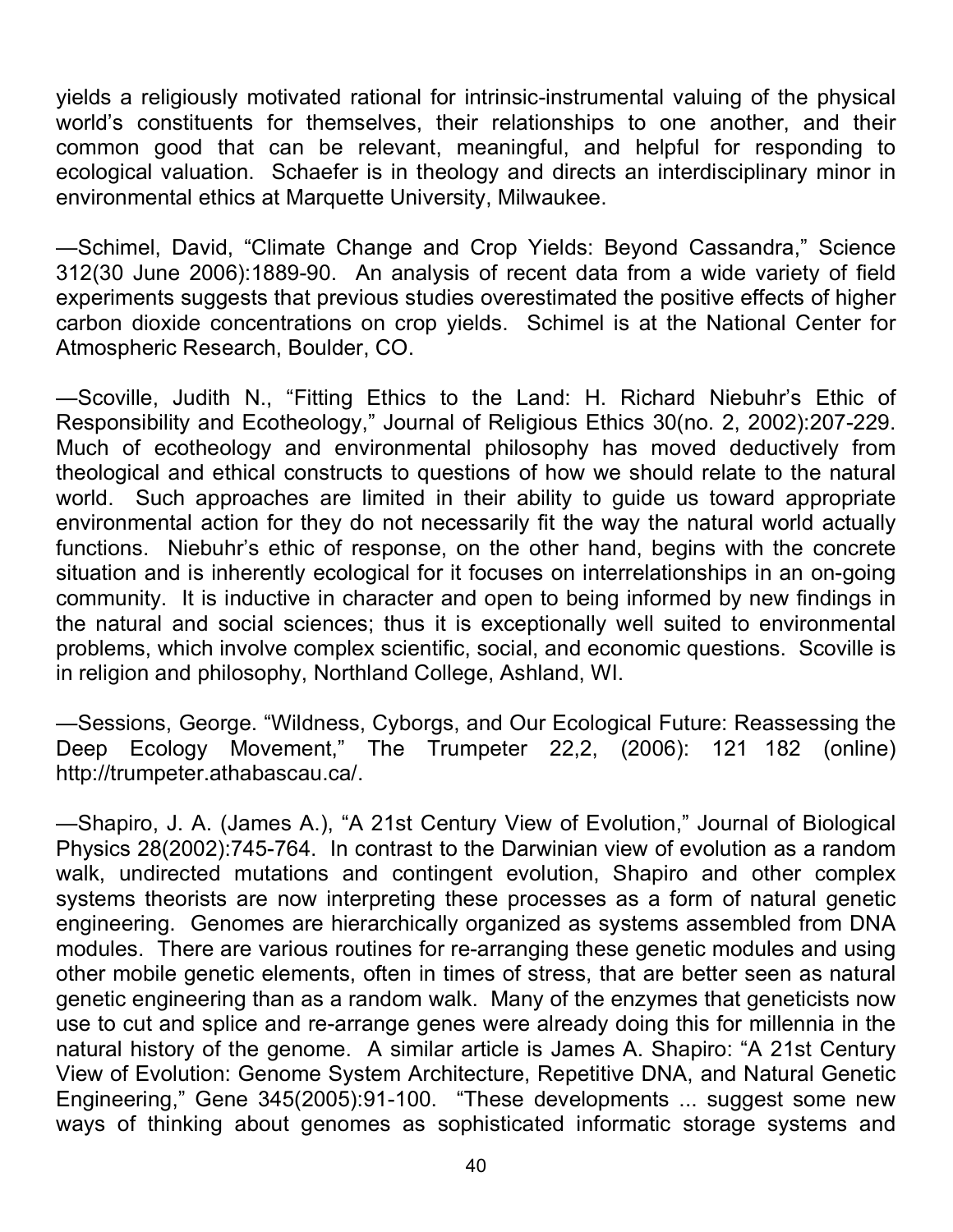yields a religiously motivated rational for intrinsic-instrumental valuing of the physical world's constituents for themselves, their relationships to one another, and their common good that can be relevant, meaningful, and helpful for responding to ecological valuation. Schaefer is in theology and directs an interdisciplinary minor in environmental ethics at Marquette University, Milwaukee.

—Schimel, David, "Climate Change and Crop Yields: Beyond Cassandra," Science 312(30 June 2006):1889-90. An analysis of recent data from a wide variety of field experiments suggests that previous studies overestimated the positive effects of higher carbon dioxide concentrations on crop yields. Schimel is at the National Center for Atmospheric Research, Boulder, CO.

—Scoville, Judith N., "Fitting Ethics to the Land: H. Richard Niebuhr's Ethic of Responsibility and Ecotheology," Journal of Religious Ethics 30(no. 2, 2002):207-229. Much of ecotheology and environmental philosophy has moved deductively from theological and ethical constructs to questions of how we should relate to the natural world. Such approaches are limited in their ability to guide us toward appropriate environmental action for they do not necessarily fit the way the natural world actually functions. Niebuhr's ethic of response, on the other hand, begins with the concrete situation and is inherently ecological for it focuses on interrelationships in an on-going community. It is inductive in character and open to being informed by new findings in the natural and social sciences; thus it is exceptionally well suited to environmental problems, which involve complex scientific, social, and economic questions. Scoville is in religion and philosophy, Northland College, Ashland, WI.

—Sessions, George. "Wildness, Cyborgs, and Our Ecological Future: Reassessing the Deep Ecology Movement," The Trumpeter 22,2, (2006): 121 182 (online) http://trumpeter.athabascau.ca/.

—Shapiro, J. A. (James A.), "A 21st Century View of Evolution," Journal of Biological Physics 28(2002):745-764. In contrast to the Darwinian view of evolution as a random walk, undirected mutations and contingent evolution, Shapiro and other complex systems theorists are now interpreting these processes as a form of natural genetic engineering. Genomes are hierarchically organized as systems assembled from DNA modules. There are various routines for re-arranging these genetic modules and using other mobile genetic elements, often in times of stress, that are better seen as natural genetic engineering than as a random walk. Many of the enzymes that geneticists now use to cut and splice and re-arrange genes were already doing this for millennia in the natural history of the genome. A similar article is James A. Shapiro: "A 21st Century View of Evolution: Genome System Architecture, Repetitive DNA, and Natural Genetic Engineering," Gene 345(2005):91-100. "These developments ... suggest some new ways of thinking about genomes as sophisticated informatic storage systems and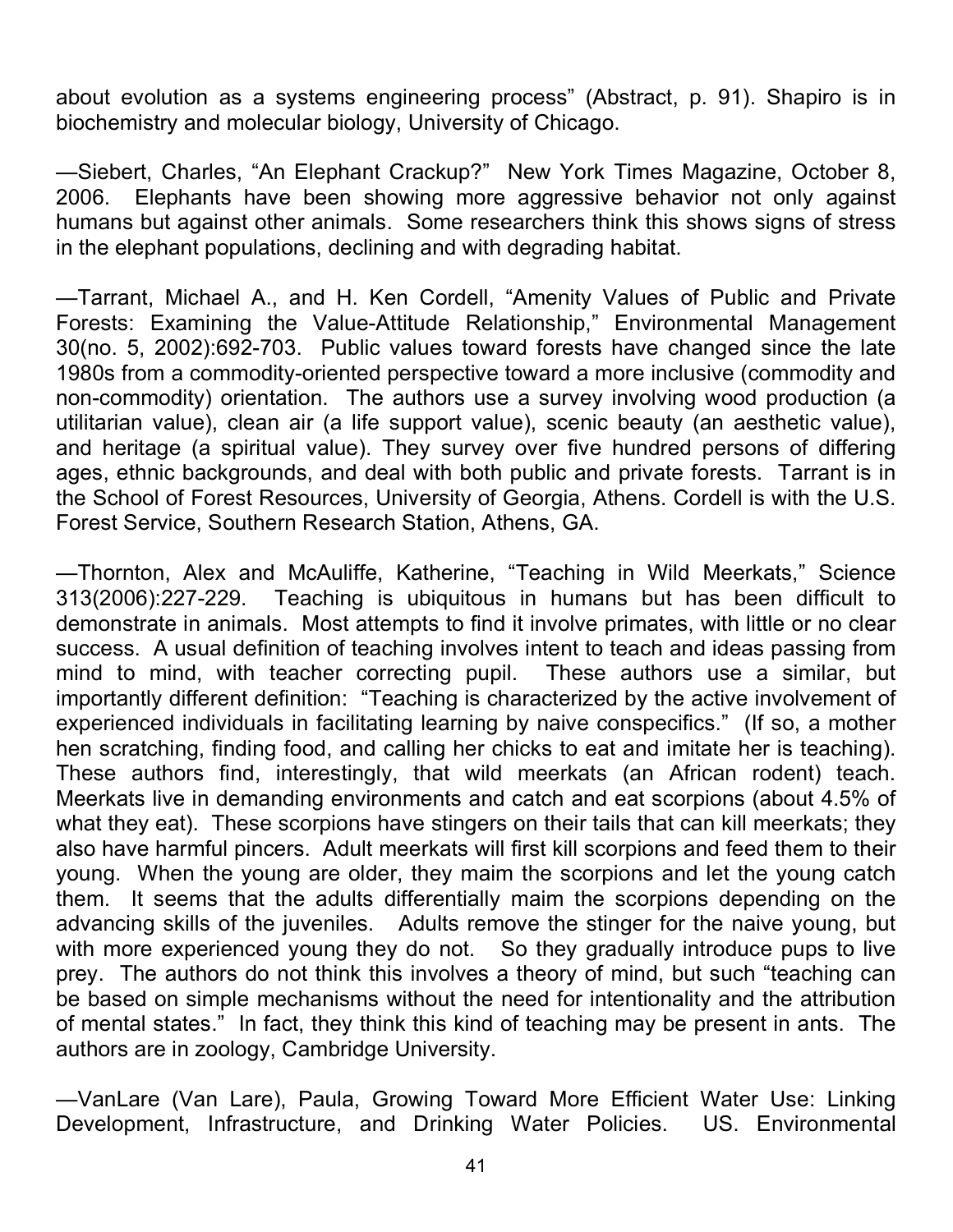about evolution as a systems engineering process" (Abstract, p. 91). Shapiro is in biochemistry and molecular biology, University of Chicago.

—Siebert, Charles, "An Elephant Crackup?" New York Times Magazine, October 8, 2006. Elephants have been showing more aggressive behavior not only against humans but against other animals. Some researchers think this shows signs of stress in the elephant populations, declining and with degrading habitat.

—Tarrant, Michael A., and H. Ken Cordell, "Amenity Values of Public and Private Forests: Examining the Value-Attitude Relationship," Environmental Management 30(no. 5, 2002):692-703. Public values toward forests have changed since the late 1980s from a commodity-oriented perspective toward a more inclusive (commodity and non-commodity) orientation. The authors use a survey involving wood production (a utilitarian value), clean air (a life support value), scenic beauty (an aesthetic value), and heritage (a spiritual value). They survey over five hundred persons of differing ages, ethnic backgrounds, and deal with both public and private forests. Tarrant is in the School of Forest Resources, University of Georgia, Athens. Cordell is with the U.S. Forest Service, Southern Research Station, Athens, GA.

—Thornton, Alex and McAuliffe, Katherine, "Teaching in Wild Meerkats," Science 313(2006):227-229. Teaching is ubiquitous in humans but has been difficult to demonstrate in animals. Most attempts to find it involve primates, with little or no clear success. A usual definition of teaching involves intent to teach and ideas passing from mind to mind, with teacher correcting pupil. These authors use a similar, but importantly different definition: "Teaching is characterized by the active involvement of experienced individuals in facilitating learning by naive conspecifics." (If so, a mother hen scratching, finding food, and calling her chicks to eat and imitate her is teaching). These authors find, interestingly, that wild meerkats (an African rodent) teach. Meerkats live in demanding environments and catch and eat scorpions (about 4.5% of what they eat). These scorpions have stingers on their tails that can kill meerkats; they also have harmful pincers. Adult meerkats will first kill scorpions and feed them to their young. When the young are older, they maim the scorpions and let the young catch them. It seems that the adults differentially maim the scorpions depending on the advancing skills of the juveniles. Adults remove the stinger for the naive young, but with more experienced young they do not. So they gradually introduce pups to live prey. The authors do not think this involves a theory of mind, but such "teaching can be based on simple mechanisms without the need for intentionality and the attribution of mental states." In fact, they think this kind of teaching may be present in ants. The authors are in zoology, Cambridge University.

—VanLare (Van Lare), Paula, Growing Toward More Efficient Water Use: Linking Development, Infrastructure, and Drinking Water Policies. US. Environmental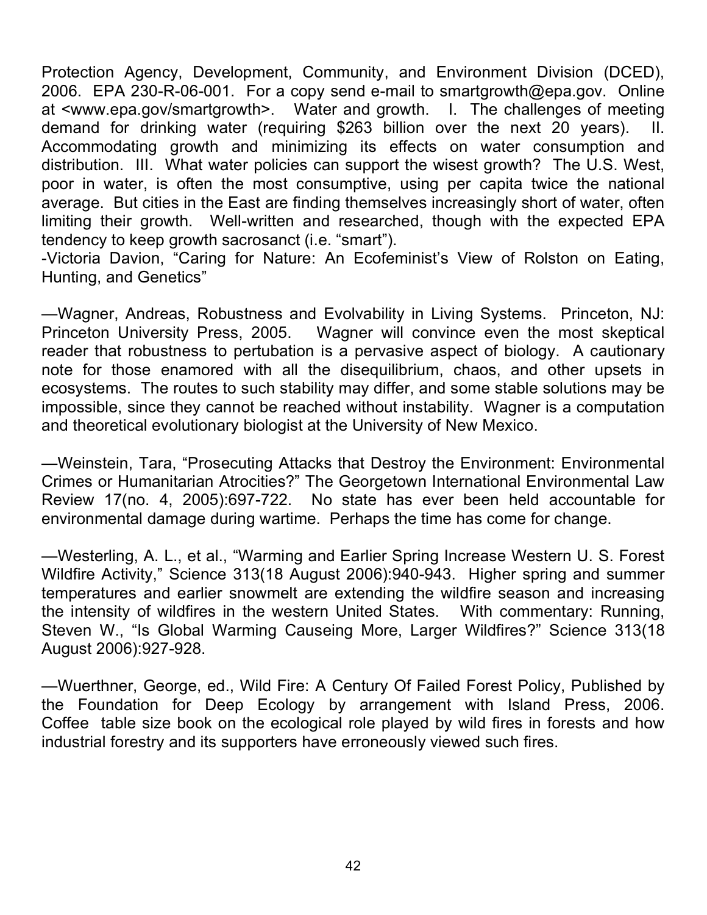Protection Agency, Development, Community, and Environment Division (DCED), 2006. EPA 230-R-06-001. For a copy send e-mail to smartgrowth@epa.gov. Online at <www.epa.gov/smartgrowth>. Water and growth. I. The challenges of meeting demand for drinking water (requiring $263 billion over the next 20 years). II. Accommodating growth and minimizing its effects on water consumption and distribution. III. What water policies can support the wisest growth? The U.S. West, poor in water, is often the most consumptive, using per capita twice the national average. But cities in the East are finding themselves increasingly short of water, often limiting their growth. Well-written and researched, though with the expected EPA tendency to keep growth sacrosanct (i.e. "smart").
-Victoria Davion, "Caring for Nature: An Ecofeminist's View of Rolston on Eating, Hunting, and Genetics"

—Wagner, Andreas, Robustness and Evolvability in Living Systems. Princeton, NJ: Princeton University Press, 2005. Wagner will convince even the most skeptical reader that robustness to pertubation is a pervasive aspect of biology. A cautionary note for those enamored with all the disequilibrium, chaos, and other upsets in ecosystems. The routes to such stability may differ, and some stable solutions may be impossible, since they cannot be reached without instability. Wagner is a computation and theoretical evolutionary biologist at the University of New Mexico.

—Weinstein, Tara, "Prosecuting Attacks that Destroy the Environment: Environmental Crimes or Humanitarian Atrocities?" The Georgetown International Environmental Law Review 17(no. 4, 2005):697-722. No state has ever been held accountable for environmental damage during wartime. Perhaps the time has come for change.

—Westerling, A. L., et al., "Warming and Earlier Spring Increase Western U. S. Forest Wildfire Activity," Science 313(18 August 2006):940-943. Higher spring and summer temperatures and earlier snowmelt are extending the wildfire season and increasing the intensity of wildfires in the western United States. With commentary: Running, Steven W., "Is Global Warming Causeing More, Larger Wildfires?" Science 313(18 August 2006):927-928.

—Wuerthner, George, ed., Wild Fire: A Century Of Failed Forest Policy, Published by the Foundation for Deep Ecology by arrangement with Island Press, 2006. Coffee table size book on the ecological role played by wild fires in forests and how industrial forestry and its supporters have erroneously viewed such fires.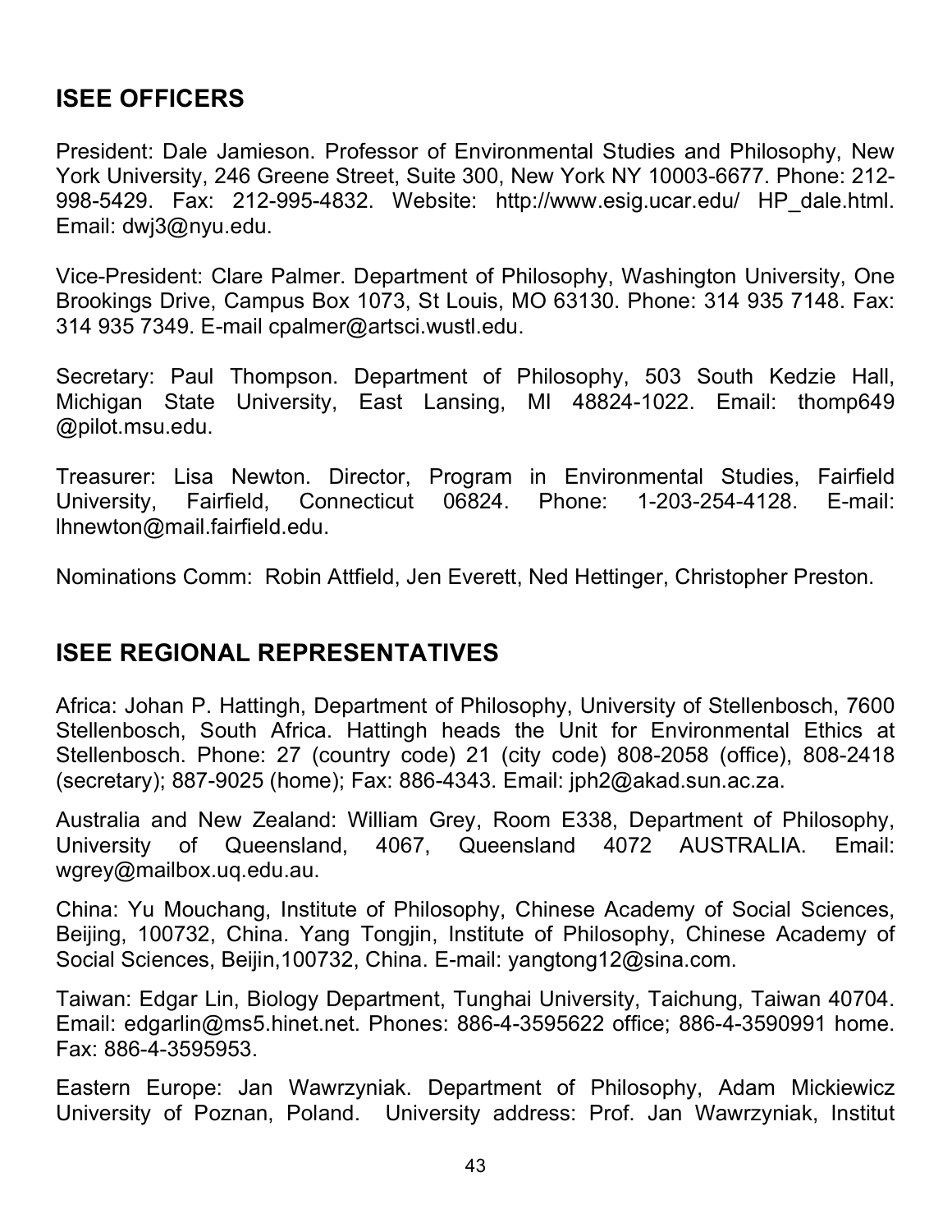## ISEE OFFICERS

President: Dale Jamieson. Professor of Environmental Studies and Philosophy, New York University, 246 Greene Street, Suite 300, New York NY 10003-6677. Phone: 212-998-5429. Fax: 212-995-4832. Website: http://www.esig.ucar.edu/ HP_dale.html. Email: dwj3@nyu.edu.

Vice-President: Clare Palmer. Department of Philosophy, Washington University, One Brookings Drive, Campus Box 1073, St Louis, MO 63130. Phone: 314 935 7148. Fax: 314 935 7349. E-mail cpalmer@artsci.wustl.edu.

Secretary: Paul Thompson. Department of Philosophy, 503 South Kedzie Hall, Michigan State University, East Lansing, MI 48824-1022. Email: thomp649 @pilot.msu.edu.

Treasurer: Lisa Newton. Director, Program in Environmental Studies, Fairfield University, Fairfield, Connecticut 06824. Phone: 1-203-254-4128. E-mail: lhnewton@mail.fairfield.edu.

Nominations Comm: Robin Attfield, Jen Everett, Ned Hettinger, Christopher Preston.

## ISEE REGIONAL REPRESENTATIVES

Africa: Johan P. Hattingh, Department of Philosophy, University of Stellenbosch, 7600 Stellenbosch, South Africa. Hattingh heads the Unit for Environmental Ethics at Stellenbosch. Phone: 27 (country code) 21 (city code) 808-2058 (office), 808-2418 (secretary); 887-9025 (home); Fax: 886-4343. Email: jph2@akad.sun.ac.za.

Australia and New Zealand: William Grey, Room E338, Department of Philosophy, University of Queensland, 4067, Queensland 4072 AUSTRALIA. Email: wgrey@mailbox.uq.edu.au.

China: Yu Mouchang, Institute of Philosophy, Chinese Academy of Social Sciences, Beijing, 100732, China. Yang Tongjin, Institute of Philosophy, Chinese Academy of Social Sciences, Beijin,100732, China. E-mail: yangtong12@sina.com.

Taiwan: Edgar Lin, Biology Department, Tunghai University, Taichung, Taiwan 40704. Email: edgarlin@ms5.hinet.net. Phones: 886-4-3595622 office; 886-4-3590991 home. Fax: 886-4-3595953.

Eastern Europe: Jan Wawrzyniak. Department of Philosophy, Adam Mickiewicz University of Poznan, Poland. University address: Prof. Jan Wawrzyniak, Institut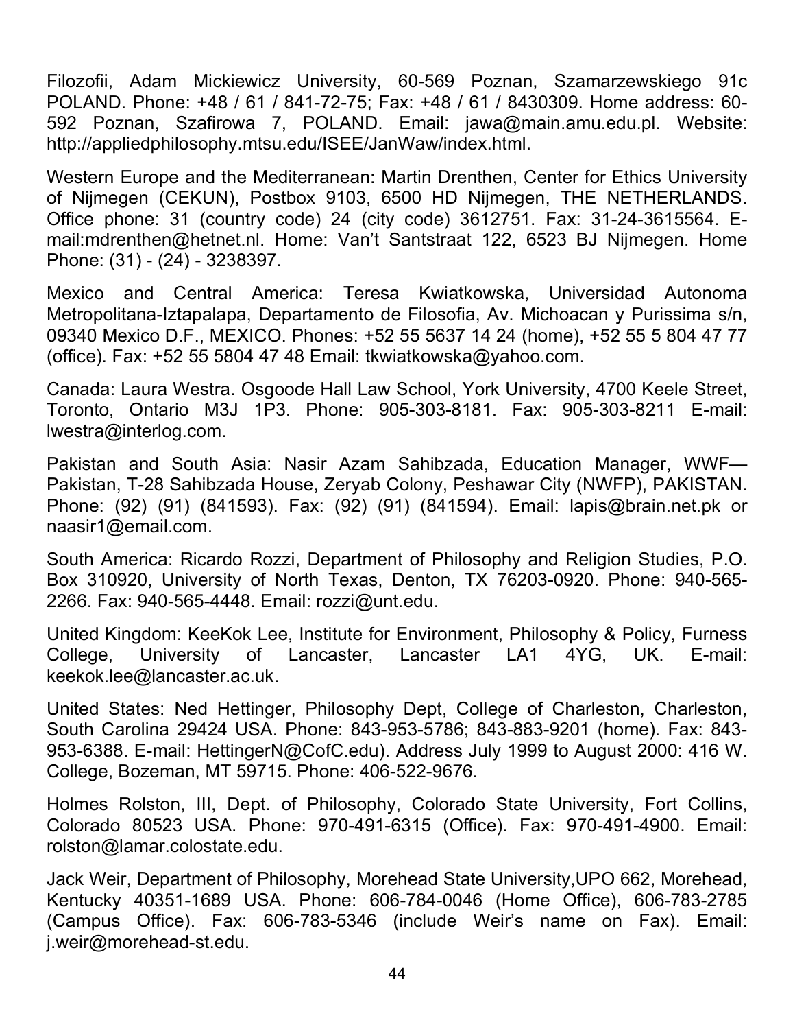Filozofii, Adam Mickiewicz University, 60-569 Poznan, Szamarzewskiego 91c POLAND. Phone: +48 / 61 / 841-72-75; Fax: +48 / 61 / 8430309. Home address: 60-592 Poznan, Szafirowa 7, POLAND. Email: jawa@main.amu.edu.pl. Website: http://appliedphilosophy.mtsu.edu/ISEE/JanWaw/index.html.

Western Europe and the Mediterranean: Martin Drenthen, Center for Ethics University of Nijmegen (CEKUN), Postbox 9103, 6500 HD Nijmegen, THE NETHERLANDS. Office phone: 31 (country code) 24 (city code) 3612751. Fax: 31-24-3615564. E-mail:mdrenthen@hetnet.nl. Home: Van't Santstraat 122, 6523 BJ Nijmegen. Home Phone: (31) - (24) - 3238397.

Mexico and Central America: Teresa Kwiatkowska, Universidad Autonoma Metropolitana-Iztapalapa, Departamento de Filosofia, Av. Michoacan y Purissima s/n, 09340 Mexico D.F., MEXICO. Phones: +52 55 5637 14 24 (home), +52 55 5 804 47 77 (office). Fax: +52 55 5804 47 48 Email: tkwiatkowska@yahoo.com.

Canada: Laura Westra. Osgoode Hall Law School, York University, 4700 Keele Street, Toronto, Ontario M3J 1P3. Phone: 905-303-8181. Fax: 905-303-8211 E-mail: lwestra@interlog.com.

Pakistan and South Asia: Nasir Azam Sahibzada, Education Manager, WWF—Pakistan, T-28 Sahibzada House, Zeryab Colony, Peshawar City (NWFP), PAKISTAN. Phone: (92) (91) (841593). Fax: (92) (91) (841594). Email: lapis@brain.net.pk or naasir1@email.com.

South America: Ricardo Rozzi, Department of Philosophy and Religion Studies, P.O. Box 310920, University of North Texas, Denton, TX 76203-0920. Phone: 940-565-2266. Fax: 940-565-4448. Email: rozzi@unt.edu.

United Kingdom: KeeKok Lee, Institute for Environment, Philosophy & Policy, Furness College, University of Lancaster, Lancaster LA1 4YG, UK. E-mail: keekok.lee@lancaster.ac.uk.

United States: Ned Hettinger, Philosophy Dept, College of Charleston, Charleston, South Carolina 29424 USA. Phone: 843-953-5786; 843-883-9201 (home). Fax: 843-953-6388. E-mail: HettingerN@CofC.edu). Address July 1999 to August 2000: 416 W. College, Bozeman, MT 59715. Phone: 406-522-9676.

Holmes Rolston, III, Dept. of Philosophy, Colorado State University, Fort Collins, Colorado 80523 USA. Phone: 970-491-6315 (Office). Fax: 970-491-4900. Email: rolston@lamar.colostate.edu.

Jack Weir, Department of Philosophy, Morehead State University,UPO 662, Morehead, Kentucky 40351-1689 USA. Phone: 606-784-0046 (Home Office), 606-783-2785 (Campus Office). Fax: 606-783-5346 (include Weir's name on Fax). Email: j.weir@morehead-st.edu.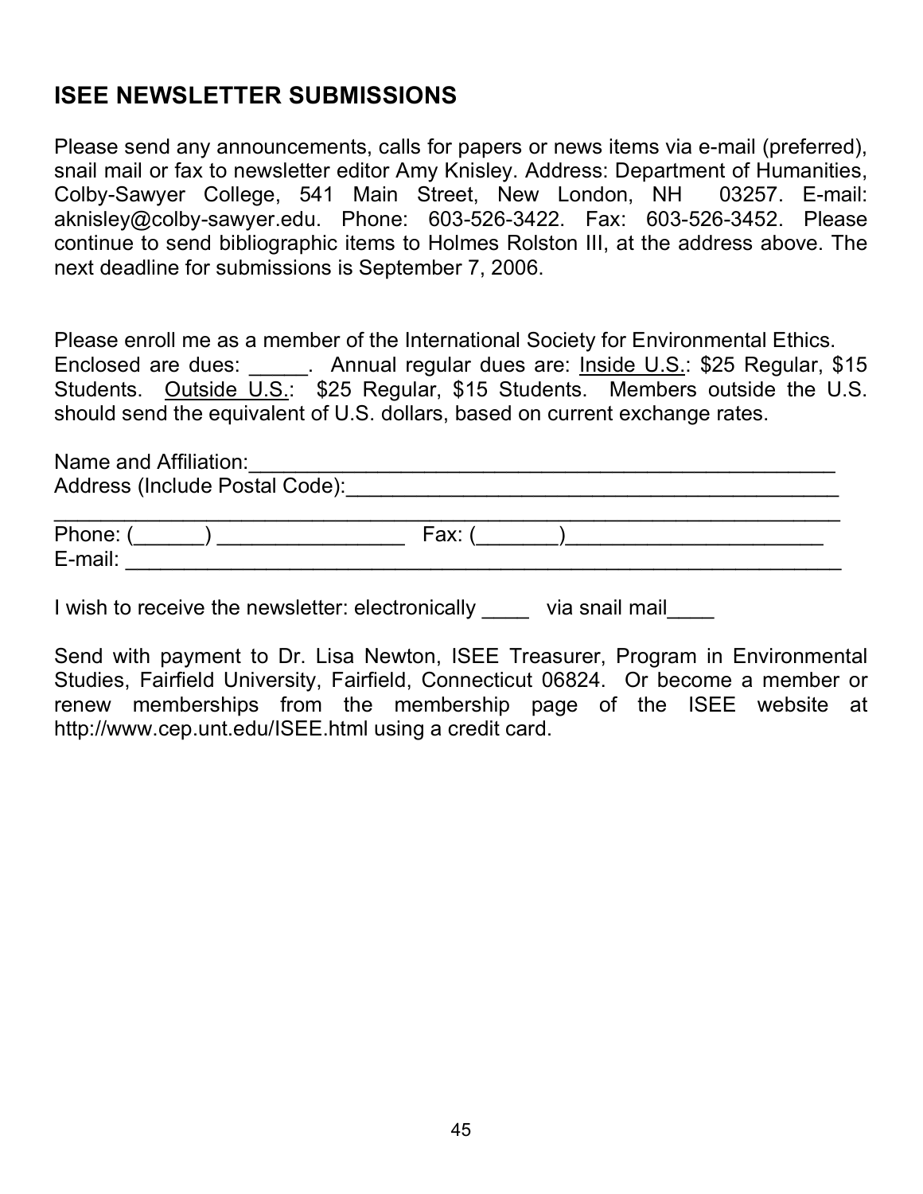## ISEE NEWSLETTER SUBMISSIONS

Please send any announcements, calls for papers or news items via e-mail (preferred), snail mail or fax to newsletter editor Amy Knisley. Address: Department of Humanities, Colby-Sawyer College, 541 Main Street, New London, NH 03257. E-mail: aknisley@colby-sawyer.edu. Phone: 603-526-3422. Fax: 603-526-3452. Please continue to send bibliographic items to Holmes Rolston III, at the address above. The next deadline for submissions is September 7, 2006.

Please enroll me as a member of the International Society for Environmental Ethics. Enclosed are dues: _____. Annual regular dues are: <u>Inside U.S.</u>: $25 Regular, $15 Students. <u>Outside U.S.</u>: $25 Regular, $15 Students. Members outside the U.S. should send the equivalent of U.S. dollars, based on current exchange rates.

Name and Affiliation:____________________________________________________

Address (Include Postal Code):_____________________________________________

_____________________________________________________________________

Phone: (______) ________________ Fax: (_______)______________________

E-mail: _______________________________________________________________

I wish to receive the newsletter: electronically ____ via snail mail____

Send with payment to Dr. Lisa Newton, ISEE Treasurer, Program in Environmental Studies, Fairfield University, Fairfield, Connecticut 06824. Or become a member or renew memberships from the membership page of the ISEE website at http://www.cep.unt.edu/ISEE.html using a credit card.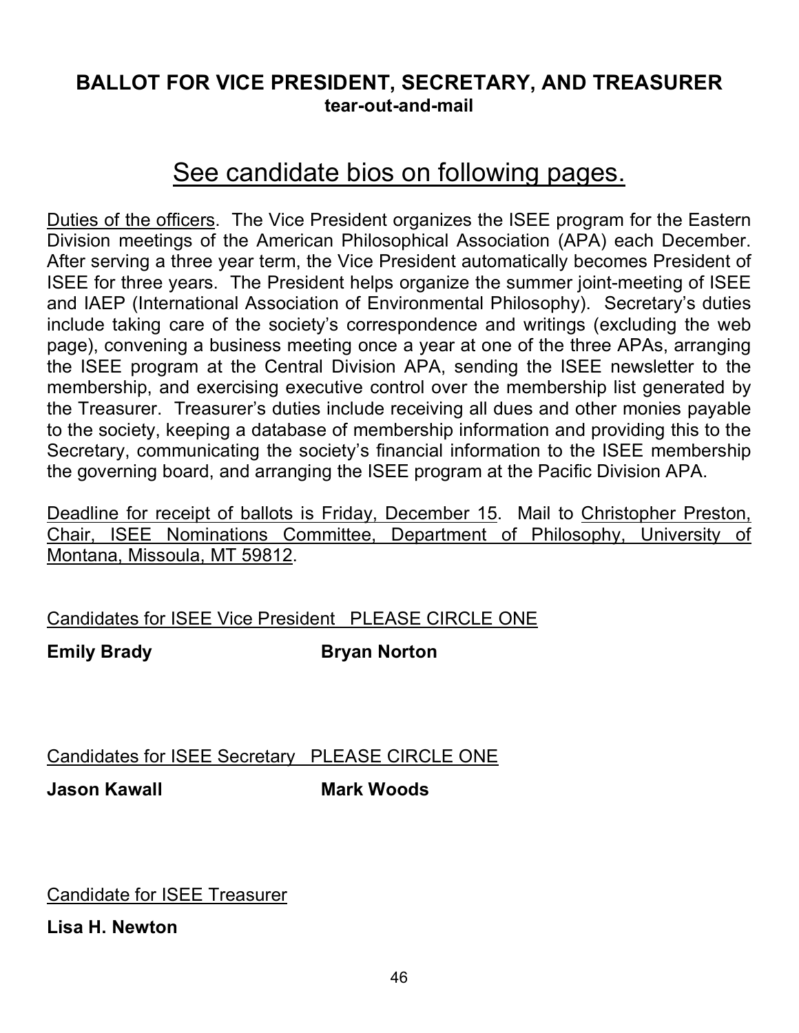## BALLOT FOR VICE PRESIDENT, SECRETARY, AND TREASURER

**tear-out-and-mail**

# See candidate bios on following pages.

Duties of the officers. The Vice President organizes the ISEE program for the Eastern Division meetings of the American Philosophical Association (APA) each December. After serving a three year term, the Vice President automatically becomes President of ISEE for three years. The President helps organize the summer joint-meeting of ISEE and IAEP (International Association of Environmental Philosophy). Secretary's duties include taking care of the society's correspondence and writings (excluding the web page), convening a business meeting once a year at one of the three APAs, arranging the ISEE program at the Central Division APA, sending the ISEE newsletter to the membership, and exercising executive control over the membership list generated by the Treasurer. Treasurer's duties include receiving all dues and other monies payable to the society, keeping a database of membership information and providing this to the Secretary, communicating the society's financial information to the ISEE membership the governing board, and arranging the ISEE program at the Pacific Division APA.

Deadline for receipt of ballots is Friday, December 15. Mail to Christopher Preston, Chair, ISEE Nominations Committee, Department of Philosophy, University of Montana, Missoula, MT 59812.

Candidates for ISEE Vice President PLEASE CIRCLE ONE

**Emily Brady** **Bryan Norton**

Candidates for ISEE Secretary PLEASE CIRCLE ONE

**Jason Kawall** **Mark Woods**

Candidate for ISEE Treasurer

**Lisa H. Newton**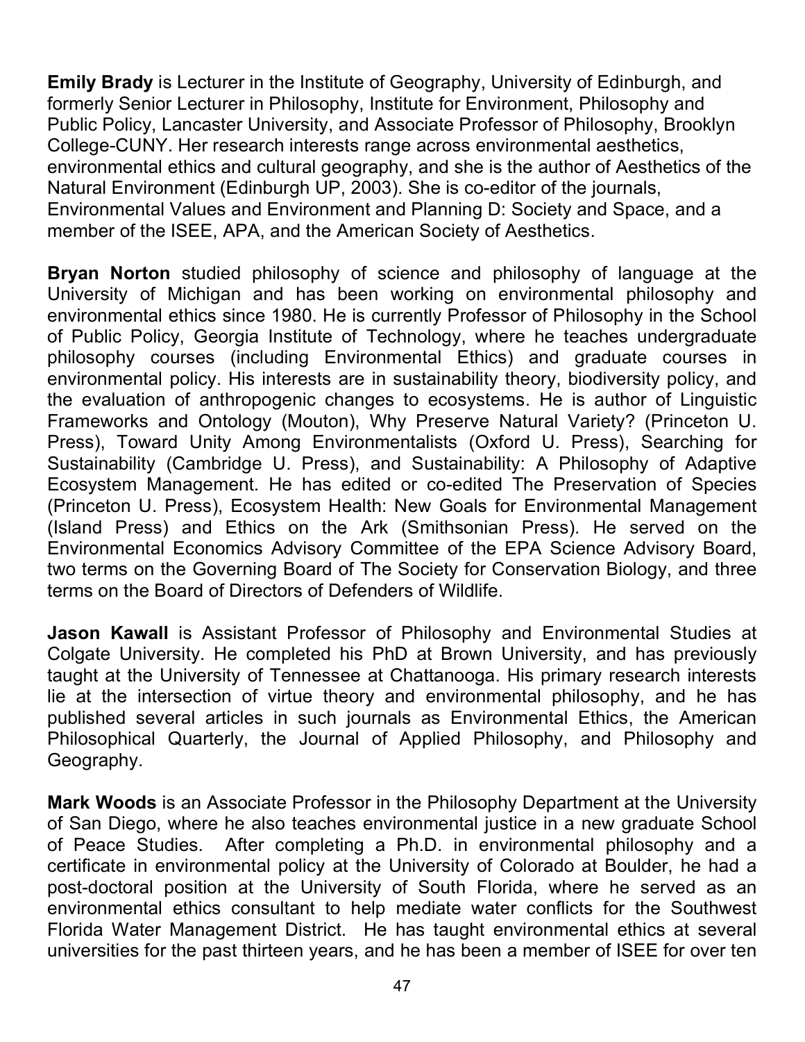**Emily Brady** is Lecturer in the Institute of Geography, University of Edinburgh, and formerly Senior Lecturer in Philosophy, Institute for Environment, Philosophy and Public Policy, Lancaster University, and Associate Professor of Philosophy, Brooklyn College-CUNY. Her research interests range across environmental aesthetics, environmental ethics and cultural geography, and she is the author of Aesthetics of the Natural Environment (Edinburgh UP, 2003). She is co-editor of the journals, Environmental Values and Environment and Planning D: Society and Space, and a member of the ISEE, APA, and the American Society of Aesthetics.

**Bryan Norton** studied philosophy of science and philosophy of language at the University of Michigan and has been working on environmental philosophy and environmental ethics since 1980. He is currently Professor of Philosophy in the School of Public Policy, Georgia Institute of Technology, where he teaches undergraduate philosophy courses (including Environmental Ethics) and graduate courses in environmental policy. His interests are in sustainability theory, biodiversity policy, and the evaluation of anthropogenic changes to ecosystems. He is author of Linguistic Frameworks and Ontology (Mouton), Why Preserve Natural Variety? (Princeton U. Press), Toward Unity Among Environmentalists (Oxford U. Press), Searching for Sustainability (Cambridge U. Press), and Sustainability: A Philosophy of Adaptive Ecosystem Management. He has edited or co-edited The Preservation of Species (Princeton U. Press), Ecosystem Health: New Goals for Environmental Management (Island Press) and Ethics on the Ark (Smithsonian Press). He served on the Environmental Economics Advisory Committee of the EPA Science Advisory Board, two terms on the Governing Board of The Society for Conservation Biology, and three terms on the Board of Directors of Defenders of Wildlife.

**Jason Kawall** is Assistant Professor of Philosophy and Environmental Studies at Colgate University. He completed his PhD at Brown University, and has previously taught at the University of Tennessee at Chattanooga. His primary research interests lie at the intersection of virtue theory and environmental philosophy, and he has published several articles in such journals as Environmental Ethics, the American Philosophical Quarterly, the Journal of Applied Philosophy, and Philosophy and Geography.

**Mark Woods** is an Associate Professor in the Philosophy Department at the University of San Diego, where he also teaches environmental justice in a new graduate School of Peace Studies. After completing a Ph.D. in environmental philosophy and a certificate in environmental policy at the University of Colorado at Boulder, he had a post-doctoral position at the University of South Florida, where he served as an environmental ethics consultant to help mediate water conflicts for the Southwest Florida Water Management District. He has taught environmental ethics at several universities for the past thirteen years, and he has been a member of ISEE for over ten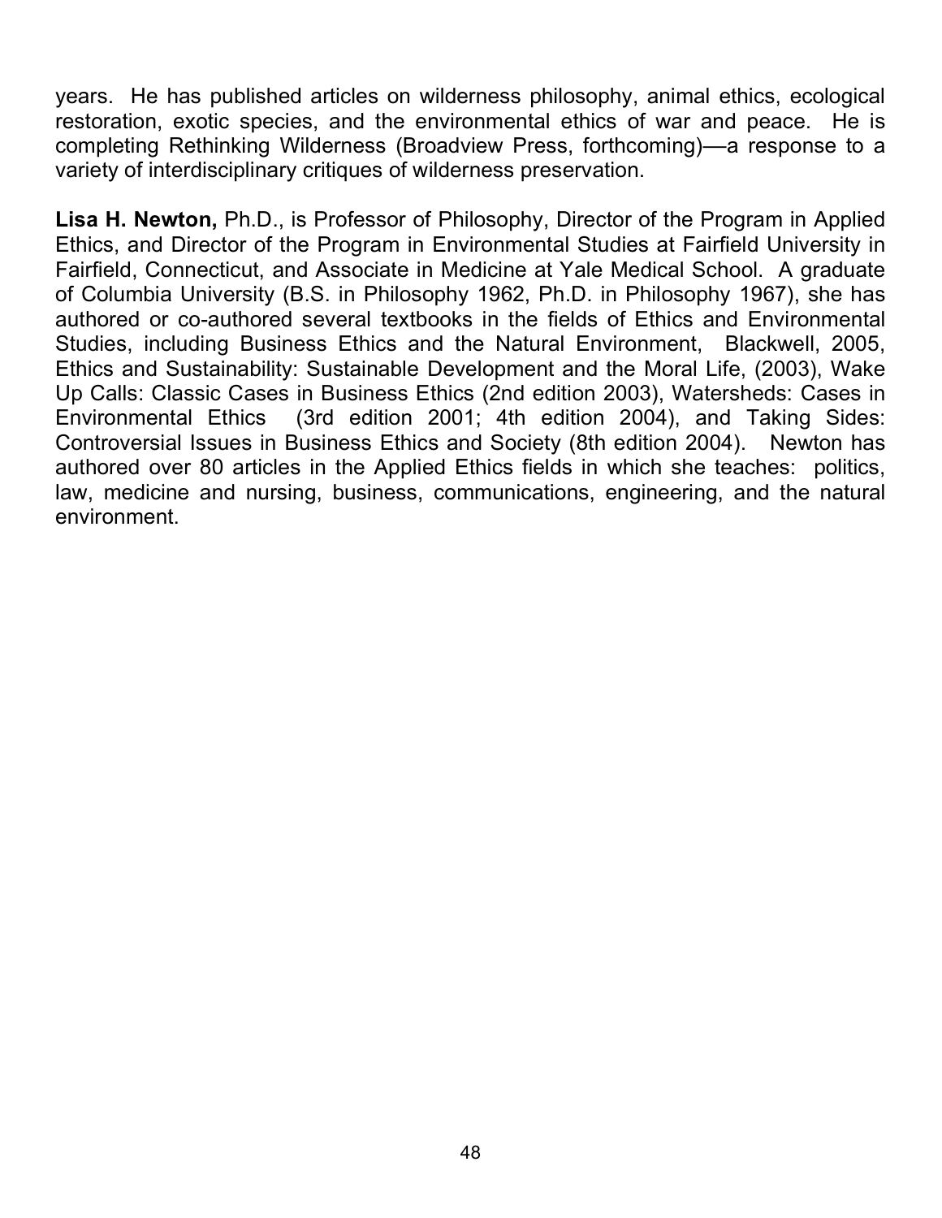years. He has published articles on wilderness philosophy, animal ethics, ecological restoration, exotic species, and the environmental ethics of war and peace. He is completing Rethinking Wilderness (Broadview Press, forthcoming)—a response to a variety of interdisciplinary critiques of wilderness preservation.

**Lisa H. Newton,** Ph.D., is Professor of Philosophy, Director of the Program in Applied Ethics, and Director of the Program in Environmental Studies at Fairfield University in Fairfield, Connecticut, and Associate in Medicine at Yale Medical School. A graduate of Columbia University (B.S. in Philosophy 1962, Ph.D. in Philosophy 1967), she has authored or co-authored several textbooks in the fields of Ethics and Environmental Studies, including Business Ethics and the Natural Environment, Blackwell, 2005, Ethics and Sustainability: Sustainable Development and the Moral Life, (2003), Wake Up Calls: Classic Cases in Business Ethics (2nd edition 2003), Watersheds: Cases in Environmental Ethics (3rd edition 2001; 4th edition 2004), and Taking Sides: Controversial Issues in Business Ethics and Society (8th edition 2004). Newton has authored over 80 articles in the Applied Ethics fields in which she teaches: politics, law, medicine and nursing, business, communications, engineering, and the natural environment.